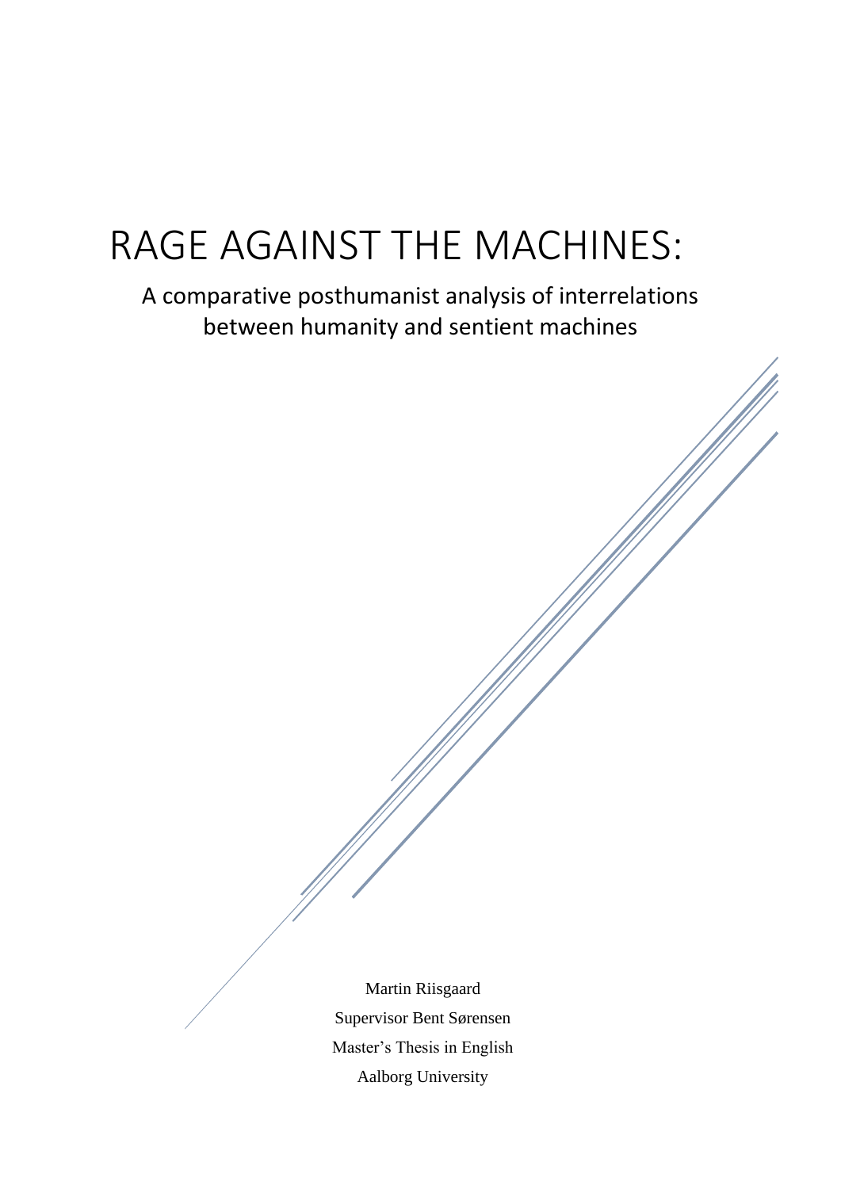# RAGE AGAINST THE MACHINES:

## A comparative posthumanist analysis of interrelations between humanity and sentient machines

Martin Riisgaard

Supervisor Bent Sørensen

Master's Thesis in English

Aalborg University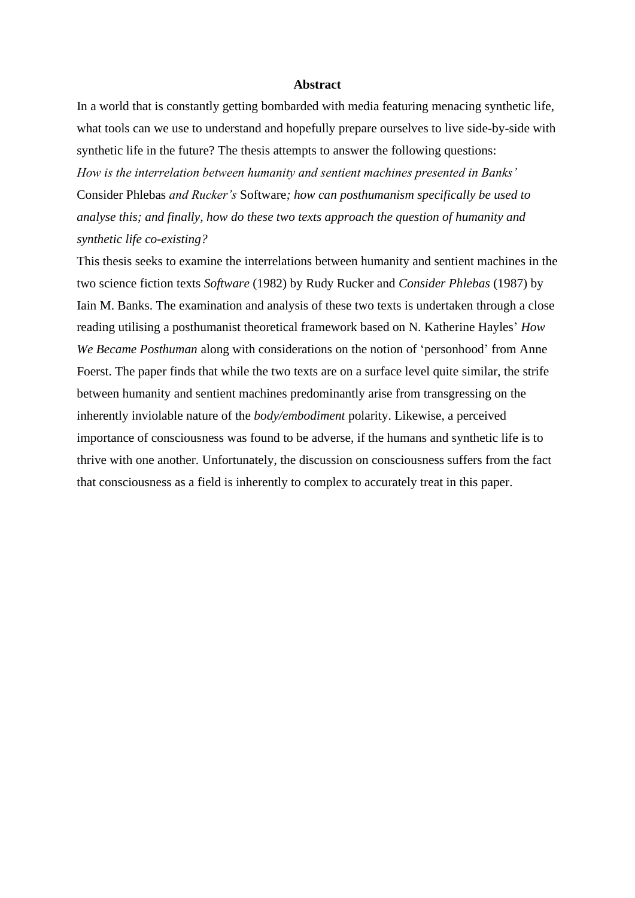# Abstract

In a world that is constantly getting bombarded with media featuring menacing synthetic life, what tools can we use to understand and hopefully prepare ourselves to live side-by-side with synthetic life in the future? The thesis attempts to answer the following questions:
*How is the interrelation between humanity and sentient machines presented in Banks'* Consider Phlebas *and Rucker's* Software*; how can posthumanism specifically be used to analyse this; and finally, how do these two texts approach the question of humanity and synthetic life co-existing?*

This thesis seeks to examine the interrelations between humanity and sentient machines in the two science fiction texts *Software* (1982) by Rudy Rucker and *Consider Phlebas* (1987) by Iain M. Banks. The examination and analysis of these two texts is undertaken through a close reading utilising a posthumanist theoretical framework based on N. Katherine Hayles' *How We Became Posthuman* along with considerations on the notion of 'personhood' from Anne Foerst. The paper finds that while the two texts are on a surface level quite similar, the strife between humanity and sentient machines predominantly arise from transgressing on the inherently inviolable nature of the *body/embodiment* polarity. Likewise, a perceived importance of consciousness was found to be adverse, if the humans and synthetic life is to thrive with one another. Unfortunately, the discussion on consciousness suffers from the fact that consciousness as a field is inherently to complex to accurately treat in this paper.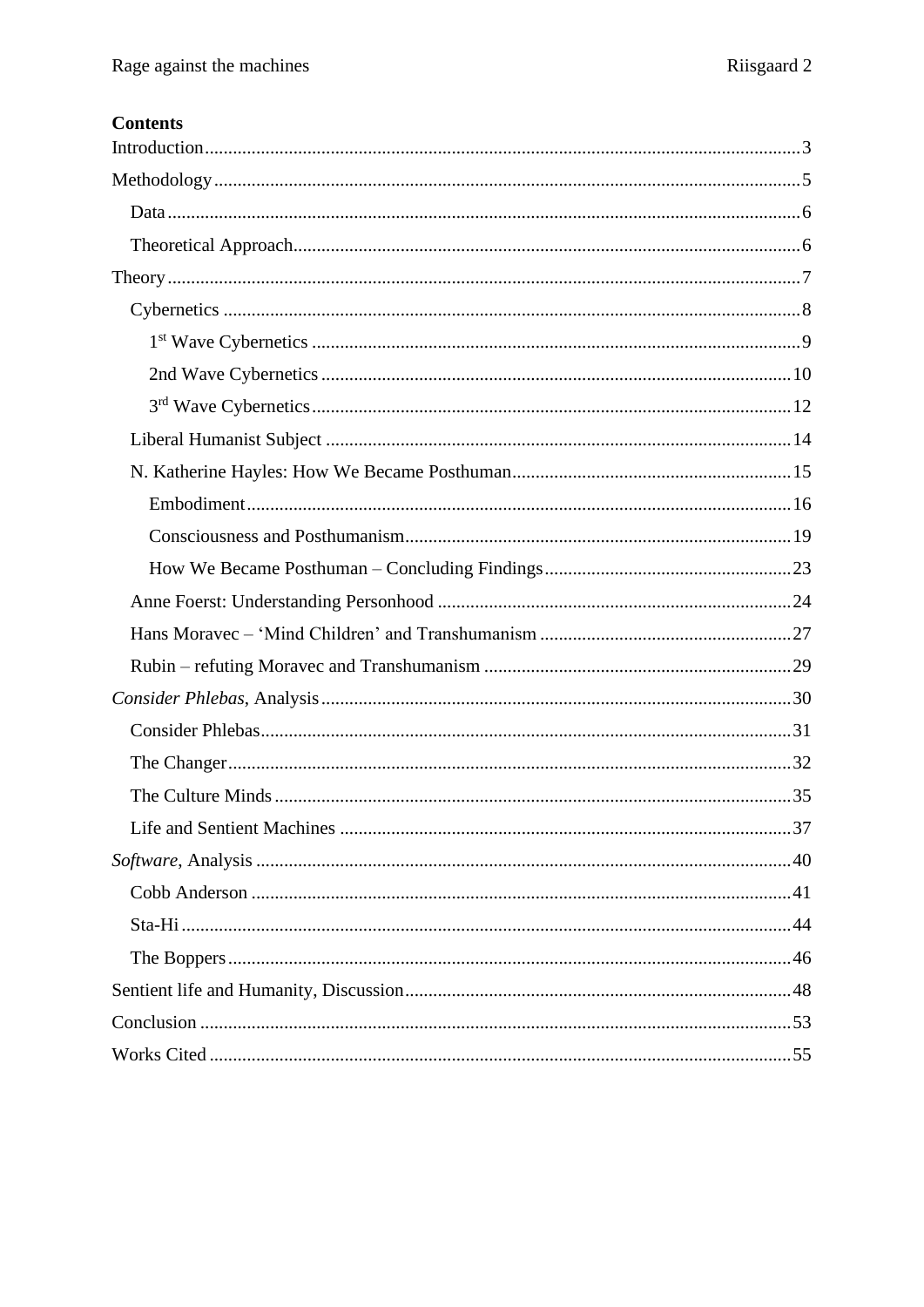**Contents**

Introduction.....3

Methodology.....5

- Data.....6
- Theoretical Approach.....6

Theory.....7

- Cybernetics.....8
  - 1st Wave Cybernetics.....9
  - 2nd Wave Cybernetics.....10
  - 3rd Wave Cybernetics.....12
- Liberal Humanist Subject.....14
- N. Katherine Hayles: How We Became Posthuman.....15
  - Embodiment.....16
  - Consciousness and Posthumanism.....19
  - How We Became Posthuman – Concluding Findings.....23
- Anne Foerst: Understanding Personhood.....24
- Hans Moravec – ‘Mind Children’ and Transhumanism.....27
- Rubin – refuting Moravec and Transhumanism.....29

*Consider Phlebas*, Analysis.....30

- Consider Phlebas.....31
- The Changer.....32
- The Culture Minds.....35
- Life and Sentient Machines.....37

*Software*, Analysis.....40

- Cobb Anderson.....41
- Sta-Hi.....44
- The Boppers.....46

Sentient life and Humanity, Discussion.....48

Conclusion.....53

Works Cited.....55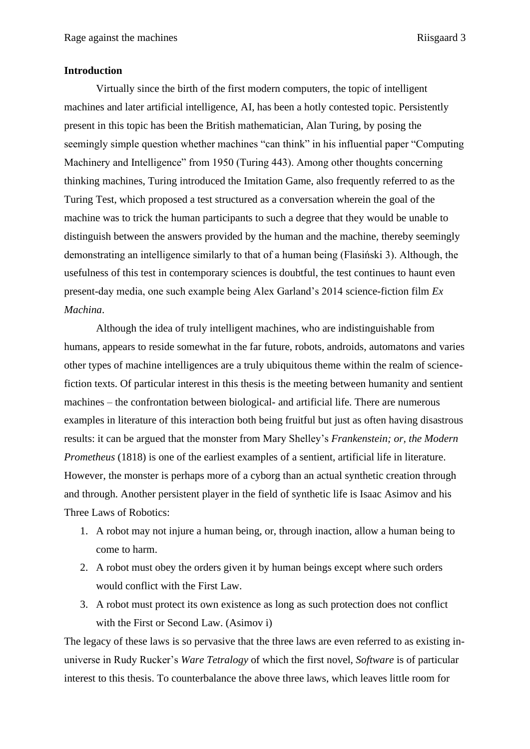## Introduction

Virtually since the birth of the first modern computers, the topic of intelligent machines and later artificial intelligence, AI, has been a hotly contested topic. Persistently present in this topic has been the British mathematician, Alan Turing, by posing the seemingly simple question whether machines "can think" in his influential paper "Computing Machinery and Intelligence" from 1950 (Turing 443). Among other thoughts concerning thinking machines, Turing introduced the Imitation Game, also frequently referred to as the Turing Test, which proposed a test structured as a conversation wherein the goal of the machine was to trick the human participants to such a degree that they would be unable to distinguish between the answers provided by the human and the machine, thereby seemingly demonstrating an intelligence similarly to that of a human being (Flasiński 3). Although, the usefulness of this test in contemporary sciences is doubtful, the test continues to haunt even present-day media, one such example being Alex Garland's 2014 science-fiction film *Ex Machina*.

Although the idea of truly intelligent machines, who are indistinguishable from humans, appears to reside somewhat in the far future, robots, androids, automatons and varies other types of machine intelligences are a truly ubiquitous theme within the realm of science-fiction texts. Of particular interest in this thesis is the meeting between humanity and sentient machines – the confrontation between biological- and artificial life. There are numerous examples in literature of this interaction both being fruitful but just as often having disastrous results: it can be argued that the monster from Mary Shelley's *Frankenstein; or, the Modern Prometheus* (1818) is one of the earliest examples of a sentient, artificial life in literature. However, the monster is perhaps more of a cyborg than an actual synthetic creation through and through. Another persistent player in the field of synthetic life is Isaac Asimov and his Three Laws of Robotics:

1. A robot may not injure a human being, or, through inaction, allow a human being to come to harm.
2. A robot must obey the orders given it by human beings except where such orders would conflict with the First Law.
3. A robot must protect its own existence as long as such protection does not conflict with the First or Second Law. (Asimov i)

The legacy of these laws is so pervasive that the three laws are even referred to as existing in-universe in Rudy Rucker's *Ware Tetralogy* of which the first novel, *Software* is of particular interest to this thesis. To counterbalance the above three laws, which leaves little room for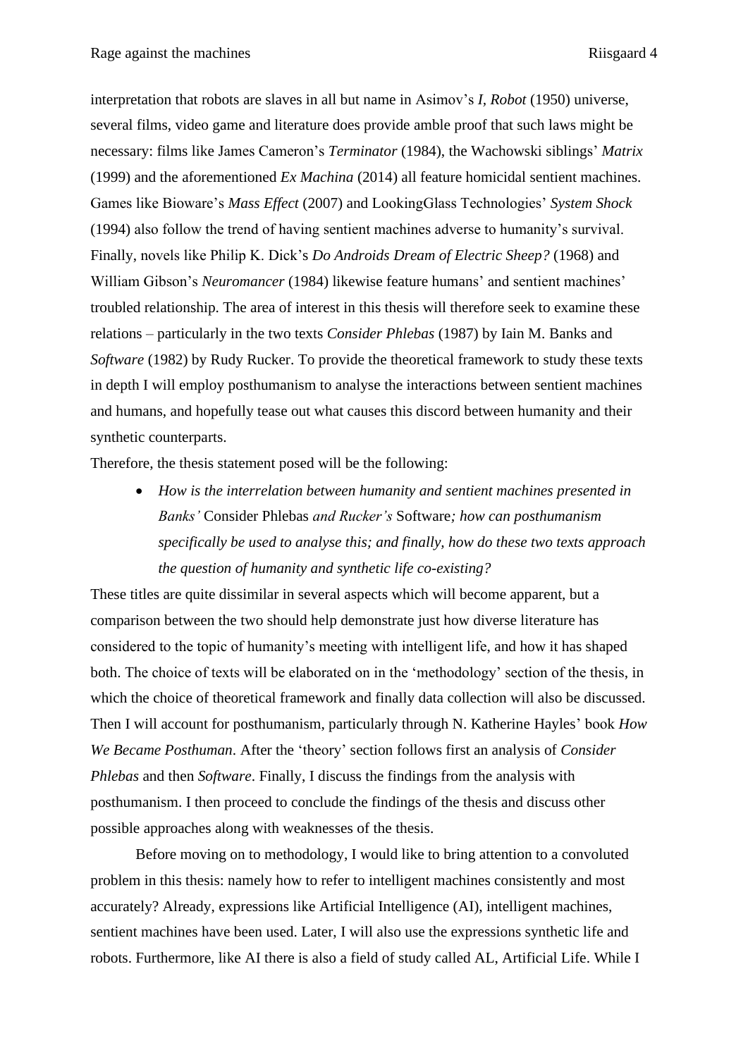interpretation that robots are slaves in all but name in Asimov's *I, Robot* (1950) universe, several films, video game and literature does provide amble proof that such laws might be necessary: films like James Cameron's *Terminator* (1984), the Wachowski siblings' *Matrix* (1999) and the aforementioned *Ex Machina* (2014) all feature homicidal sentient machines. Games like Bioware's *Mass Effect* (2007) and LookingGlass Technologies' *System Shock* (1994) also follow the trend of having sentient machines adverse to humanity's survival. Finally, novels like Philip K. Dick's *Do Androids Dream of Electric Sheep?* (1968) and William Gibson's *Neuromancer* (1984) likewise feature humans' and sentient machines' troubled relationship. The area of interest in this thesis will therefore seek to examine these relations – particularly in the two texts *Consider Phlebas* (1987) by Iain M. Banks and *Software* (1982) by Rudy Rucker. To provide the theoretical framework to study these texts in depth I will employ posthumanism to analyse the interactions between sentient machines and humans, and hopefully tease out what causes this discord between humanity and their synthetic counterparts.

Therefore, the thesis statement posed will be the following:

- *How is the interrelation between humanity and sentient machines presented in Banks'* Consider Phlebas *and Rucker's* Software*; how can posthumanism specifically be used to analyse this; and finally, how do these two texts approach the question of humanity and synthetic life co-existing?*

These titles are quite dissimilar in several aspects which will become apparent, but a comparison between the two should help demonstrate just how diverse literature has considered to the topic of humanity's meeting with intelligent life, and how it has shaped both. The choice of texts will be elaborated on in the 'methodology' section of the thesis, in which the choice of theoretical framework and finally data collection will also be discussed. Then I will account for posthumanism, particularly through N. Katherine Hayles' book *How We Became Posthuman*. After the 'theory' section follows first an analysis of *Consider Phlebas* and then *Software*. Finally, I discuss the findings from the analysis with posthumanism. I then proceed to conclude the findings of the thesis and discuss other possible approaches along with weaknesses of the thesis.

Before moving on to methodology, I would like to bring attention to a convoluted problem in this thesis: namely how to refer to intelligent machines consistently and most accurately? Already, expressions like Artificial Intelligence (AI), intelligent machines, sentient machines have been used. Later, I will also use the expressions synthetic life and robots. Furthermore, like AI there is also a field of study called AL, Artificial Life. While I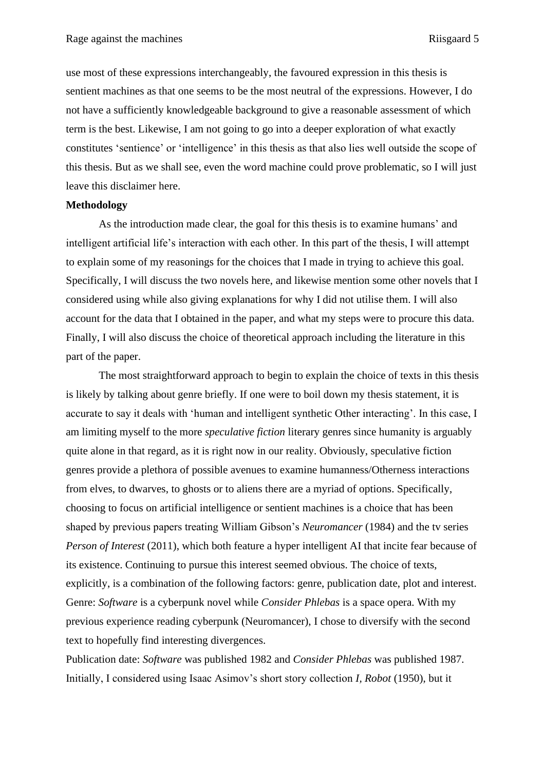use most of these expressions interchangeably, the favoured expression in this thesis is sentient machines as that one seems to be the most neutral of the expressions. However, I do not have a sufficiently knowledgeable background to give a reasonable assessment of which term is the best. Likewise, I am not going to go into a deeper exploration of what exactly constitutes 'sentience' or 'intelligence' in this thesis as that also lies well outside the scope of this thesis. But as we shall see, even the word machine could prove problematic, so I will just leave this disclaimer here.

**Methodology**

As the introduction made clear, the goal for this thesis is to examine humans' and intelligent artificial life's interaction with each other. In this part of the thesis, I will attempt to explain some of my reasonings for the choices that I made in trying to achieve this goal. Specifically, I will discuss the two novels here, and likewise mention some other novels that I considered using while also giving explanations for why I did not utilise them. I will also account for the data that I obtained in the paper, and what my steps were to procure this data. Finally, I will also discuss the choice of theoretical approach including the literature in this part of the paper.

The most straightforward approach to begin to explain the choice of texts in this thesis is likely by talking about genre briefly. If one were to boil down my thesis statement, it is accurate to say it deals with 'human and intelligent synthetic Other interacting'. In this case, I am limiting myself to the more *speculative fiction* literary genres since humanity is arguably quite alone in that regard, as it is right now in our reality. Obviously, speculative fiction genres provide a plethora of possible avenues to examine humanness/Otherness interactions from elves, to dwarves, to ghosts or to aliens there are a myriad of options. Specifically, choosing to focus on artificial intelligence or sentient machines is a choice that has been shaped by previous papers treating William Gibson's *Neuromancer* (1984) and the tv series *Person of Interest* (2011), which both feature a hyper intelligent AI that incite fear because of its existence. Continuing to pursue this interest seemed obvious. The choice of texts, explicitly, is a combination of the following factors: genre, publication date, plot and interest.

Genre: *Software* is a cyberpunk novel while *Consider Phlebas* is a space opera. With my previous experience reading cyberpunk (Neuromancer), I chose to diversify with the second text to hopefully find interesting divergences.

Publication date: *Software* was published 1982 and *Consider Phlebas* was published 1987. Initially, I considered using Isaac Asimov's short story collection *I, Robot* (1950), but it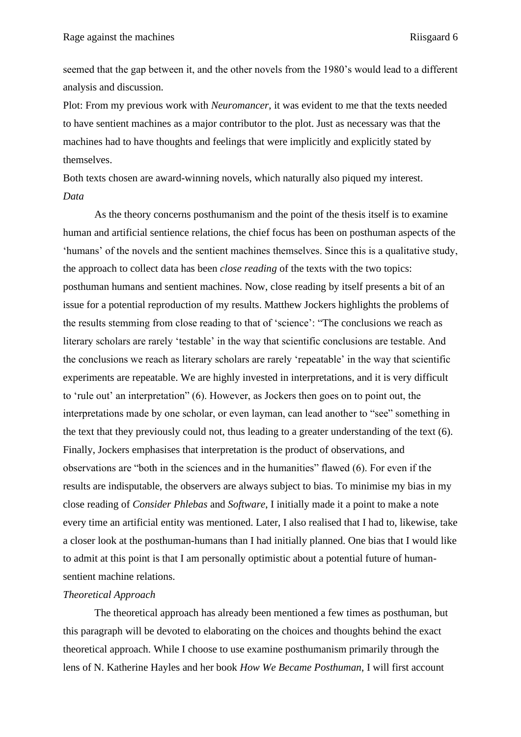seemed that the gap between it, and the other novels from the 1980's would lead to a different analysis and discussion.

Plot: From my previous work with *Neuromancer*, it was evident to me that the texts needed to have sentient machines as a major contributor to the plot. Just as necessary was that the machines had to have thoughts and feelings that were implicitly and explicitly stated by themselves.

Both texts chosen are award-winning novels, which naturally also piqued my interest.

*Data*

As the theory concerns posthumanism and the point of the thesis itself is to examine human and artificial sentience relations, the chief focus has been on posthuman aspects of the 'humans' of the novels and the sentient machines themselves. Since this is a qualitative study, the approach to collect data has been *close reading* of the texts with the two topics: posthuman humans and sentient machines. Now, close reading by itself presents a bit of an issue for a potential reproduction of my results. Matthew Jockers highlights the problems of the results stemming from close reading to that of 'science': "The conclusions we reach as literary scholars are rarely 'testable' in the way that scientific conclusions are testable. And the conclusions we reach as literary scholars are rarely 'repeatable' in the way that scientific experiments are repeatable. We are highly invested in interpretations, and it is very difficult to 'rule out' an interpretation" (6). However, as Jockers then goes on to point out, the interpretations made by one scholar, or even layman, can lead another to "see" something in the text that they previously could not, thus leading to a greater understanding of the text (6). Finally, Jockers emphasises that interpretation is the product of observations, and observations are "both in the sciences and in the humanities" flawed (6). For even if the results are indisputable, the observers are always subject to bias. To minimise my bias in my close reading of *Consider Phlebas* and *Software*, I initially made it a point to make a note every time an artificial entity was mentioned. Later, I also realised that I had to, likewise, take a closer look at the posthuman-humans than I had initially planned. One bias that I would like to admit at this point is that I am personally optimistic about a potential future of human-sentient machine relations.

*Theoretical Approach*

The theoretical approach has already been mentioned a few times as posthuman, but this paragraph will be devoted to elaborating on the choices and thoughts behind the exact theoretical approach. While I choose to use examine posthumanism primarily through the lens of N. Katherine Hayles and her book *How We Became Posthuman*, I will first account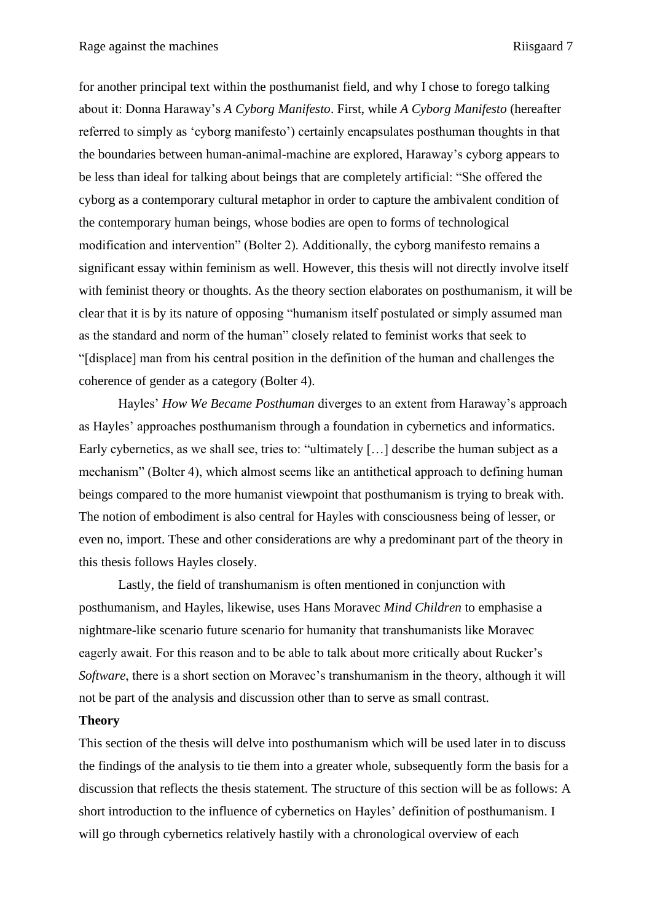for another principal text within the posthumanist field, and why I chose to forego talking about it: Donna Haraway's *A Cyborg Manifesto*. First, while *A Cyborg Manifesto* (hereafter referred to simply as 'cyborg manifesto') certainly encapsulates posthuman thoughts in that the boundaries between human-animal-machine are explored, Haraway's cyborg appears to be less than ideal for talking about beings that are completely artificial: "She offered the cyborg as a contemporary cultural metaphor in order to capture the ambivalent condition of the contemporary human beings, whose bodies are open to forms of technological modification and intervention" (Bolter 2). Additionally, the cyborg manifesto remains a significant essay within feminism as well. However, this thesis will not directly involve itself with feminist theory or thoughts. As the theory section elaborates on posthumanism, it will be clear that it is by its nature of opposing "humanism itself postulated or simply assumed man as the standard and norm of the human" closely related to feminist works that seek to "[displace] man from his central position in the definition of the human and challenges the coherence of gender as a category (Bolter 4).

Hayles' *How We Became Posthuman* diverges to an extent from Haraway's approach as Hayles' approaches posthumanism through a foundation in cybernetics and informatics. Early cybernetics, as we shall see, tries to: "ultimately […] describe the human subject as a mechanism" (Bolter 4), which almost seems like an antithetical approach to defining human beings compared to the more humanist viewpoint that posthumanism is trying to break with. The notion of embodiment is also central for Hayles with consciousness being of lesser, or even no, import. These and other considerations are why a predominant part of the theory in this thesis follows Hayles closely.

Lastly, the field of transhumanism is often mentioned in conjunction with posthumanism, and Hayles, likewise, uses Hans Moravec *Mind Children* to emphasise a nightmare-like scenario future scenario for humanity that transhumanists like Moravec eagerly await. For this reason and to be able to talk about more critically about Rucker's *Software*, there is a short section on Moravec's transhumanism in the theory, although it will not be part of the analysis and discussion other than to serve as small contrast.

**Theory**

This section of the thesis will delve into posthumanism which will be used later in to discuss the findings of the analysis to tie them into a greater whole, subsequently form the basis for a discussion that reflects the thesis statement. The structure of this section will be as follows: A short introduction to the influence of cybernetics on Hayles' definition of posthumanism. I will go through cybernetics relatively hastily with a chronological overview of each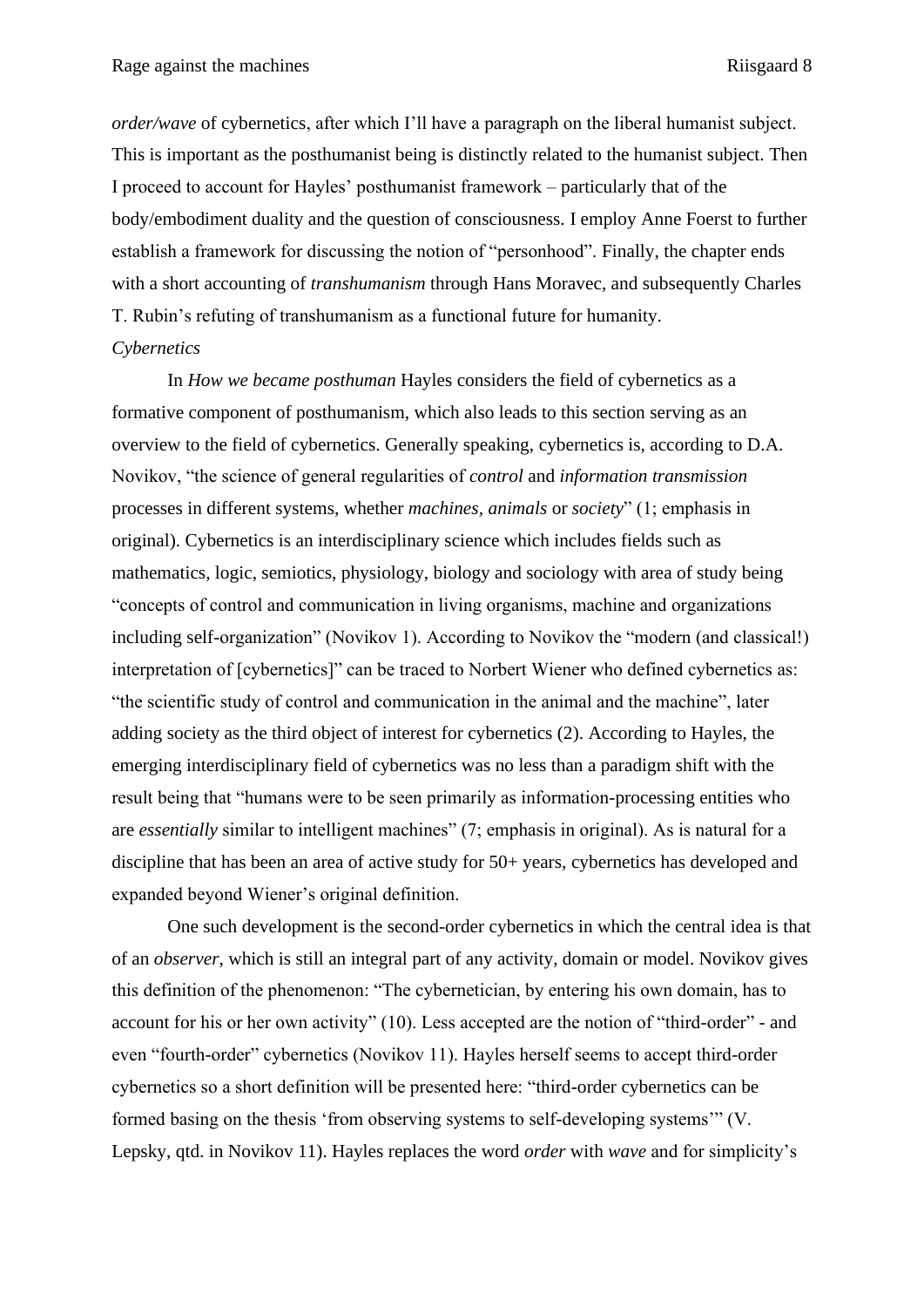*order/wave* of cybernetics, after which I'll have a paragraph on the liberal humanist subject. This is important as the posthumanist being is distinctly related to the humanist subject. Then I proceed to account for Hayles' posthumanist framework – particularly that of the body/embodiment duality and the question of consciousness. I employ Anne Foerst to further establish a framework for discussing the notion of "personhood". Finally, the chapter ends with a short accounting of *transhumanism* through Hans Moravec, and subsequently Charles T. Rubin's refuting of transhumanism as a functional future for humanity.

*Cybernetics*

In *How we became posthuman* Hayles considers the field of cybernetics as a formative component of posthumanism, which also leads to this section serving as an overview to the field of cybernetics. Generally speaking, cybernetics is, according to D.A. Novikov, "the science of general regularities of *control* and *information transmission* processes in different systems, whether *machines, animals* or *society*" (1; emphasis in original). Cybernetics is an interdisciplinary science which includes fields such as mathematics, logic, semiotics, physiology, biology and sociology with area of study being "concepts of control and communication in living organisms, machine and organizations including self-organization" (Novikov 1). According to Novikov the "modern (and classical!) interpretation of [cybernetics]" can be traced to Norbert Wiener who defined cybernetics as: "the scientific study of control and communication in the animal and the machine", later adding society as the third object of interest for cybernetics (2). According to Hayles, the emerging interdisciplinary field of cybernetics was no less than a paradigm shift with the result being that "humans were to be seen primarily as information-processing entities who are *essentially* similar to intelligent machines" (7; emphasis in original). As is natural for a discipline that has been an area of active study for 50+ years, cybernetics has developed and expanded beyond Wiener's original definition.

One such development is the second-order cybernetics in which the central idea is that of an *observer*, which is still an integral part of any activity, domain or model. Novikov gives this definition of the phenomenon: "The cybernetician, by entering his own domain, has to account for his or her own activity" (10). Less accepted are the notion of "third-order" - and even "fourth-order" cybernetics (Novikov 11). Hayles herself seems to accept third-order cybernetics so a short definition will be presented here: "third-order cybernetics can be formed basing on the thesis 'from observing systems to self-developing systems'" (V. Lepsky, qtd. in Novikov 11). Hayles replaces the word *order* with *wave* and for simplicity's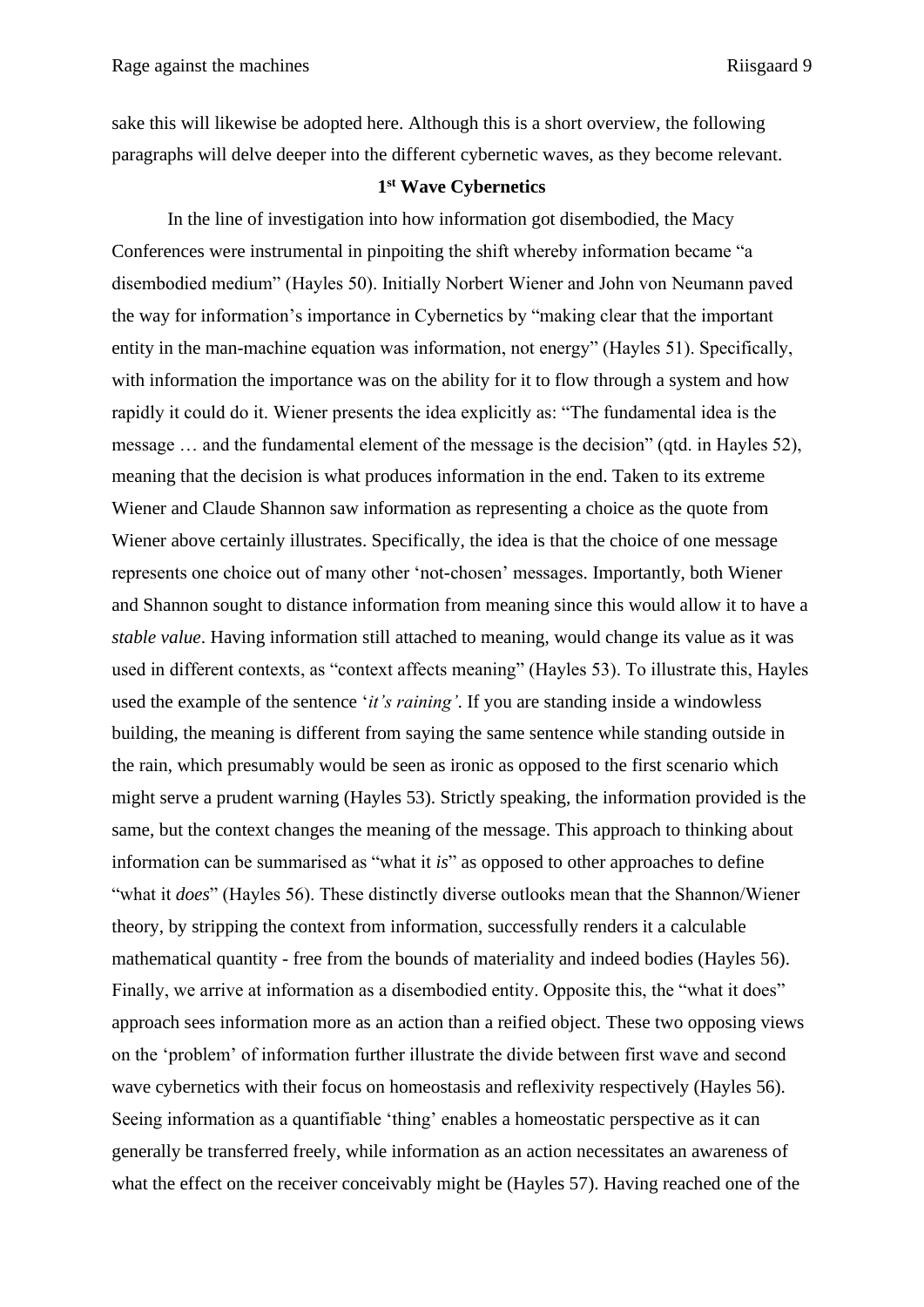sake this will likewise be adopted here. Although this is a short overview, the following paragraphs will delve deeper into the different cybernetic waves, as they become relevant.

### 1st Wave Cybernetics

In the line of investigation into how information got disembodied, the Macy Conferences were instrumental in pinpoiting the shift whereby information became "a disembodied medium" (Hayles 50). Initially Norbert Wiener and John von Neumann paved the way for information's importance in Cybernetics by "making clear that the important entity in the man-machine equation was information, not energy" (Hayles 51). Specifically, with information the importance was on the ability for it to flow through a system and how rapidly it could do it. Wiener presents the idea explicitly as: "The fundamental idea is the message … and the fundamental element of the message is the decision" (qtd. in Hayles 52), meaning that the decision is what produces information in the end. Taken to its extreme Wiener and Claude Shannon saw information as representing a choice as the quote from Wiener above certainly illustrates. Specifically, the idea is that the choice of one message represents one choice out of many other 'not-chosen' messages. Importantly, both Wiener and Shannon sought to distance information from meaning since this would allow it to have a *stable value*. Having information still attached to meaning, would change its value as it was used in different contexts, as "context affects meaning" (Hayles 53). To illustrate this, Hayles used the example of the sentence '*it's raining'*. If you are standing inside a windowless building, the meaning is different from saying the same sentence while standing outside in the rain, which presumably would be seen as ironic as opposed to the first scenario which might serve a prudent warning (Hayles 53). Strictly speaking, the information provided is the same, but the context changes the meaning of the message. This approach to thinking about information can be summarised as "what it *is*" as opposed to other approaches to define "what it *does*" (Hayles 56). These distinctly diverse outlooks mean that the Shannon/Wiener theory, by stripping the context from information, successfully renders it a calculable mathematical quantity - free from the bounds of materiality and indeed bodies (Hayles 56). Finally, we arrive at information as a disembodied entity. Opposite this, the "what it does" approach sees information more as an action than a reified object. These two opposing views on the 'problem' of information further illustrate the divide between first wave and second wave cybernetics with their focus on homeostasis and reflexivity respectively (Hayles 56). Seeing information as a quantifiable 'thing' enables a homeostatic perspective as it can generally be transferred freely, while information as an action necessitates an awareness of what the effect on the receiver conceivably might be (Hayles 57). Having reached one of the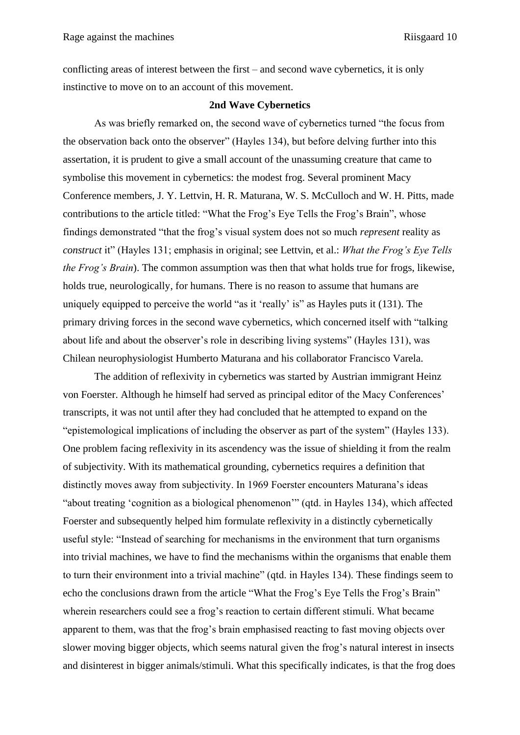conflicting areas of interest between the first – and second wave cybernetics, it is only instinctive to move on to an account of this movement.

## 2nd Wave Cybernetics

As was briefly remarked on, the second wave of cybernetics turned “the focus from the observation back onto the observer” (Hayles 134), but before delving further into this assertation, it is prudent to give a small account of the unassuming creature that came to symbolise this movement in cybernetics: the modest frog. Several prominent Macy Conference members, J. Y. Lettvin, H. R. Maturana, W. S. McCulloch and W. H. Pitts, made contributions to the article titled: “What the Frog’s Eye Tells the Frog’s Brain”, whose findings demonstrated “that the frog’s visual system does not so much *represent* reality as *construct* it” (Hayles 131; emphasis in original; see Lettvin, et al.: *What the Frog’s Eye Tells the Frog’s Brain*). The common assumption was then that what holds true for frogs, likewise, holds true, neurologically, for humans. There is no reason to assume that humans are uniquely equipped to perceive the world “as it ‘really’ is” as Hayles puts it (131). The primary driving forces in the second wave cybernetics, which concerned itself with “talking about life and about the observer’s role in describing living systems” (Hayles 131), was Chilean neurophysiologist Humberto Maturana and his collaborator Francisco Varela.

The addition of reflexivity in cybernetics was started by Austrian immigrant Heinz von Foerster. Although he himself had served as principal editor of the Macy Conferences’ transcripts, it was not until after they had concluded that he attempted to expand on the “epistemological implications of including the observer as part of the system” (Hayles 133). One problem facing reflexivity in its ascendency was the issue of shielding it from the realm of subjectivity. With its mathematical grounding, cybernetics requires a definition that distinctly moves away from subjectivity. In 1969 Foerster encounters Maturana’s ideas “about treating ‘cognition as a biological phenomenon’” (qtd. in Hayles 134), which affected Foerster and subsequently helped him formulate reflexivity in a distinctly cybernetically useful style: “Instead of searching for mechanisms in the environment that turn organisms into trivial machines, we have to find the mechanisms within the organisms that enable them to turn their environment into a trivial machine” (qtd. in Hayles 134). These findings seem to echo the conclusions drawn from the article “What the Frog’s Eye Tells the Frog’s Brain” wherein researchers could see a frog’s reaction to certain different stimuli. What became apparent to them, was that the frog’s brain emphasised reacting to fast moving objects over slower moving bigger objects, which seems natural given the frog’s natural interest in insects and disinterest in bigger animals/stimuli. What this specifically indicates, is that the frog does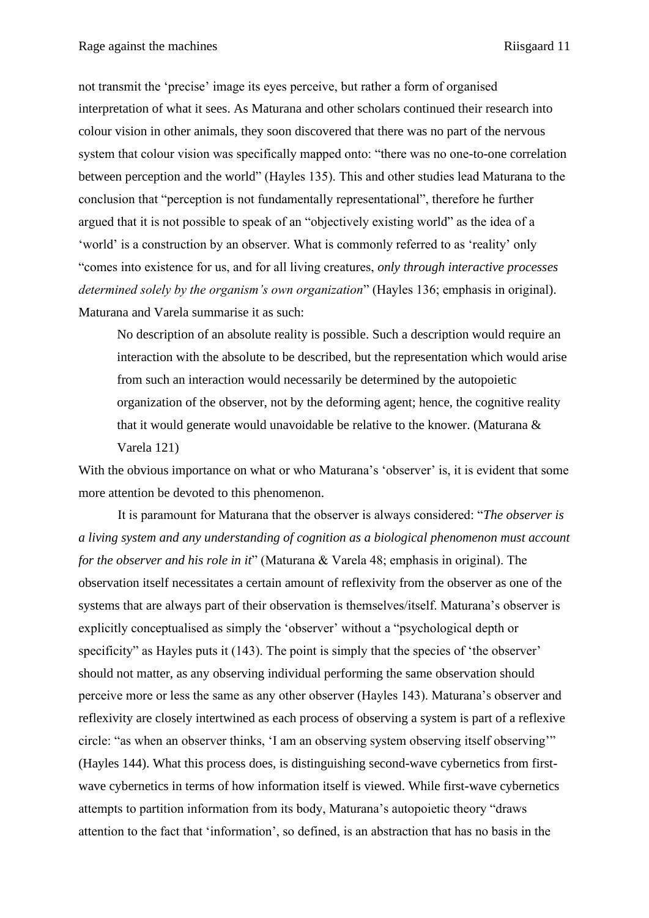not transmit the 'precise' image its eyes perceive, but rather a form of organised interpretation of what it sees. As Maturana and other scholars continued their research into colour vision in other animals, they soon discovered that there was no part of the nervous system that colour vision was specifically mapped onto: "there was no one-to-one correlation between perception and the world" (Hayles 135). This and other studies lead Maturana to the conclusion that "perception is not fundamentally representational", therefore he further argued that it is not possible to speak of an "objectively existing world" as the idea of a 'world' is a construction by an observer. What is commonly referred to as 'reality' only "comes into existence for us, and for all living creatures, *only through interactive processes determined solely by the organism's own organization*" (Hayles 136; emphasis in original). Maturana and Varela summarise it as such:

> No description of an absolute reality is possible. Such a description would require an interaction with the absolute to be described, but the representation which would arise from such an interaction would necessarily be determined by the autopoietic organization of the observer, not by the deforming agent; hence, the cognitive reality that it would generate would unavoidable be relative to the knower. (Maturana & Varela 121)

With the obvious importance on what or who Maturana's 'observer' is, it is evident that some more attention be devoted to this phenomenon.

It is paramount for Maturana that the observer is always considered: "*The observer is a living system and any understanding of cognition as a biological phenomenon must account for the observer and his role in it*" (Maturana & Varela 48; emphasis in original). The observation itself necessitates a certain amount of reflexivity from the observer as one of the systems that are always part of their observation is themselves/itself. Maturana's observer is explicitly conceptualised as simply the 'observer' without a "psychological depth or specificity" as Hayles puts it (143). The point is simply that the species of 'the observer' should not matter, as any observing individual performing the same observation should perceive more or less the same as any other observer (Hayles 143). Maturana's observer and reflexivity are closely intertwined as each process of observing a system is part of a reflexive circle: "as when an observer thinks, 'I am an observing system observing itself observing'" (Hayles 144). What this process does, is distinguishing second-wave cybernetics from first-wave cybernetics in terms of how information itself is viewed. While first-wave cybernetics attempts to partition information from its body, Maturana's autopoietic theory "draws attention to the fact that 'information', so defined, is an abstraction that has no basis in the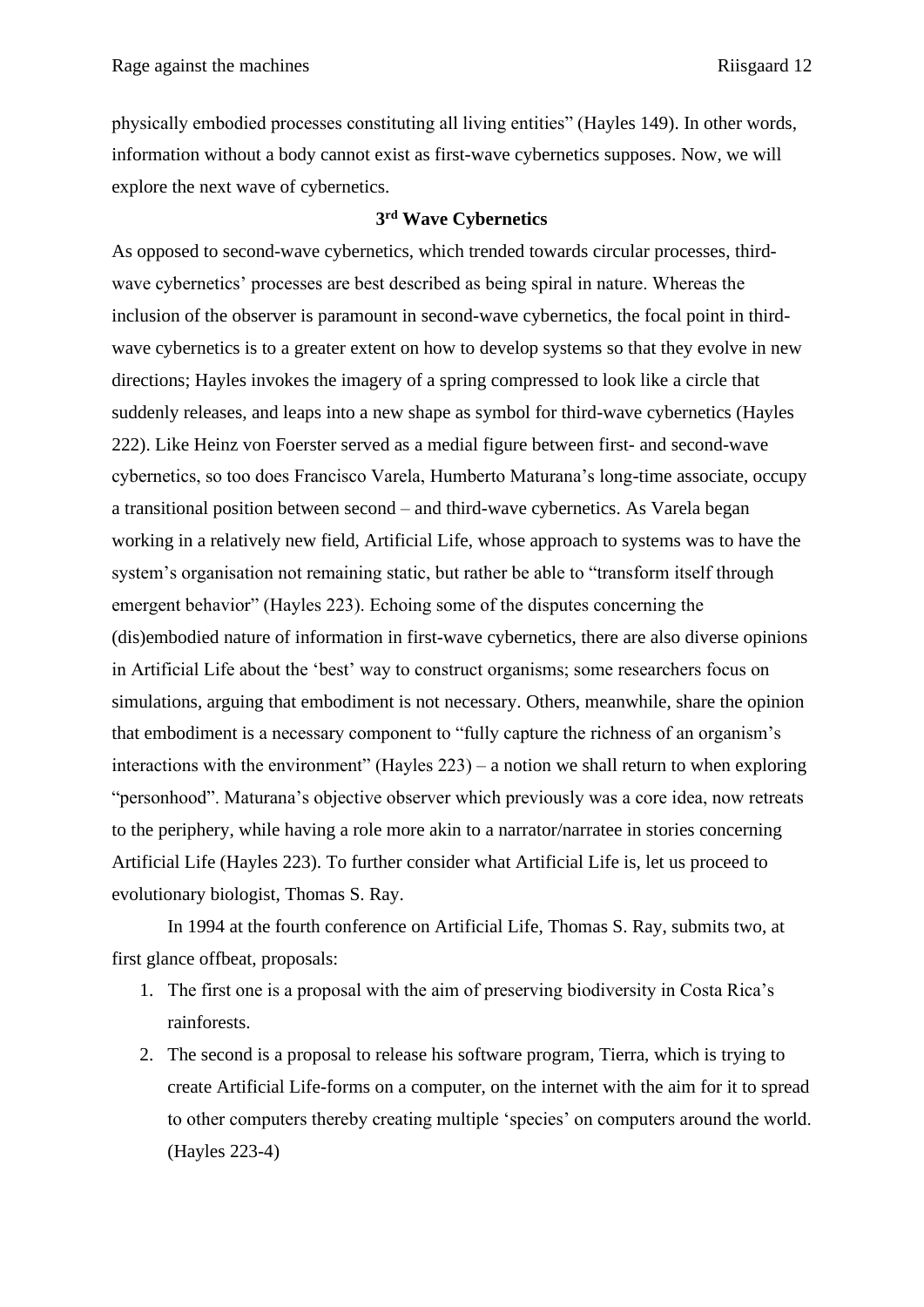physically embodied processes constituting all living entities" (Hayles 149). In other words, information without a body cannot exist as first-wave cybernetics supposes. Now, we will explore the next wave of cybernetics.

### 3rd Wave Cybernetics

As opposed to second-wave cybernetics, which trended towards circular processes, third-wave cybernetics' processes are best described as being spiral in nature. Whereas the inclusion of the observer is paramount in second-wave cybernetics, the focal point in third-wave cybernetics is to a greater extent on how to develop systems so that they evolve in new directions; Hayles invokes the imagery of a spring compressed to look like a circle that suddenly releases, and leaps into a new shape as symbol for third-wave cybernetics (Hayles 222). Like Heinz von Foerster served as a medial figure between first- and second-wave cybernetics, so too does Francisco Varela, Humberto Maturana's long-time associate, occupy a transitional position between second – and third-wave cybernetics. As Varela began working in a relatively new field, Artificial Life, whose approach to systems was to have the system's organisation not remaining static, but rather be able to "transform itself through emergent behavior" (Hayles 223). Echoing some of the disputes concerning the (dis)embodied nature of information in first-wave cybernetics, there are also diverse opinions in Artificial Life about the 'best' way to construct organisms; some researchers focus on simulations, arguing that embodiment is not necessary. Others, meanwhile, share the opinion that embodiment is a necessary component to "fully capture the richness of an organism's interactions with the environment" (Hayles 223) – a notion we shall return to when exploring "personhood". Maturana's objective observer which previously was a core idea, now retreats to the periphery, while having a role more akin to a narrator/narratee in stories concerning Artificial Life (Hayles 223). To further consider what Artificial Life is, let us proceed to evolutionary biologist, Thomas S. Ray.

In 1994 at the fourth conference on Artificial Life, Thomas S. Ray, submits two, at first glance offbeat, proposals:

1. The first one is a proposal with the aim of preserving biodiversity in Costa Rica's rainforests.
2. The second is a proposal to release his software program, Tierra, which is trying to create Artificial Life-forms on a computer, on the internet with the aim for it to spread to other computers thereby creating multiple 'species' on computers around the world. (Hayles 223-4)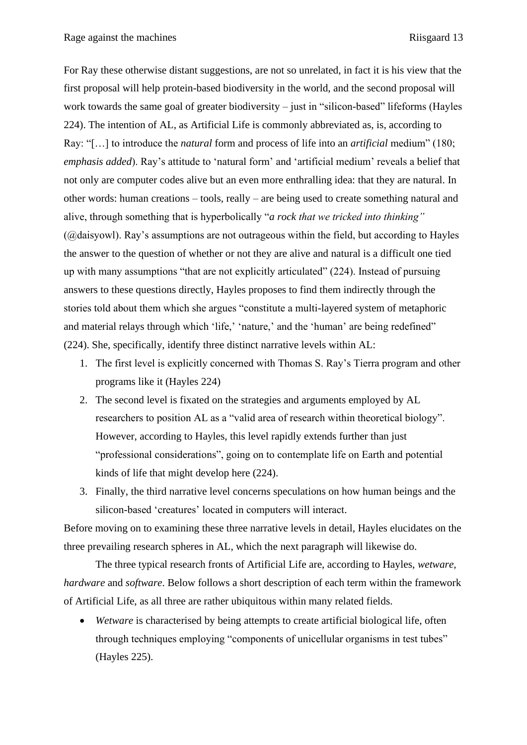For Ray these otherwise distant suggestions, are not so unrelated, in fact it is his view that the first proposal will help protein-based biodiversity in the world, and the second proposal will work towards the same goal of greater biodiversity – just in "silicon-based" lifeforms (Hayles 224). The intention of AL, as Artificial Life is commonly abbreviated as, is, according to Ray: "[…] to introduce the *natural* form and process of life into an *artificial* medium" (180; *emphasis added*). Ray's attitude to 'natural form' and 'artificial medium' reveals a belief that not only are computer codes alive but an even more enthralling idea: that they are natural. In other words: human creations – tools, really – are being used to create something natural and alive, through something that is hyperbolically "*a rock that we tricked into thinking"* (@daisyowl). Ray's assumptions are not outrageous within the field, but according to Hayles the answer to the question of whether or not they are alive and natural is a difficult one tied up with many assumptions "that are not explicitly articulated" (224). Instead of pursuing answers to these questions directly, Hayles proposes to find them indirectly through the stories told about them which she argues "constitute a multi-layered system of metaphoric and material relays through which 'life,' 'nature,' and the 'human' are being redefined" (224). She, specifically, identify three distinct narrative levels within AL:

1. The first level is explicitly concerned with Thomas S. Ray's Tierra program and other programs like it (Hayles 224)
2. The second level is fixated on the strategies and arguments employed by AL researchers to position AL as a "valid area of research within theoretical biology". However, according to Hayles, this level rapidly extends further than just "professional considerations", going on to contemplate life on Earth and potential kinds of life that might develop here (224).
3. Finally, the third narrative level concerns speculations on how human beings and the silicon-based 'creatures' located in computers will interact.

Before moving on to examining these three narrative levels in detail, Hayles elucidates on the three prevailing research spheres in AL, which the next paragraph will likewise do.

The three typical research fronts of Artificial Life are, according to Hayles, *wetware, hardware* and *software*. Below follows a short description of each term within the framework of Artificial Life, as all three are rather ubiquitous within many related fields.

- *Wetware* is characterised by being attempts to create artificial biological life, often through techniques employing "components of unicellular organisms in test tubes" (Hayles 225).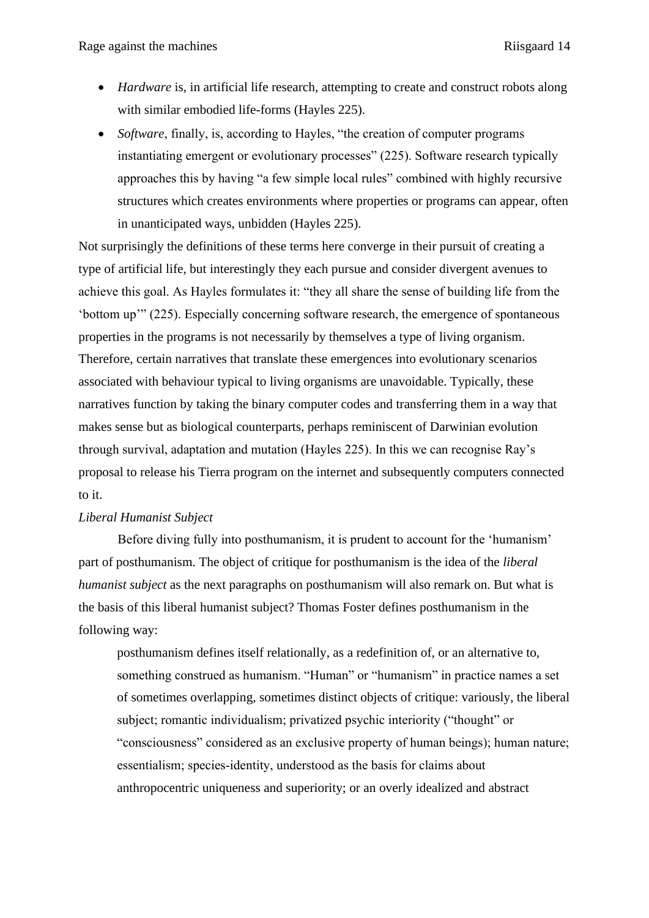- *Hardware* is, in artificial life research, attempting to create and construct robots along with similar embodied life-forms (Hayles 225).
- *Software*, finally, is, according to Hayles, "the creation of computer programs instantiating emergent or evolutionary processes" (225). Software research typically approaches this by having "a few simple local rules" combined with highly recursive structures which creates environments where properties or programs can appear, often in unanticipated ways, unbidden (Hayles 225).

Not surprisingly the definitions of these terms here converge in their pursuit of creating a type of artificial life, but interestingly they each pursue and consider divergent avenues to achieve this goal. As Hayles formulates it: "they all share the sense of building life from the 'bottom up'" (225). Especially concerning software research, the emergence of spontaneous properties in the programs is not necessarily by themselves a type of living organism. Therefore, certain narratives that translate these emergences into evolutionary scenarios associated with behaviour typical to living organisms are unavoidable. Typically, these narratives function by taking the binary computer codes and transferring them in a way that makes sense but as biological counterparts, perhaps reminiscent of Darwinian evolution through survival, adaptation and mutation (Hayles 225). In this we can recognise Ray's proposal to release his Tierra program on the internet and subsequently computers connected to it.

*Liberal Humanist Subject*

Before diving fully into posthumanism, it is prudent to account for the 'humanism' part of posthumanism. The object of critique for posthumanism is the idea of the *liberal humanist subject* as the next paragraphs on posthumanism will also remark on. But what is the basis of this liberal humanist subject? Thomas Foster defines posthumanism in the following way:

> posthumanism defines itself relationally, as a redefinition of, or an alternative to, something construed as humanism. "Human" or "humanism" in practice names a set of sometimes overlapping, sometimes distinct objects of critique: variously, the liberal subject; romantic individualism; privatized psychic interiority ("thought" or "consciousness" considered as an exclusive property of human beings); human nature; essentialism; species-identity, understood as the basis for claims about anthropocentric uniqueness and superiority; or an overly idealized and abstract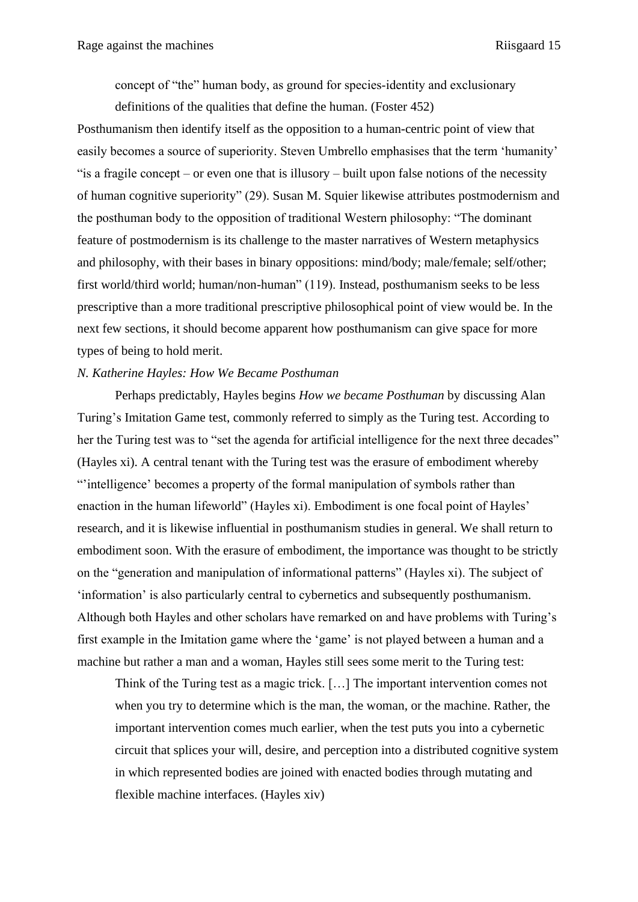> concept of "the" human body, as ground for species-identity and exclusionary definitions of the qualities that define the human. (Foster 452)

Posthumanism then identify itself as the opposition to a human-centric point of view that easily becomes a source of superiority. Steven Umbrello emphasises that the term 'humanity' "is a fragile concept – or even one that is illusory – built upon false notions of the necessity of human cognitive superiority" (29). Susan M. Squier likewise attributes postmodernism and the posthuman body to the opposition of traditional Western philosophy: "The dominant feature of postmodernism is its challenge to the master narratives of Western metaphysics and philosophy, with their bases in binary oppositions: mind/body; male/female; self/other; first world/third world; human/non-human" (119). Instead, posthumanism seeks to be less prescriptive than a more traditional prescriptive philosophical point of view would be. In the next few sections, it should become apparent how posthumanism can give space for more types of being to hold merit.

*N. Katherine Hayles: How We Became Posthuman*

Perhaps predictably, Hayles begins *How we became Posthuman* by discussing Alan Turing's Imitation Game test, commonly referred to simply as the Turing test. According to her the Turing test was to "set the agenda for artificial intelligence for the next three decades" (Hayles xi). A central tenant with the Turing test was the erasure of embodiment whereby "'intelligence' becomes a property of the formal manipulation of symbols rather than enaction in the human lifeworld" (Hayles xi). Embodiment is one focal point of Hayles' research, and it is likewise influential in posthumanism studies in general. We shall return to embodiment soon. With the erasure of embodiment, the importance was thought to be strictly on the "generation and manipulation of informational patterns" (Hayles xi). The subject of 'information' is also particularly central to cybernetics and subsequently posthumanism. Although both Hayles and other scholars have remarked on and have problems with Turing's first example in the Imitation game where the 'game' is not played between a human and a machine but rather a man and a woman, Hayles still sees some merit to the Turing test:

> Think of the Turing test as a magic trick. […] The important intervention comes not when you try to determine which is the man, the woman, or the machine. Rather, the important intervention comes much earlier, when the test puts you into a cybernetic circuit that splices your will, desire, and perception into a distributed cognitive system in which represented bodies are joined with enacted bodies through mutating and flexible machine interfaces. (Hayles xiv)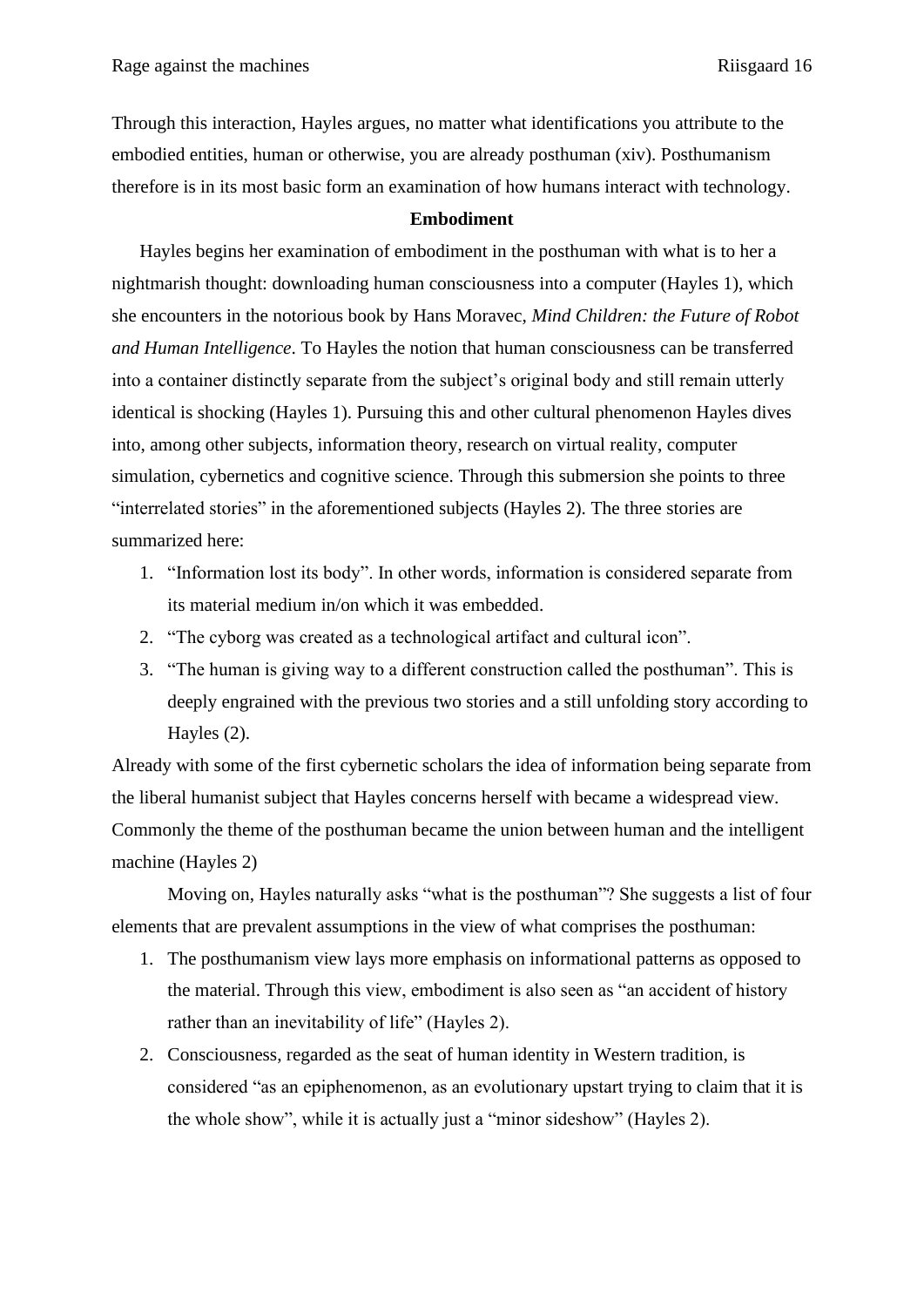Through this interaction, Hayles argues, no matter what identifications you attribute to the embodied entities, human or otherwise, you are already posthuman (xiv). Posthumanism therefore is in its most basic form an examination of how humans interact with technology.

### Embodiment

Hayles begins her examination of embodiment in the posthuman with what is to her a nightmarish thought: downloading human consciousness into a computer (Hayles 1), which she encounters in the notorious book by Hans Moravec, *Mind Children: the Future of Robot and Human Intelligence*. To Hayles the notion that human consciousness can be transferred into a container distinctly separate from the subject's original body and still remain utterly identical is shocking (Hayles 1). Pursuing this and other cultural phenomenon Hayles dives into, among other subjects, information theory, research on virtual reality, computer simulation, cybernetics and cognitive science. Through this submersion she points to three "interrelated stories" in the aforementioned subjects (Hayles 2). The three stories are summarized here:

1. "Information lost its body". In other words, information is considered separate from its material medium in/on which it was embedded.
2. "The cyborg was created as a technological artifact and cultural icon".
3. "The human is giving way to a different construction called the posthuman". This is deeply engrained with the previous two stories and a still unfolding story according to Hayles (2).

Already with some of the first cybernetic scholars the idea of information being separate from the liberal humanist subject that Hayles concerns herself with became a widespread view. Commonly the theme of the posthuman became the union between human and the intelligent machine (Hayles 2)

Moving on, Hayles naturally asks "what is the posthuman"? She suggests a list of four elements that are prevalent assumptions in the view of what comprises the posthuman:

1. The posthumanism view lays more emphasis on informational patterns as opposed to the material. Through this view, embodiment is also seen as "an accident of history rather than an inevitability of life" (Hayles 2).
2. Consciousness, regarded as the seat of human identity in Western tradition, is considered "as an epiphenomenon, as an evolutionary upstart trying to claim that it is the whole show", while it is actually just a "minor sideshow" (Hayles 2).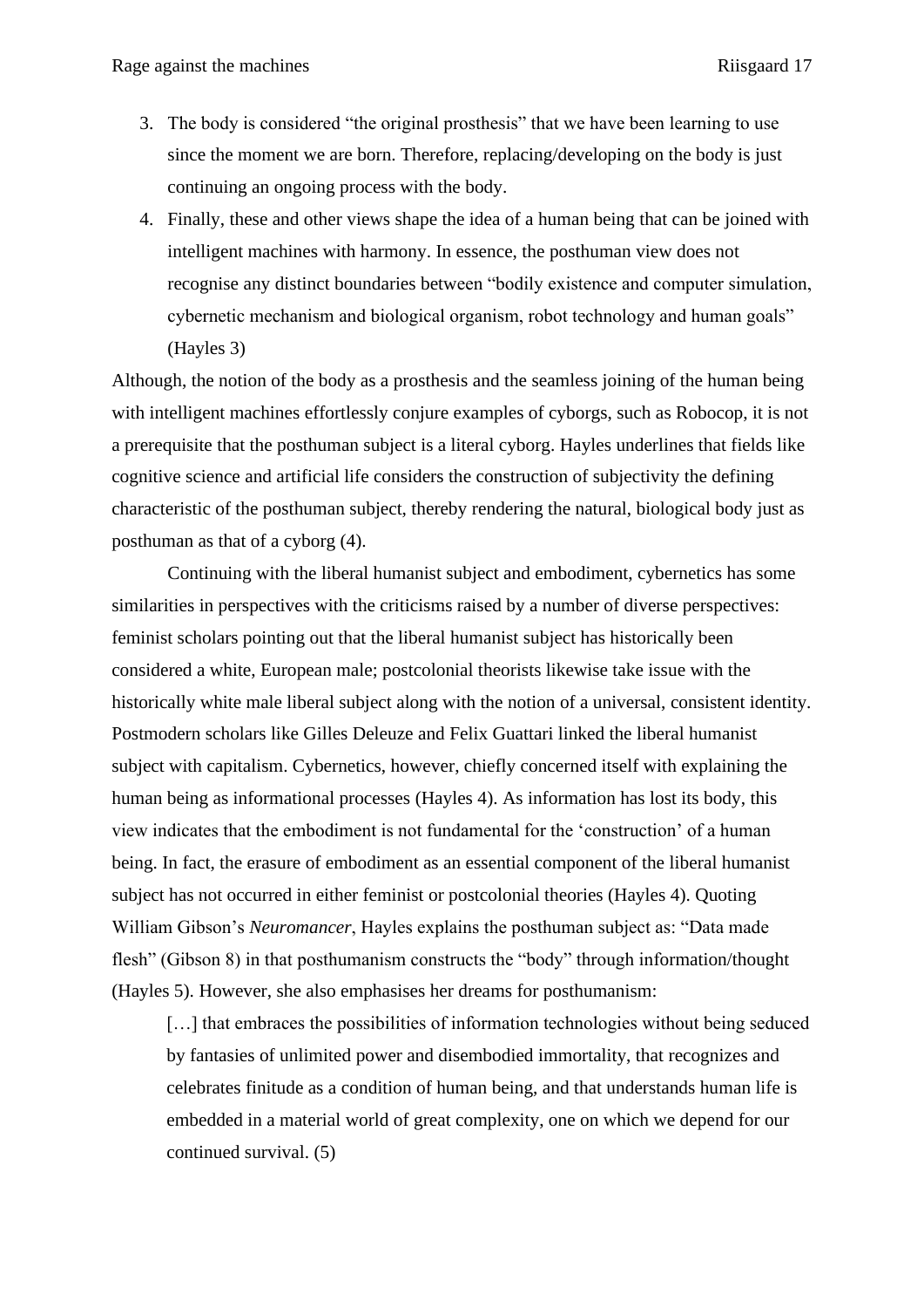3. The body is considered "the original prosthesis" that we have been learning to use since the moment we are born. Therefore, replacing/developing on the body is just continuing an ongoing process with the body.
4. Finally, these and other views shape the idea of a human being that can be joined with intelligent machines with harmony. In essence, the posthuman view does not recognise any distinct boundaries between "bodily existence and computer simulation, cybernetic mechanism and biological organism, robot technology and human goals" (Hayles 3)

Although, the notion of the body as a prosthesis and the seamless joining of the human being with intelligent machines effortlessly conjure examples of cyborgs, such as Robocop, it is not a prerequisite that the posthuman subject is a literal cyborg. Hayles underlines that fields like cognitive science and artificial life considers the construction of subjectivity the defining characteristic of the posthuman subject, thereby rendering the natural, biological body just as posthuman as that of a cyborg (4).

Continuing with the liberal humanist subject and embodiment, cybernetics has some similarities in perspectives with the criticisms raised by a number of diverse perspectives: feminist scholars pointing out that the liberal humanist subject has historically been considered a white, European male; postcolonial theorists likewise take issue with the historically white male liberal subject along with the notion of a universal, consistent identity. Postmodern scholars like Gilles Deleuze and Felix Guattari linked the liberal humanist subject with capitalism. Cybernetics, however, chiefly concerned itself with explaining the human being as informational processes (Hayles 4). As information has lost its body, this view indicates that the embodiment is not fundamental for the 'construction' of a human being. In fact, the erasure of embodiment as an essential component of the liberal humanist subject has not occurred in either feminist or postcolonial theories (Hayles 4). Quoting William Gibson's *Neuromancer*, Hayles explains the posthuman subject as: "Data made flesh" (Gibson 8) in that posthumanism constructs the "body" through information/thought (Hayles 5). However, she also emphasises her dreams for posthumanism:

> […] that embraces the possibilities of information technologies without being seduced by fantasies of unlimited power and disembodied immortality, that recognizes and celebrates finitude as a condition of human being, and that understands human life is embedded in a material world of great complexity, one on which we depend for our continued survival. (5)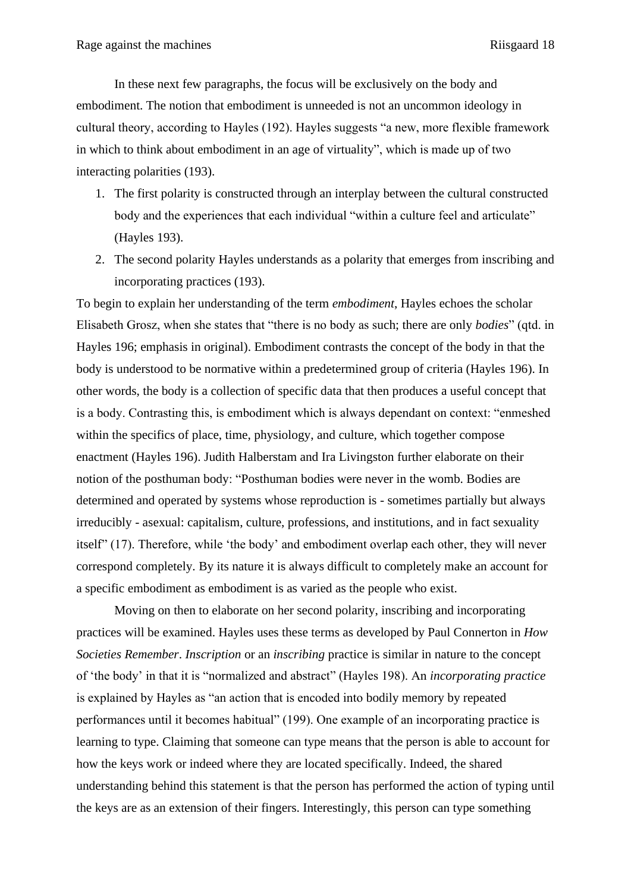In these next few paragraphs, the focus will be exclusively on the body and embodiment. The notion that embodiment is unneeded is not an uncommon ideology in cultural theory, according to Hayles (192). Hayles suggests "a new, more flexible framework in which to think about embodiment in an age of virtuality", which is made up of two interacting polarities (193).

1. The first polarity is constructed through an interplay between the cultural constructed body and the experiences that each individual "within a culture feel and articulate" (Hayles 193).
2. The second polarity Hayles understands as a polarity that emerges from inscribing and incorporating practices (193).

To begin to explain her understanding of the term *embodiment*, Hayles echoes the scholar Elisabeth Grosz, when she states that "there is no body as such; there are only *bodies*" (qtd. in Hayles 196; emphasis in original). Embodiment contrasts the concept of the body in that the body is understood to be normative within a predetermined group of criteria (Hayles 196). In other words, the body is a collection of specific data that then produces a useful concept that is a body. Contrasting this, is embodiment which is always dependant on context: "enmeshed within the specifics of place, time, physiology, and culture, which together compose enactment (Hayles 196). Judith Halberstam and Ira Livingston further elaborate on their notion of the posthuman body: "Posthuman bodies were never in the womb. Bodies are determined and operated by systems whose reproduction is - sometimes partially but always irreducibly - asexual: capitalism, culture, professions, and institutions, and in fact sexuality itself" (17). Therefore, while 'the body' and embodiment overlap each other, they will never correspond completely. By its nature it is always difficult to completely make an account for a specific embodiment as embodiment is as varied as the people who exist.

Moving on then to elaborate on her second polarity, inscribing and incorporating practices will be examined. Hayles uses these terms as developed by Paul Connerton in *How Societies Remember*. *Inscription* or an *inscribing* practice is similar in nature to the concept of 'the body' in that it is "normalized and abstract" (Hayles 198). An *incorporating practice* is explained by Hayles as "an action that is encoded into bodily memory by repeated performances until it becomes habitual" (199). One example of an incorporating practice is learning to type. Claiming that someone can type means that the person is able to account for how the keys work or indeed where they are located specifically. Indeed, the shared understanding behind this statement is that the person has performed the action of typing until the keys are as an extension of their fingers. Interestingly, this person can type something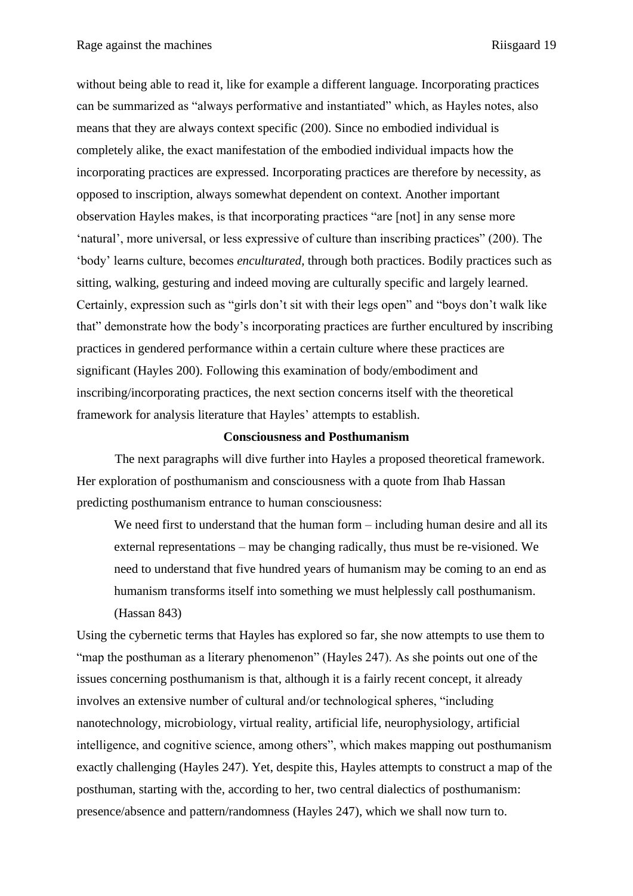without being able to read it, like for example a different language. Incorporating practices can be summarized as "always performative and instantiated" which, as Hayles notes, also means that they are always context specific (200). Since no embodied individual is completely alike, the exact manifestation of the embodied individual impacts how the incorporating practices are expressed. Incorporating practices are therefore by necessity, as opposed to inscription, always somewhat dependent on context. Another important observation Hayles makes, is that incorporating practices "are [not] in any sense more 'natural', more universal, or less expressive of culture than inscribing practices" (200). The 'body' learns culture, becomes *enculturated*, through both practices. Bodily practices such as sitting, walking, gesturing and indeed moving are culturally specific and largely learned. Certainly, expression such as "girls don't sit with their legs open" and "boys don't walk like that" demonstrate how the body's incorporating practices are further encultured by inscribing practices in gendered performance within a certain culture where these practices are significant (Hayles 200). Following this examination of body/embodiment and inscribing/incorporating practices, the next section concerns itself with the theoretical framework for analysis literature that Hayles' attempts to establish.

### Consciousness and Posthumanism

The next paragraphs will dive further into Hayles a proposed theoretical framework. Her exploration of posthumanism and consciousness with a quote from Ihab Hassan predicting posthumanism entrance to human consciousness:

> We need first to understand that the human form – including human desire and all its external representations – may be changing radically, thus must be re-visioned. We need to understand that five hundred years of humanism may be coming to an end as humanism transforms itself into something we must helplessly call posthumanism. (Hassan 843)

Using the cybernetic terms that Hayles has explored so far, she now attempts to use them to "map the posthuman as a literary phenomenon" (Hayles 247). As she points out one of the issues concerning posthumanism is that, although it is a fairly recent concept, it already involves an extensive number of cultural and/or technological spheres, "including nanotechnology, microbiology, virtual reality, artificial life, neurophysiology, artificial intelligence, and cognitive science, among others", which makes mapping out posthumanism exactly challenging (Hayles 247). Yet, despite this, Hayles attempts to construct a map of the posthuman, starting with the, according to her, two central dialectics of posthumanism: presence/absence and pattern/randomness (Hayles 247), which we shall now turn to.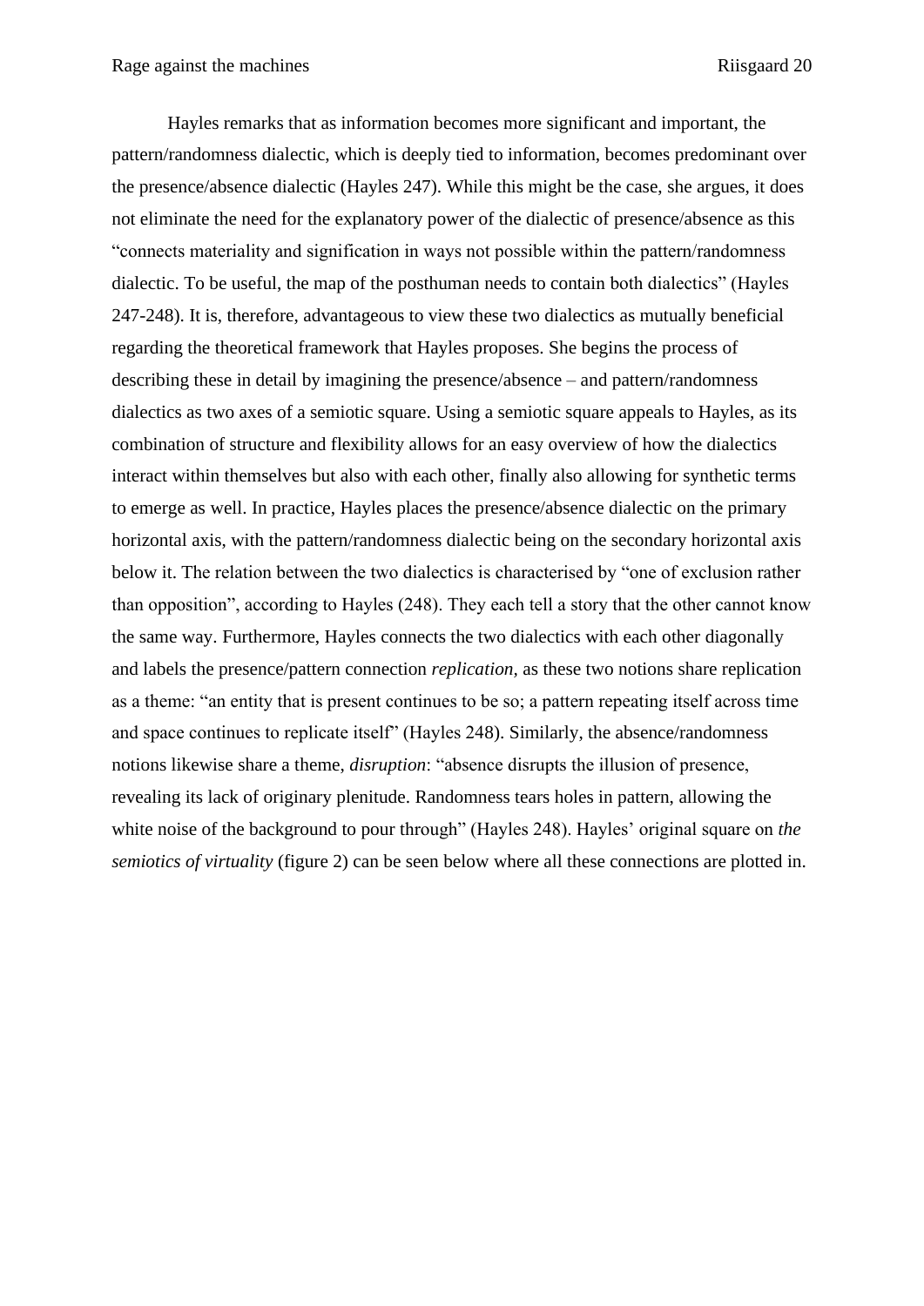Hayles remarks that as information becomes more significant and important, the pattern/randomness dialectic, which is deeply tied to information, becomes predominant over the presence/absence dialectic (Hayles 247). While this might be the case, she argues, it does not eliminate the need for the explanatory power of the dialectic of presence/absence as this "connects materiality and signification in ways not possible within the pattern/randomness dialectic. To be useful, the map of the posthuman needs to contain both dialectics" (Hayles 247-248). It is, therefore, advantageous to view these two dialectics as mutually beneficial regarding the theoretical framework that Hayles proposes. She begins the process of describing these in detail by imagining the presence/absence – and pattern/randomness dialectics as two axes of a semiotic square. Using a semiotic square appeals to Hayles, as its combination of structure and flexibility allows for an easy overview of how the dialectics interact within themselves but also with each other, finally also allowing for synthetic terms to emerge as well. In practice, Hayles places the presence/absence dialectic on the primary horizontal axis, with the pattern/randomness dialectic being on the secondary horizontal axis below it. The relation between the two dialectics is characterised by "one of exclusion rather than opposition", according to Hayles (248). They each tell a story that the other cannot know the same way. Furthermore, Hayles connects the two dialectics with each other diagonally and labels the presence/pattern connection *replication*, as these two notions share replication as a theme: "an entity that is present continues to be so; a pattern repeating itself across time and space continues to replicate itself" (Hayles 248). Similarly, the absence/randomness notions likewise share a theme, *disruption*: "absence disrupts the illusion of presence, revealing its lack of originary plenitude. Randomness tears holes in pattern, allowing the white noise of the background to pour through" (Hayles 248). Hayles' original square on *the semiotics of virtuality* (figure 2) can be seen below where all these connections are plotted in.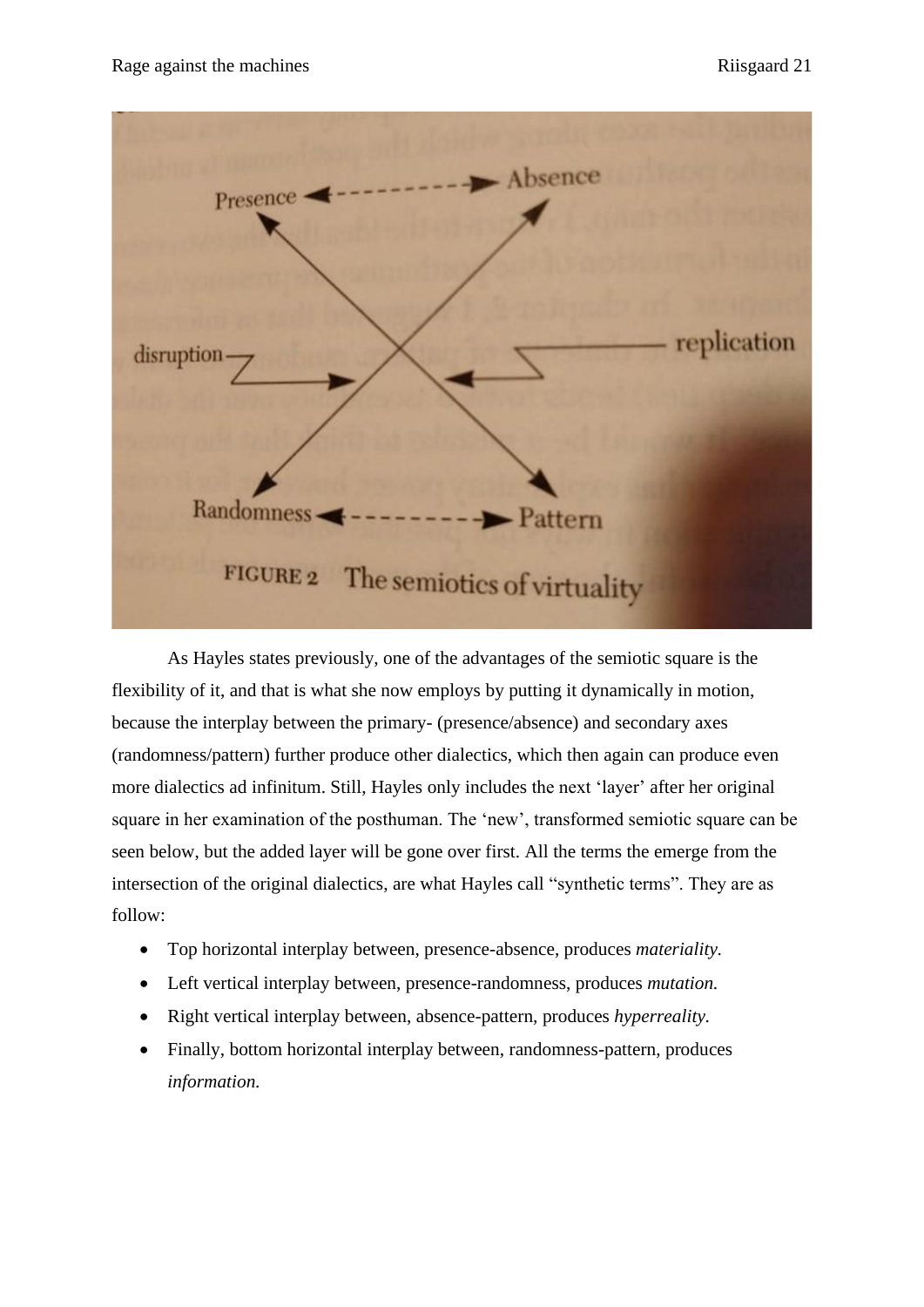As Hayles states previously, one of the advantages of the semiotic square is the flexibility of it, and that is what she now employs by putting it dynamically in motion, because the interplay between the primary- (presence/absence) and secondary axes (randomness/pattern) further produce other dialectics, which then again can produce even more dialectics ad infinitum. Still, Hayles only includes the next 'layer' after her original square in her examination of the posthuman. The 'new', transformed semiotic square can be seen below, but the added layer will be gone over first. All the terms the emerge from the intersection of the original dialectics, are what Hayles call "synthetic terms". They are as follow:

- Top horizontal interplay between, presence-absence, produces *materiality.*
- Left vertical interplay between, presence-randomness, produces *mutation.*
- Right vertical interplay between, absence-pattern, produces *hyperreality.*
- Finally, bottom horizontal interplay between, randomness-pattern, produces *information.*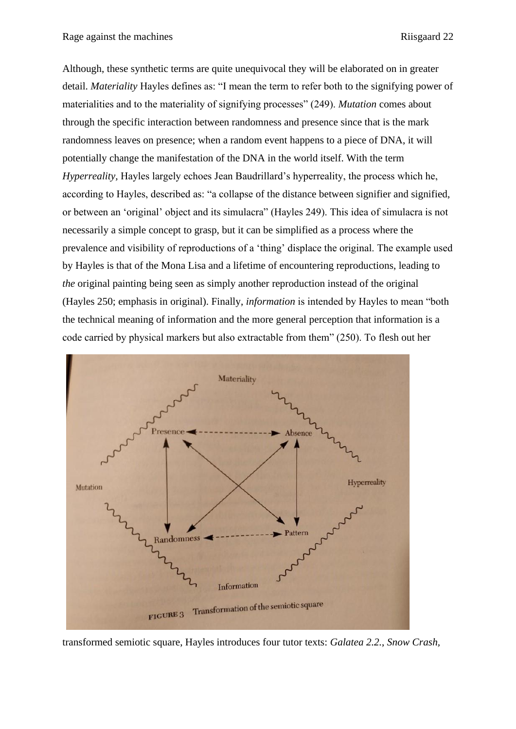Although, these synthetic terms are quite unequivocal they will be elaborated on in greater detail. *Materiality* Hayles defines as: "I mean the term to refer both to the signifying power of materialities and to the materiality of signifying processes" (249). *Mutation* comes about through the specific interaction between randomness and presence since that is the mark randomness leaves on presence; when a random event happens to a piece of DNA, it will potentially change the manifestation of the DNA in the world itself. With the term *Hyperreality,* Hayles largely echoes Jean Baudrillard's hyperreality, the process which he, according to Hayles, described as: "a collapse of the distance between signifier and signified, or between an 'original' object and its simulacra" (Hayles 249). This idea of simulacra is not necessarily a simple concept to grasp, but it can be simplified as a process where the prevalence and visibility of reproductions of a 'thing' displace the original. The example used by Hayles is that of the Mona Lisa and a lifetime of encountering reproductions, leading to *the* original painting being seen as simply another reproduction instead of the original (Hayles 250; emphasis in original). Finally, *information* is intended by Hayles to mean "both the technical meaning of information and the more general perception that information is a code carried by physical markers but also extractable from them" (250). To flesh out her

FIGURE 3 Transformation of the semiotic square

transformed semiotic square, Hayles introduces four tutor texts: *Galatea 2.2.*, *Snow Crash*,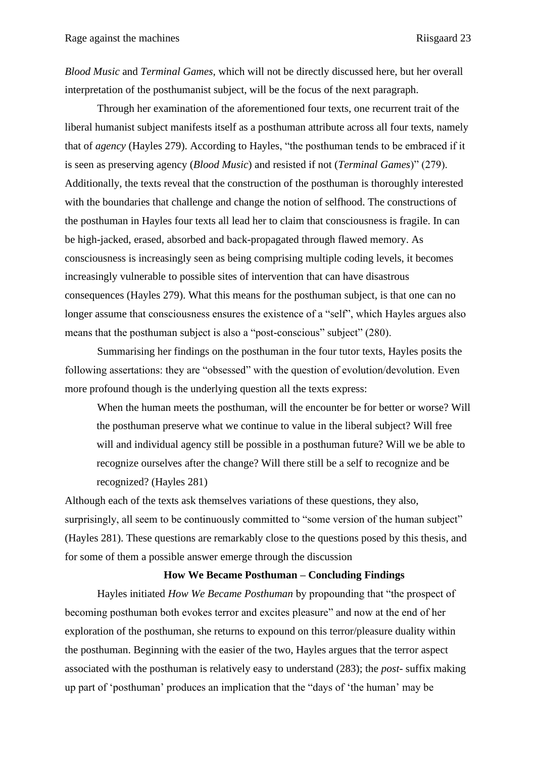*Blood Music* and *Terminal Games*, which will not be directly discussed here, but her overall interpretation of the posthumanist subject, will be the focus of the next paragraph.

Through her examination of the aforementioned four texts, one recurrent trait of the liberal humanist subject manifests itself as a posthuman attribute across all four texts, namely that of *agency* (Hayles 279). According to Hayles, "the posthuman tends to be embraced if it is seen as preserving agency (*Blood Music*) and resisted if not (*Terminal Games*)" (279). Additionally, the texts reveal that the construction of the posthuman is thoroughly interested with the boundaries that challenge and change the notion of selfhood. The constructions of the posthuman in Hayles four texts all lead her to claim that consciousness is fragile. In can be high-jacked, erased, absorbed and back-propagated through flawed memory. As consciousness is increasingly seen as being comprising multiple coding levels, it becomes increasingly vulnerable to possible sites of intervention that can have disastrous consequences (Hayles 279). What this means for the posthuman subject, is that one can no longer assume that consciousness ensures the existence of a "self", which Hayles argues also means that the posthuman subject is also a "post-conscious" subject" (280).

Summarising her findings on the posthuman in the four tutor texts, Hayles posits the following assertations: they are "obsessed" with the question of evolution/devolution. Even more profound though is the underlying question all the texts express:

> When the human meets the posthuman, will the encounter be for better or worse? Will the posthuman preserve what we continue to value in the liberal subject? Will free will and individual agency still be possible in a posthuman future? Will we be able to recognize ourselves after the change? Will there still be a self to recognize and be recognized? (Hayles 281)

Although each of the texts ask themselves variations of these questions, they also, surprisingly, all seem to be continuously committed to "some version of the human subject" (Hayles 281). These questions are remarkably close to the questions posed by this thesis, and for some of them a possible answer emerge through the discussion

**How We Became Posthuman – Concluding Findings**

Hayles initiated *How We Became Posthuman* by propounding that "the prospect of becoming posthuman both evokes terror and excites pleasure" and now at the end of her exploration of the posthuman, she returns to expound on this terror/pleasure duality within the posthuman. Beginning with the easier of the two, Hayles argues that the terror aspect associated with the posthuman is relatively easy to understand (283); the *post-* suffix making up part of 'posthuman' produces an implication that the "days of 'the human' may be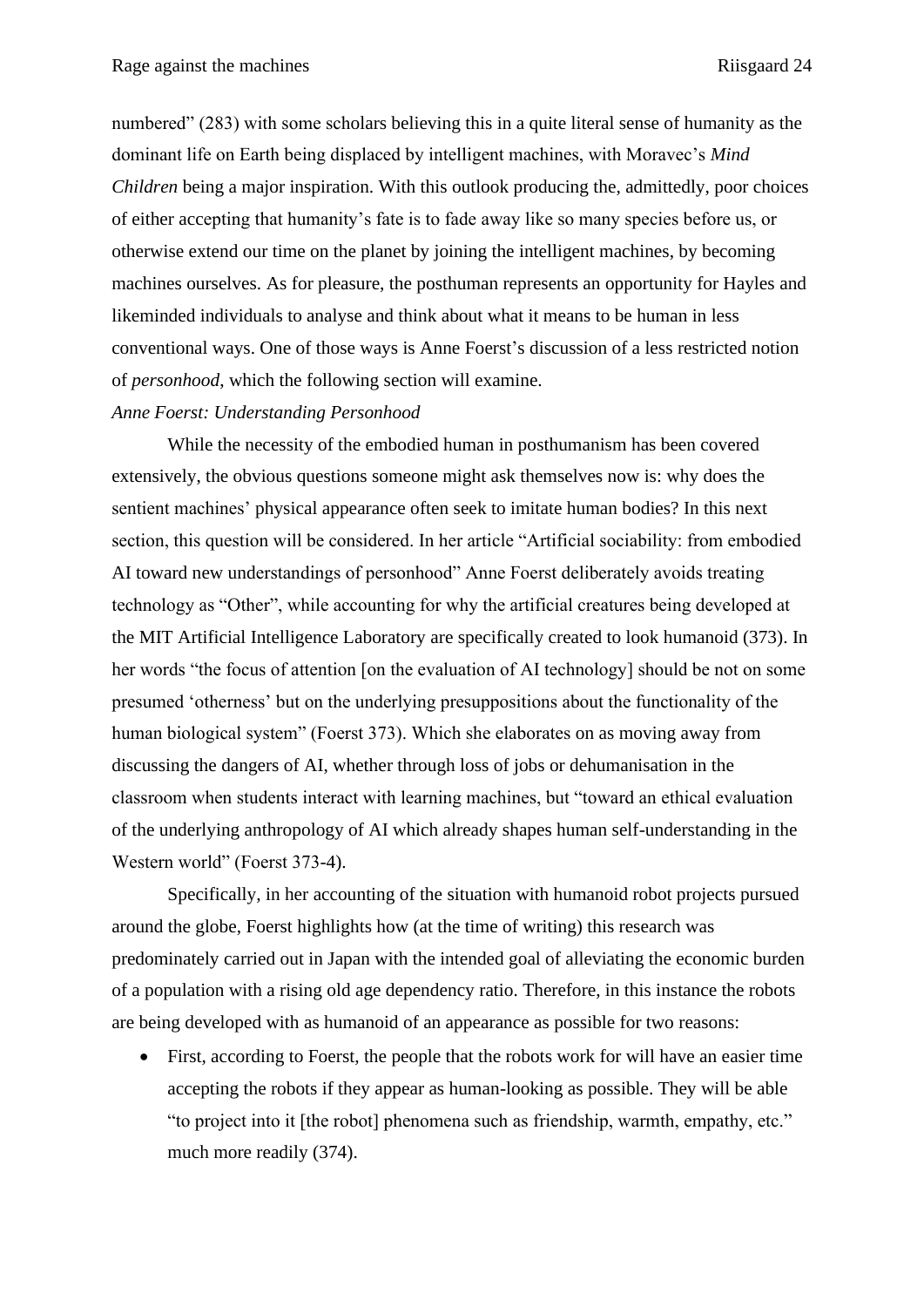numbered" (283) with some scholars believing this in a quite literal sense of humanity as the dominant life on Earth being displaced by intelligent machines, with Moravec's *Mind Children* being a major inspiration. With this outlook producing the, admittedly, poor choices of either accepting that humanity's fate is to fade away like so many species before us, or otherwise extend our time on the planet by joining the intelligent machines, by becoming machines ourselves. As for pleasure, the posthuman represents an opportunity for Hayles and likeminded individuals to analyse and think about what it means to be human in less conventional ways. One of those ways is Anne Foerst's discussion of a less restricted notion of *personhood*, which the following section will examine.

*Anne Foerst: Understanding Personhood*

While the necessity of the embodied human in posthumanism has been covered extensively, the obvious questions someone might ask themselves now is: why does the sentient machines' physical appearance often seek to imitate human bodies? In this next section, this question will be considered. In her article "Artificial sociability: from embodied AI toward new understandings of personhood" Anne Foerst deliberately avoids treating technology as "Other", while accounting for why the artificial creatures being developed at the MIT Artificial Intelligence Laboratory are specifically created to look humanoid (373). In her words "the focus of attention [on the evaluation of AI technology] should be not on some presumed 'otherness' but on the underlying presuppositions about the functionality of the human biological system" (Foerst 373). Which she elaborates on as moving away from discussing the dangers of AI, whether through loss of jobs or dehumanisation in the classroom when students interact with learning machines, but "toward an ethical evaluation of the underlying anthropology of AI which already shapes human self-understanding in the Western world" (Foerst 373-4).

Specifically, in her accounting of the situation with humanoid robot projects pursued around the globe, Foerst highlights how (at the time of writing) this research was predominately carried out in Japan with the intended goal of alleviating the economic burden of a population with a rising old age dependency ratio. Therefore, in this instance the robots are being developed with as humanoid of an appearance as possible for two reasons:

- First, according to Foerst, the people that the robots work for will have an easier time accepting the robots if they appear as human-looking as possible. They will be able "to project into it [the robot] phenomena such as friendship, warmth, empathy, etc." much more readily (374).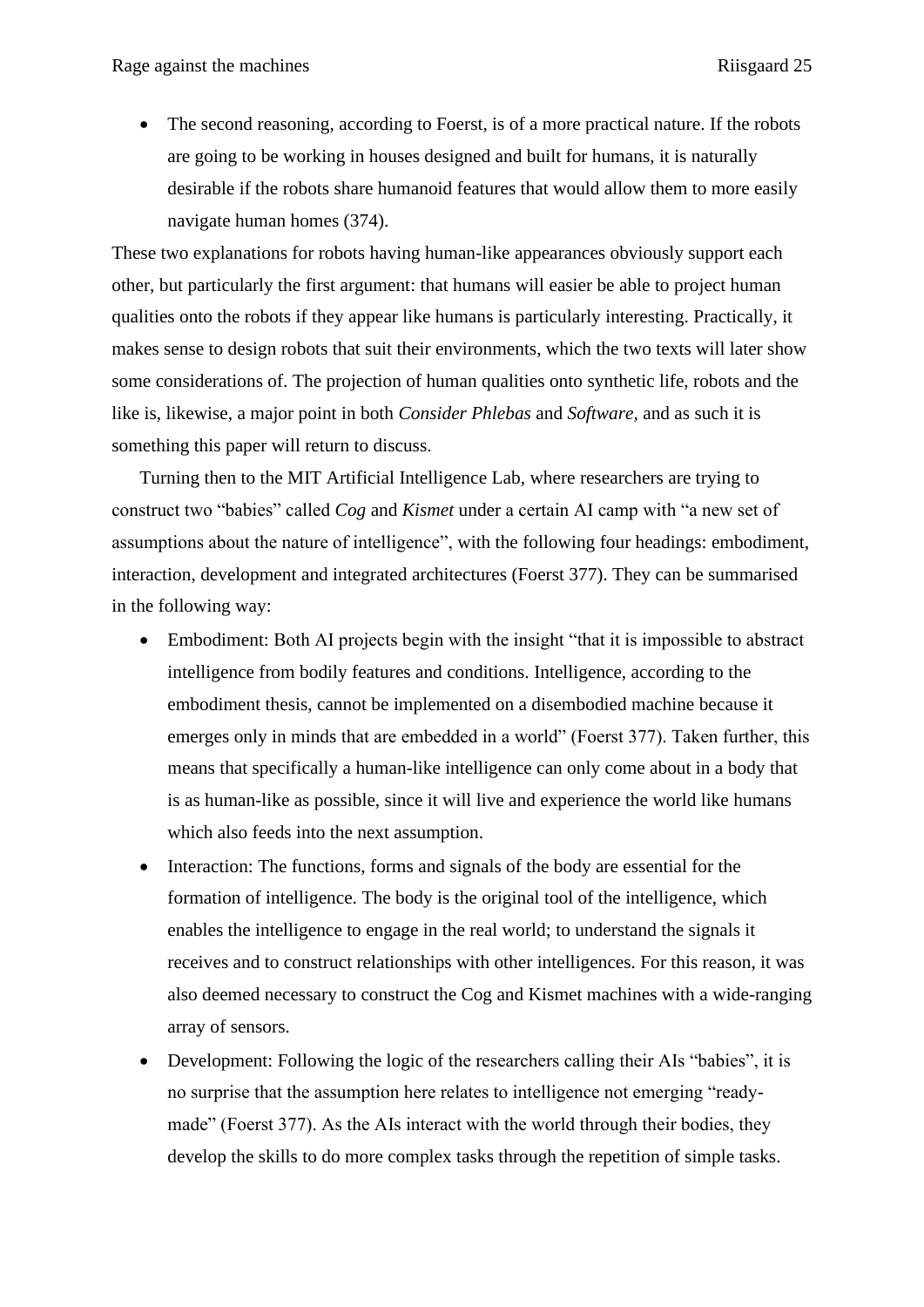- The second reasoning, according to Foerst, is of a more practical nature. If the robots are going to be working in houses designed and built for humans, it is naturally desirable if the robots share humanoid features that would allow them to more easily navigate human homes (374).

These two explanations for robots having human-like appearances obviously support each other, but particularly the first argument: that humans will easier be able to project human qualities onto the robots if they appear like humans is particularly interesting. Practically, it makes sense to design robots that suit their environments, which the two texts will later show some considerations of. The projection of human qualities onto synthetic life, robots and the like is, likewise, a major point in both *Consider Phlebas* and *Software*, and as such it is something this paper will return to discuss.

Turning then to the MIT Artificial Intelligence Lab, where researchers are trying to construct two "babies" called *Cog* and *Kismet* under a certain AI camp with "a new set of assumptions about the nature of intelligence", with the following four headings: embodiment, interaction, development and integrated architectures (Foerst 377). They can be summarised in the following way:

- Embodiment: Both AI projects begin with the insight "that it is impossible to abstract intelligence from bodily features and conditions. Intelligence, according to the embodiment thesis, cannot be implemented on a disembodied machine because it emerges only in minds that are embedded in a world" (Foerst 377). Taken further, this means that specifically a human-like intelligence can only come about in a body that is as human-like as possible, since it will live and experience the world like humans which also feeds into the next assumption.
- Interaction: The functions, forms and signals of the body are essential for the formation of intelligence. The body is the original tool of the intelligence, which enables the intelligence to engage in the real world; to understand the signals it receives and to construct relationships with other intelligences. For this reason, it was also deemed necessary to construct the Cog and Kismet machines with a wide-ranging array of sensors.
- Development: Following the logic of the researchers calling their AIs "babies", it is no surprise that the assumption here relates to intelligence not emerging "ready-made" (Foerst 377). As the AIs interact with the world through their bodies, they develop the skills to do more complex tasks through the repetition of simple tasks.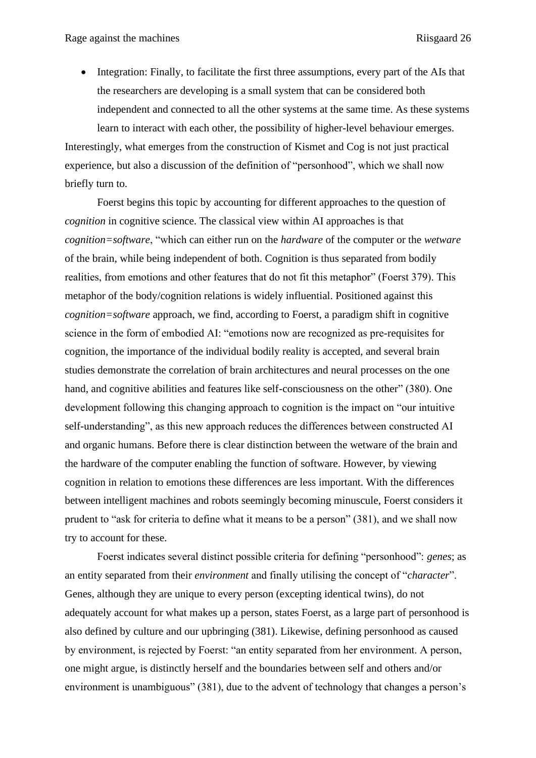- Integration: Finally, to facilitate the first three assumptions, every part of the AIs that the researchers are developing is a small system that can be considered both independent and connected to all the other systems at the same time. As these systems learn to interact with each other, the possibility of higher-level behaviour emerges.

Interestingly, what emerges from the construction of Kismet and Cog is not just practical experience, but also a discussion of the definition of "personhood", which we shall now briefly turn to.

Foerst begins this topic by accounting for different approaches to the question of *cognition* in cognitive science. The classical view within AI approaches is that *cognition=software*, "which can either run on the *hardware* of the computer or the *wetware* of the brain, while being independent of both. Cognition is thus separated from bodily realities, from emotions and other features that do not fit this metaphor" (Foerst 379). This metaphor of the body/cognition relations is widely influential. Positioned against this *cognition=software* approach, we find, according to Foerst, a paradigm shift in cognitive science in the form of embodied AI: "emotions now are recognized as pre-requisites for cognition, the importance of the individual bodily reality is accepted, and several brain studies demonstrate the correlation of brain architectures and neural processes on the one hand, and cognitive abilities and features like self-consciousness on the other" (380). One development following this changing approach to cognition is the impact on "our intuitive self-understanding", as this new approach reduces the differences between constructed AI and organic humans. Before there is clear distinction between the wetware of the brain and the hardware of the computer enabling the function of software. However, by viewing cognition in relation to emotions these differences are less important. With the differences between intelligent machines and robots seemingly becoming minuscule, Foerst considers it prudent to "ask for criteria to define what it means to be a person" (381), and we shall now try to account for these.

Foerst indicates several distinct possible criteria for defining "personhood": *genes*; as an entity separated from their *environment* and finally utilising the concept of "*character*". Genes, although they are unique to every person (excepting identical twins), do not adequately account for what makes up a person, states Foerst, as a large part of personhood is also defined by culture and our upbringing (381). Likewise, defining personhood as caused by environment, is rejected by Foerst: "an entity separated from her environment. A person, one might argue, is distinctly herself and the boundaries between self and others and/or environment is unambiguous" (381), due to the advent of technology that changes a person's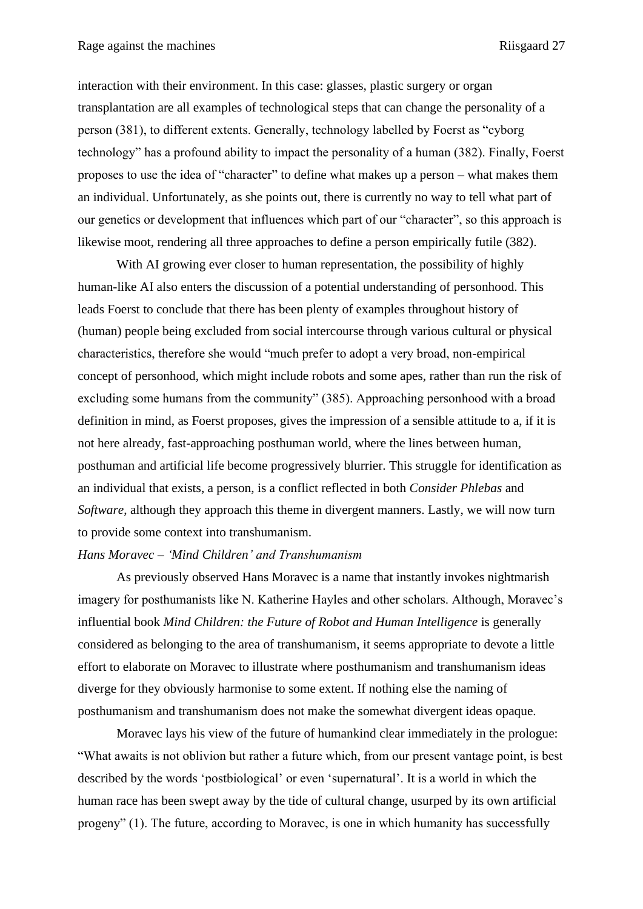interaction with their environment. In this case: glasses, plastic surgery or organ transplantation are all examples of technological steps that can change the personality of a person (381), to different extents. Generally, technology labelled by Foerst as "cyborg technology" has a profound ability to impact the personality of a human (382). Finally, Foerst proposes to use the idea of "character" to define what makes up a person – what makes them an individual. Unfortunately, as she points out, there is currently no way to tell what part of our genetics or development that influences which part of our "character", so this approach is likewise moot, rendering all three approaches to define a person empirically futile (382).

With AI growing ever closer to human representation, the possibility of highly human-like AI also enters the discussion of a potential understanding of personhood. This leads Foerst to conclude that there has been plenty of examples throughout history of (human) people being excluded from social intercourse through various cultural or physical characteristics, therefore she would "much prefer to adopt a very broad, non-empirical concept of personhood, which might include robots and some apes, rather than run the risk of excluding some humans from the community" (385). Approaching personhood with a broad definition in mind, as Foerst proposes, gives the impression of a sensible attitude to a, if it is not here already, fast-approaching posthuman world, where the lines between human, posthuman and artificial life become progressively blurrier. This struggle for identification as an individual that exists, a person, is a conflict reflected in both *Consider Phlebas* and *Software*, although they approach this theme in divergent manners. Lastly, we will now turn to provide some context into transhumanism.

*Hans Moravec – 'Mind Children' and Transhumanism*

As previously observed Hans Moravec is a name that instantly invokes nightmarish imagery for posthumanists like N. Katherine Hayles and other scholars. Although, Moravec's influential book *Mind Children: the Future of Robot and Human Intelligence* is generally considered as belonging to the area of transhumanism, it seems appropriate to devote a little effort to elaborate on Moravec to illustrate where posthumanism and transhumanism ideas diverge for they obviously harmonise to some extent. If nothing else the naming of posthumanism and transhumanism does not make the somewhat divergent ideas opaque.

Moravec lays his view of the future of humankind clear immediately in the prologue: "What awaits is not oblivion but rather a future which, from our present vantage point, is best described by the words 'postbiological' or even 'supernatural'. It is a world in which the human race has been swept away by the tide of cultural change, usurped by its own artificial progeny" (1). The future, according to Moravec, is one in which humanity has successfully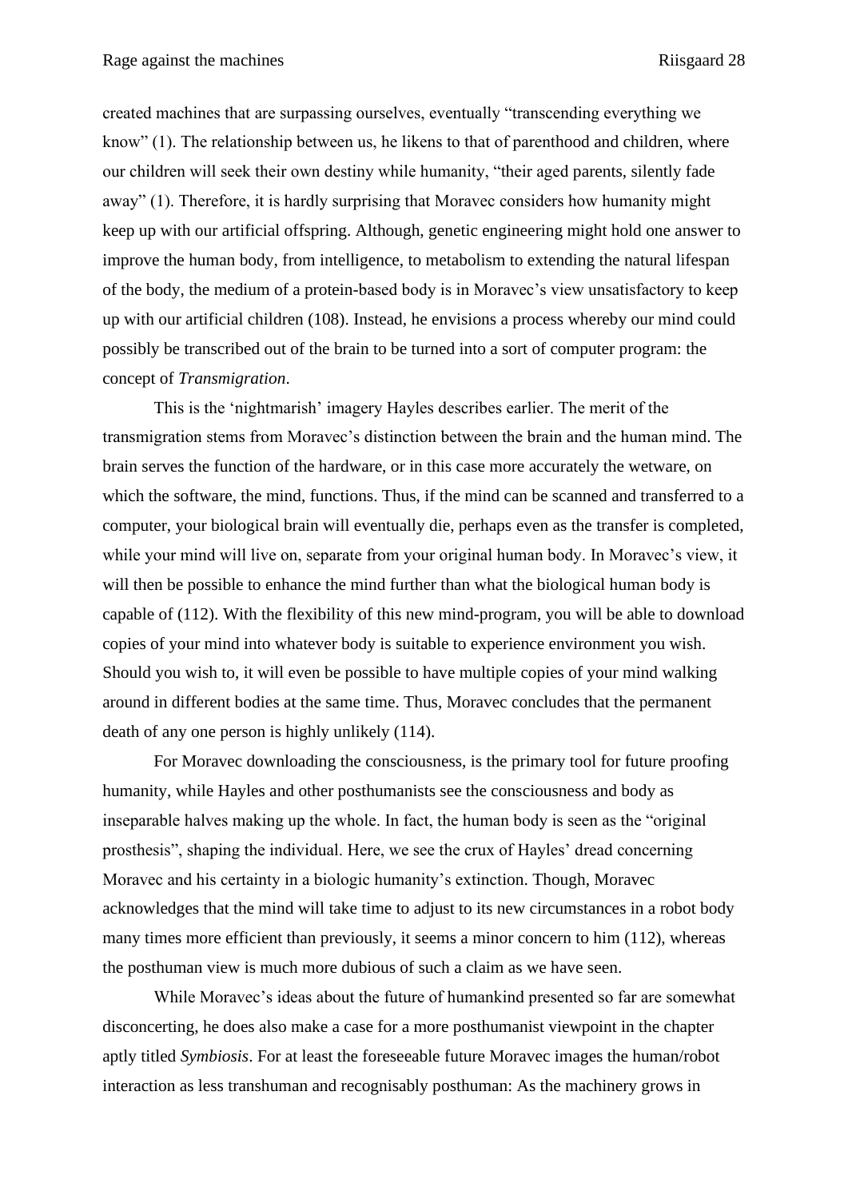created machines that are surpassing ourselves, eventually "transcending everything we know" (1). The relationship between us, he likens to that of parenthood and children, where our children will seek their own destiny while humanity, "their aged parents, silently fade away" (1). Therefore, it is hardly surprising that Moravec considers how humanity might keep up with our artificial offspring. Although, genetic engineering might hold one answer to improve the human body, from intelligence, to metabolism to extending the natural lifespan of the body, the medium of a protein-based body is in Moravec's view unsatisfactory to keep up with our artificial children (108). Instead, he envisions a process whereby our mind could possibly be transcribed out of the brain to be turned into a sort of computer program: the concept of *Transmigration*.

This is the 'nightmarish' imagery Hayles describes earlier. The merit of the transmigration stems from Moravec's distinction between the brain and the human mind. The brain serves the function of the hardware, or in this case more accurately the wetware, on which the software, the mind, functions. Thus, if the mind can be scanned and transferred to a computer, your biological brain will eventually die, perhaps even as the transfer is completed, while your mind will live on, separate from your original human body. In Moravec's view, it will then be possible to enhance the mind further than what the biological human body is capable of (112). With the flexibility of this new mind-program, you will be able to download copies of your mind into whatever body is suitable to experience environment you wish. Should you wish to, it will even be possible to have multiple copies of your mind walking around in different bodies at the same time. Thus, Moravec concludes that the permanent death of any one person is highly unlikely (114).

For Moravec downloading the consciousness, is the primary tool for future proofing humanity, while Hayles and other posthumanists see the consciousness and body as inseparable halves making up the whole. In fact, the human body is seen as the "original prosthesis", shaping the individual. Here, we see the crux of Hayles' dread concerning Moravec and his certainty in a biologic humanity's extinction. Though, Moravec acknowledges that the mind will take time to adjust to its new circumstances in a robot body many times more efficient than previously, it seems a minor concern to him (112), whereas the posthuman view is much more dubious of such a claim as we have seen.

While Moravec's ideas about the future of humankind presented so far are somewhat disconcerting, he does also make a case for a more posthumanist viewpoint in the chapter aptly titled *Symbiosis*. For at least the foreseeable future Moravec images the human/robot interaction as less transhuman and recognisably posthuman: As the machinery grows in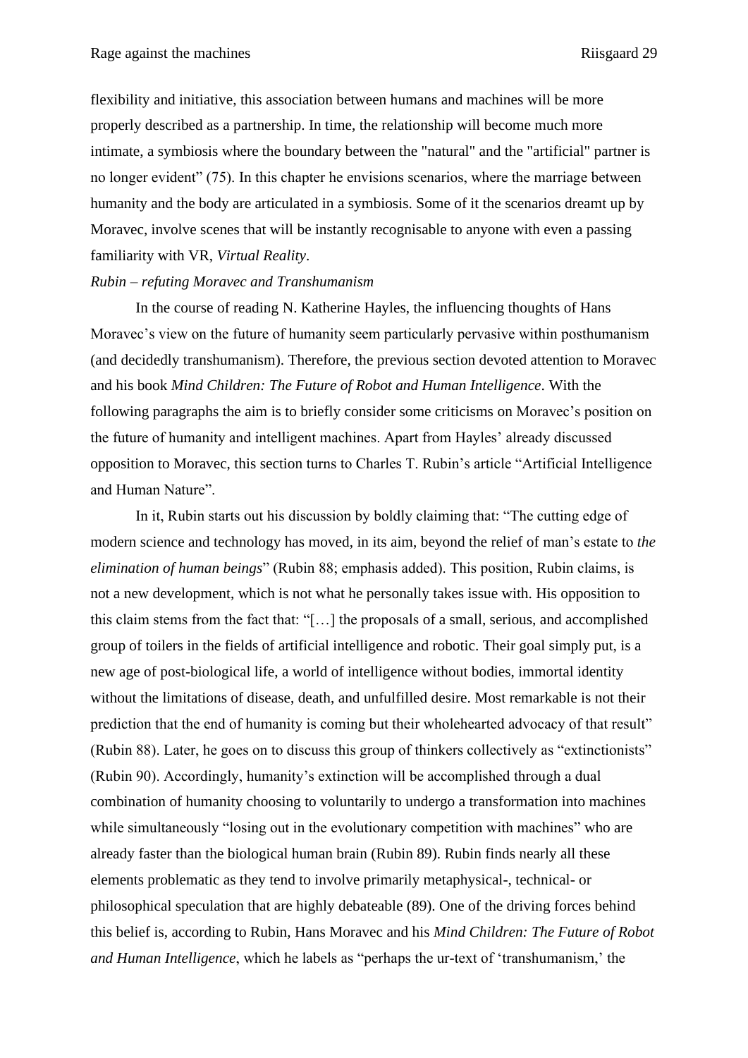flexibility and initiative, this association between humans and machines will be more properly described as a partnership. In time, the relationship will become much more intimate, a symbiosis where the boundary between the "natural" and the "artificial" partner is no longer evident" (75). In this chapter he envisions scenarios, where the marriage between humanity and the body are articulated in a symbiosis. Some of it the scenarios dreamt up by Moravec, involve scenes that will be instantly recognisable to anyone with even a passing familiarity with VR, *Virtual Reality*.

*Rubin – refuting Moravec and Transhumanism*

In the course of reading N. Katherine Hayles, the influencing thoughts of Hans Moravec's view on the future of humanity seem particularly pervasive within posthumanism (and decidedly transhumanism). Therefore, the previous section devoted attention to Moravec and his book *Mind Children: The Future of Robot and Human Intelligence*. With the following paragraphs the aim is to briefly consider some criticisms on Moravec's position on the future of humanity and intelligent machines. Apart from Hayles' already discussed opposition to Moravec, this section turns to Charles T. Rubin's article "Artificial Intelligence and Human Nature".

In it, Rubin starts out his discussion by boldly claiming that: "The cutting edge of modern science and technology has moved, in its aim, beyond the relief of man's estate to *the elimination of human beings*" (Rubin 88; emphasis added). This position, Rubin claims, is not a new development, which is not what he personally takes issue with. His opposition to this claim stems from the fact that: "[…] the proposals of a small, serious, and accomplished group of toilers in the fields of artificial intelligence and robotic. Their goal simply put, is a new age of post-biological life, a world of intelligence without bodies, immortal identity without the limitations of disease, death, and unfulfilled desire. Most remarkable is not their prediction that the end of humanity is coming but their wholehearted advocacy of that result" (Rubin 88). Later, he goes on to discuss this group of thinkers collectively as "extinctionists" (Rubin 90). Accordingly, humanity's extinction will be accomplished through a dual combination of humanity choosing to voluntarily to undergo a transformation into machines while simultaneously "losing out in the evolutionary competition with machines" who are already faster than the biological human brain (Rubin 89). Rubin finds nearly all these elements problematic as they tend to involve primarily metaphysical-, technical- or philosophical speculation that are highly debateable (89). One of the driving forces behind this belief is, according to Rubin, Hans Moravec and his *Mind Children: The Future of Robot and Human Intelligence*, which he labels as "perhaps the ur-text of 'transhumanism,' the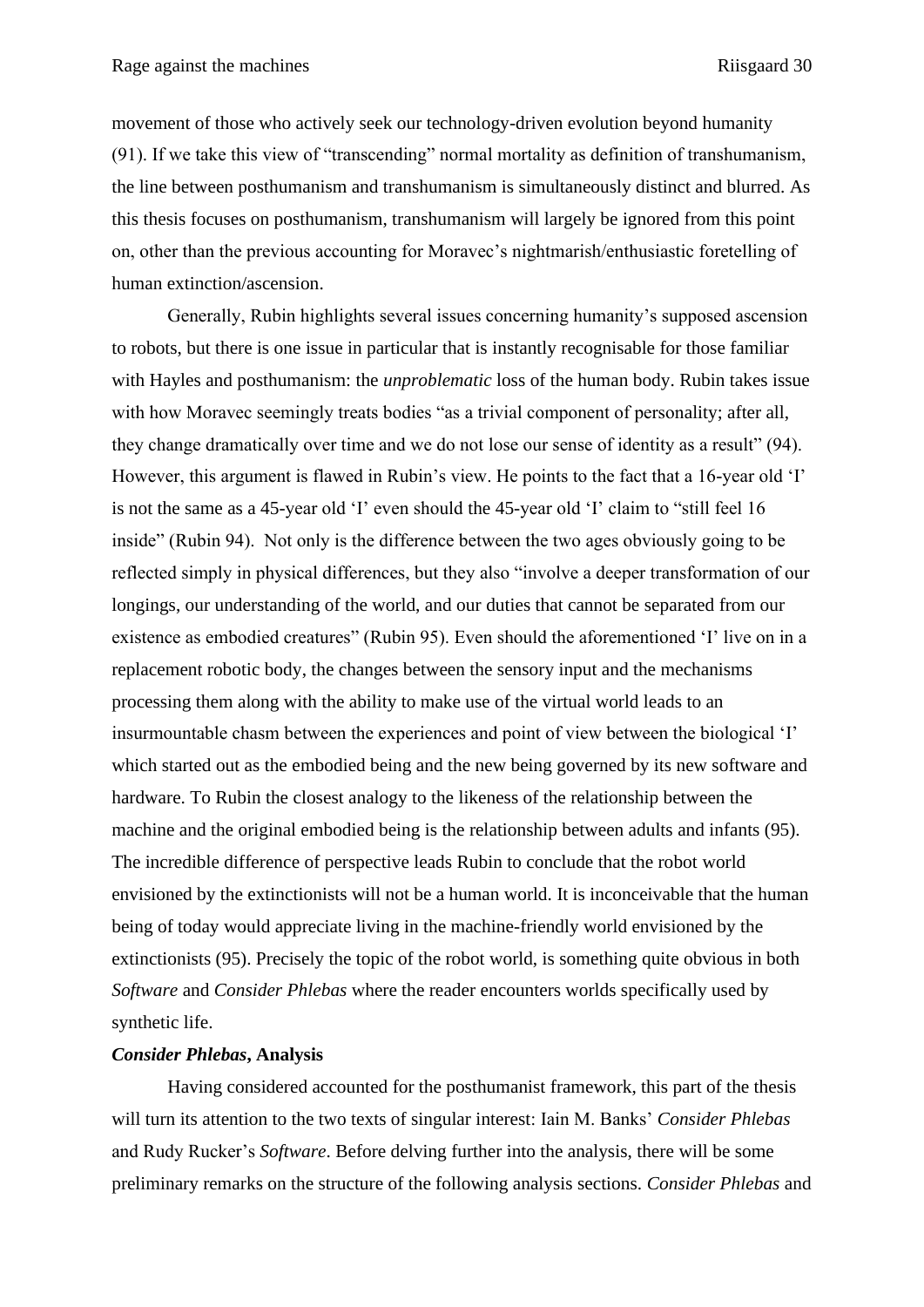movement of those who actively seek our technology-driven evolution beyond humanity (91). If we take this view of "transcending" normal mortality as definition of transhumanism, the line between posthumanism and transhumanism is simultaneously distinct and blurred. As this thesis focuses on posthumanism, transhumanism will largely be ignored from this point on, other than the previous accounting for Moravec's nightmarish/enthusiastic foretelling of human extinction/ascension.

Generally, Rubin highlights several issues concerning humanity's supposed ascension to robots, but there is one issue in particular that is instantly recognisable for those familiar with Hayles and posthumanism: the *unproblematic* loss of the human body. Rubin takes issue with how Moravec seemingly treats bodies "as a trivial component of personality; after all, they change dramatically over time and we do not lose our sense of identity as a result" (94). However, this argument is flawed in Rubin's view. He points to the fact that a 16-year old 'I' is not the same as a 45-year old 'I' even should the 45-year old 'I' claim to "still feel 16 inside" (Rubin 94). Not only is the difference between the two ages obviously going to be reflected simply in physical differences, but they also "involve a deeper transformation of our longings, our understanding of the world, and our duties that cannot be separated from our existence as embodied creatures" (Rubin 95). Even should the aforementioned 'I' live on in a replacement robotic body, the changes between the sensory input and the mechanisms processing them along with the ability to make use of the virtual world leads to an insurmountable chasm between the experiences and point of view between the biological 'I' which started out as the embodied being and the new being governed by its new software and hardware. To Rubin the closest analogy to the likeness of the relationship between the machine and the original embodied being is the relationship between adults and infants (95). The incredible difference of perspective leads Rubin to conclude that the robot world envisioned by the extinctionists will not be a human world. It is inconceivable that the human being of today would appreciate living in the machine-friendly world envisioned by the extinctionists (95). Precisely the topic of the robot world, is something quite obvious in both *Software* and *Consider Phlebas* where the reader encounters worlds specifically used by synthetic life.

### ***Consider Phlebas*, Analysis**

Having considered accounted for the posthumanist framework, this part of the thesis will turn its attention to the two texts of singular interest: Iain M. Banks' *Consider Phlebas* and Rudy Rucker's *Software*. Before delving further into the analysis, there will be some preliminary remarks on the structure of the following analysis sections. *Consider Phlebas* and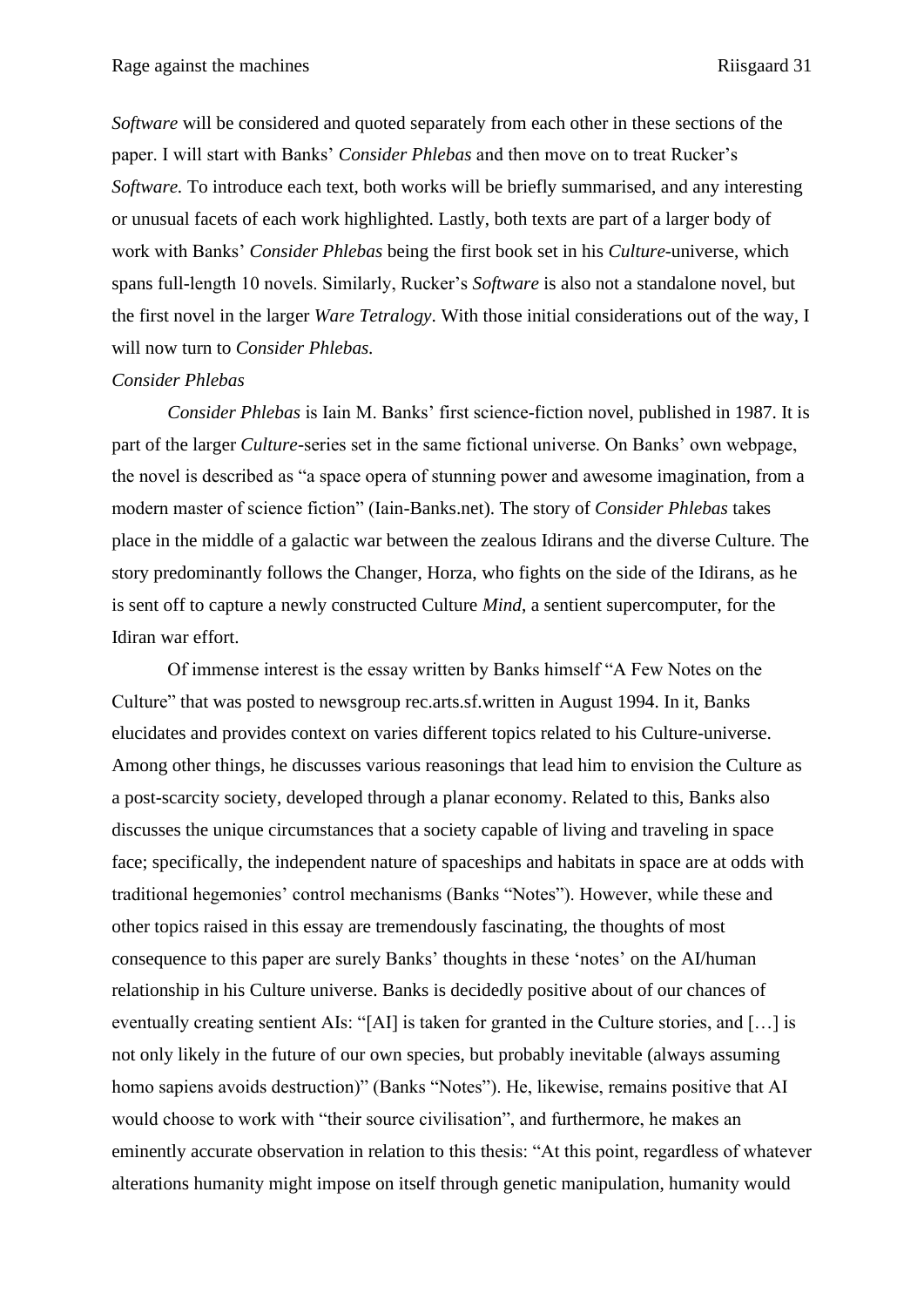*Software* will be considered and quoted separately from each other in these sections of the paper. I will start with Banks' *Consider Phlebas* and then move on to treat Rucker's *Software.* To introduce each text, both works will be briefly summarised, and any interesting or unusual facets of each work highlighted. Lastly, both texts are part of a larger body of work with Banks' *Consider Phlebas* being the first book set in his *Culture*-universe, which spans full-length 10 novels. Similarly, Rucker's *Software* is also not a standalone novel, but the first novel in the larger *Ware Tetralogy*. With those initial considerations out of the way, I will now turn to *Consider Phlebas.*

### *Consider Phlebas*

*Consider Phlebas* is Iain M. Banks' first science-fiction novel, published in 1987. It is part of the larger *Culture*-series set in the same fictional universe. On Banks' own webpage, the novel is described as "a space opera of stunning power and awesome imagination, from a modern master of science fiction" (Iain-Banks.net). The story of *Consider Phlebas* takes place in the middle of a galactic war between the zealous Idirans and the diverse Culture. The story predominantly follows the Changer, Horza, who fights on the side of the Idirans, as he is sent off to capture a newly constructed Culture *Mind*, a sentient supercomputer, for the Idiran war effort.

Of immense interest is the essay written by Banks himself "A Few Notes on the Culture" that was posted to newsgroup rec.arts.sf.written in August 1994. In it, Banks elucidates and provides context on varies different topics related to his Culture-universe. Among other things, he discusses various reasonings that lead him to envision the Culture as a post-scarcity society, developed through a planar economy. Related to this, Banks also discusses the unique circumstances that a society capable of living and traveling in space face; specifically, the independent nature of spaceships and habitats in space are at odds with traditional hegemonies' control mechanisms (Banks "Notes"). However, while these and other topics raised in this essay are tremendously fascinating, the thoughts of most consequence to this paper are surely Banks' thoughts in these 'notes' on the AI/human relationship in his Culture universe. Banks is decidedly positive about of our chances of eventually creating sentient AIs: "[AI] is taken for granted in the Culture stories, and […] is not only likely in the future of our own species, but probably inevitable (always assuming homo sapiens avoids destruction)" (Banks "Notes"). He, likewise, remains positive that AI would choose to work with "their source civilisation", and furthermore, he makes an eminently accurate observation in relation to this thesis: "At this point, regardless of whatever alterations humanity might impose on itself through genetic manipulation, humanity would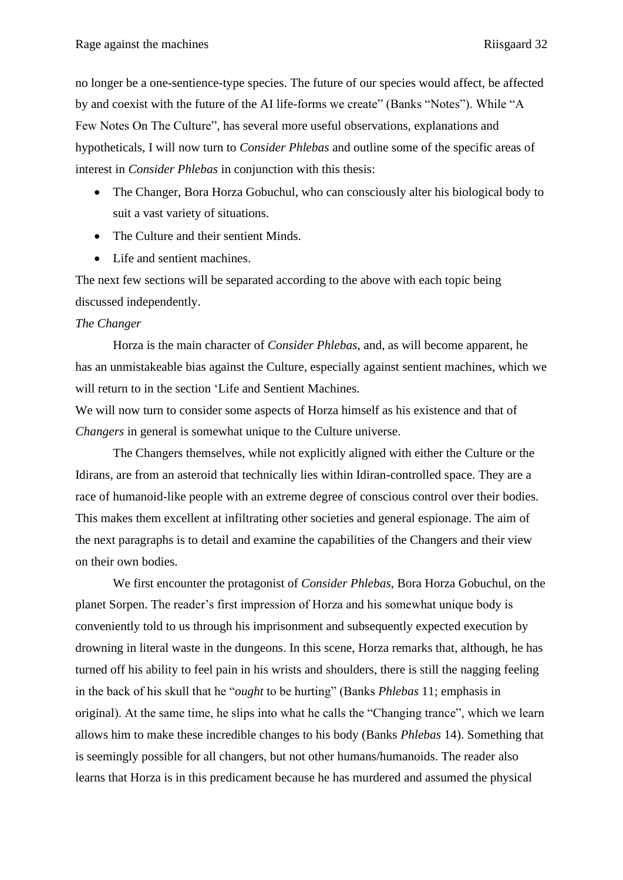no longer be a one-sentience-type species. The future of our species would affect, be affected by and coexist with the future of the AI life-forms we create" (Banks "Notes"). While "A Few Notes On The Culture", has several more useful observations, explanations and hypotheticals, I will now turn to *Consider Phlebas* and outline some of the specific areas of interest in *Consider Phlebas* in conjunction with this thesis:

- The Changer, Bora Horza Gobuchul, who can consciously alter his biological body to suit a vast variety of situations.
- The Culture and their sentient Minds.
- Life and sentient machines.

The next few sections will be separated according to the above with each topic being discussed independently.

*The Changer*

Horza is the main character of *Consider Phlebas*, and, as will become apparent, he has an unmistakeable bias against the Culture, especially against sentient machines, which we will return to in the section 'Life and Sentient Machines.

We will now turn to consider some aspects of Horza himself as his existence and that of *Changers* in general is somewhat unique to the Culture universe.

The Changers themselves, while not explicitly aligned with either the Culture or the Idirans, are from an asteroid that technically lies within Idiran-controlled space. They are a race of humanoid-like people with an extreme degree of conscious control over their bodies. This makes them excellent at infiltrating other societies and general espionage. The aim of the next paragraphs is to detail and examine the capabilities of the Changers and their view on their own bodies.

We first encounter the protagonist of *Consider Phlebas*, Bora Horza Gobuchul, on the planet Sorpen. The reader's first impression of Horza and his somewhat unique body is conveniently told to us through his imprisonment and subsequently expected execution by drowning in literal waste in the dungeons. In this scene, Horza remarks that, although, he has turned off his ability to feel pain in his wrists and shoulders, there is still the nagging feeling in the back of his skull that he "*ought* to be hurting" (Banks *Phlebas* 11; emphasis in original). At the same time, he slips into what he calls the "Changing trance", which we learn allows him to make these incredible changes to his body (Banks *Phlebas* 14). Something that is seemingly possible for all changers, but not other humans/humanoids. The reader also learns that Horza is in this predicament because he has murdered and assumed the physical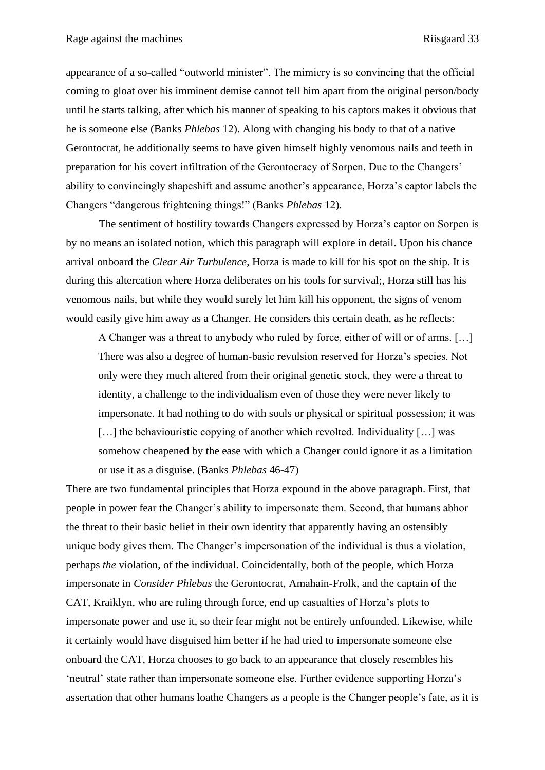appearance of a so-called "outworld minister". The mimicry is so convincing that the official coming to gloat over his imminent demise cannot tell him apart from the original person/body until he starts talking, after which his manner of speaking to his captors makes it obvious that he is someone else (Banks *Phlebas* 12). Along with changing his body to that of a native Gerontocrat, he additionally seems to have given himself highly venomous nails and teeth in preparation for his covert infiltration of the Gerontocracy of Sorpen. Due to the Changers' ability to convincingly shapeshift and assume another's appearance, Horza's captor labels the Changers "dangerous frightening things!" (Banks *Phlebas* 12).

The sentiment of hostility towards Changers expressed by Horza's captor on Sorpen is by no means an isolated notion, which this paragraph will explore in detail. Upon his chance arrival onboard the *Clear Air Turbulence*, Horza is made to kill for his spot on the ship. It is during this altercation where Horza deliberates on his tools for survival;, Horza still has his venomous nails, but while they would surely let him kill his opponent, the signs of venom would easily give him away as a Changer. He considers this certain death, as he reflects:

> A Changer was a threat to anybody who ruled by force, either of will or of arms. […] There was also a degree of human-basic revulsion reserved for Horza's species. Not only were they much altered from their original genetic stock, they were a threat to identity, a challenge to the individualism even of those they were never likely to impersonate. It had nothing to do with souls or physical or spiritual possession; it was […] the behaviouristic copying of another which revolted. Individuality […] was somehow cheapened by the ease with which a Changer could ignore it as a limitation or use it as a disguise. (Banks *Phlebas* 46-47)

There are two fundamental principles that Horza expound in the above paragraph. First, that people in power fear the Changer's ability to impersonate them. Second, that humans abhor the threat to their basic belief in their own identity that apparently having an ostensibly unique body gives them. The Changer's impersonation of the individual is thus a violation, perhaps *the* violation, of the individual. Coincidentally, both of the people, which Horza impersonate in *Consider Phlebas* the Gerontocrat, Amahain-Frolk, and the captain of the CAT, Kraiklyn, who are ruling through force, end up casualties of Horza's plots to impersonate power and use it, so their fear might not be entirely unfounded. Likewise, while it certainly would have disguised him better if he had tried to impersonate someone else onboard the CAT, Horza chooses to go back to an appearance that closely resembles his 'neutral' state rather than impersonate someone else. Further evidence supporting Horza's assertation that other humans loathe Changers as a people is the Changer people's fate, as it is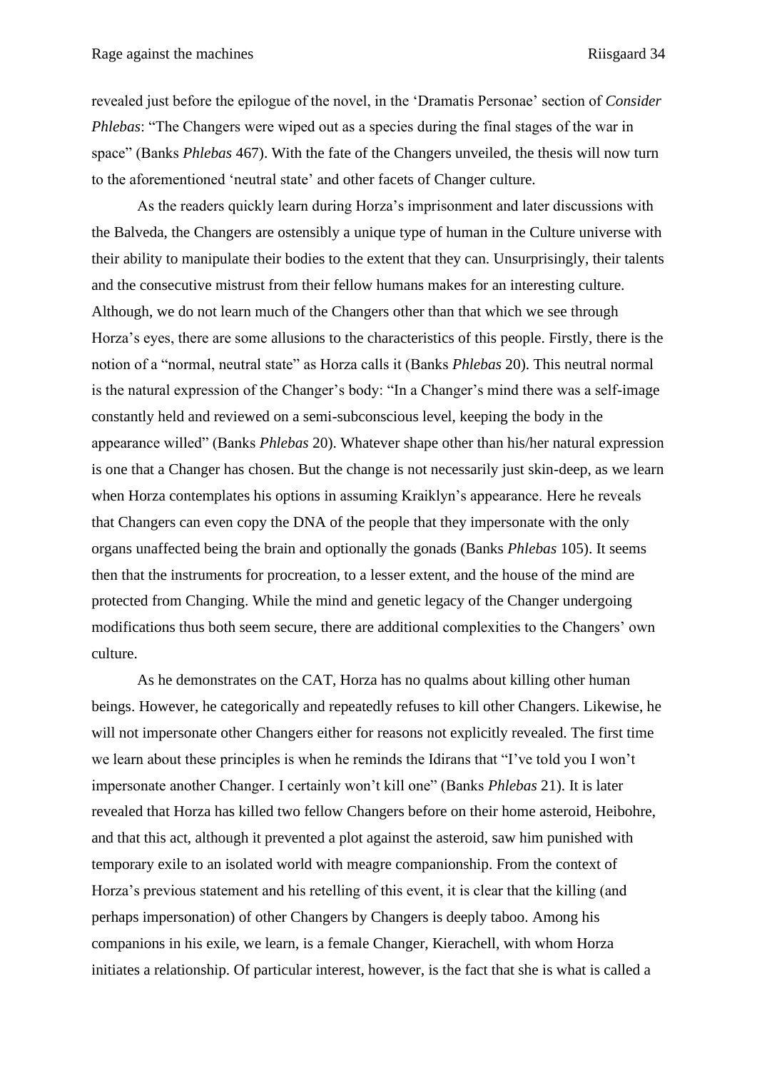revealed just before the epilogue of the novel, in the 'Dramatis Personae' section of *Consider Phlebas*: "The Changers were wiped out as a species during the final stages of the war in space" (Banks *Phlebas* 467). With the fate of the Changers unveiled, the thesis will now turn to the aforementioned 'neutral state' and other facets of Changer culture.

As the readers quickly learn during Horza's imprisonment and later discussions with the Balveda, the Changers are ostensibly a unique type of human in the Culture universe with their ability to manipulate their bodies to the extent that they can. Unsurprisingly, their talents and the consecutive mistrust from their fellow humans makes for an interesting culture. Although, we do not learn much of the Changers other than that which we see through Horza's eyes, there are some allusions to the characteristics of this people. Firstly, there is the notion of a "normal, neutral state" as Horza calls it (Banks *Phlebas* 20). This neutral normal is the natural expression of the Changer's body: "In a Changer's mind there was a self-image constantly held and reviewed on a semi-subconscious level, keeping the body in the appearance willed" (Banks *Phlebas* 20). Whatever shape other than his/her natural expression is one that a Changer has chosen. But the change is not necessarily just skin-deep, as we learn when Horza contemplates his options in assuming Kraiklyn's appearance. Here he reveals that Changers can even copy the DNA of the people that they impersonate with the only organs unaffected being the brain and optionally the gonads (Banks *Phlebas* 105). It seems then that the instruments for procreation, to a lesser extent, and the house of the mind are protected from Changing. While the mind and genetic legacy of the Changer undergoing modifications thus both seem secure, there are additional complexities to the Changers' own culture.

As he demonstrates on the CAT, Horza has no qualms about killing other human beings. However, he categorically and repeatedly refuses to kill other Changers. Likewise, he will not impersonate other Changers either for reasons not explicitly revealed. The first time we learn about these principles is when he reminds the Idirans that "I've told you I won't impersonate another Changer. I certainly won't kill one" (Banks *Phlebas* 21). It is later revealed that Horza has killed two fellow Changers before on their home asteroid, Heibohre, and that this act, although it prevented a plot against the asteroid, saw him punished with temporary exile to an isolated world with meagre companionship. From the context of Horza's previous statement and his retelling of this event, it is clear that the killing (and perhaps impersonation) of other Changers by Changers is deeply taboo. Among his companions in his exile, we learn, is a female Changer, Kierachell, with whom Horza initiates a relationship. Of particular interest, however, is the fact that she is what is called a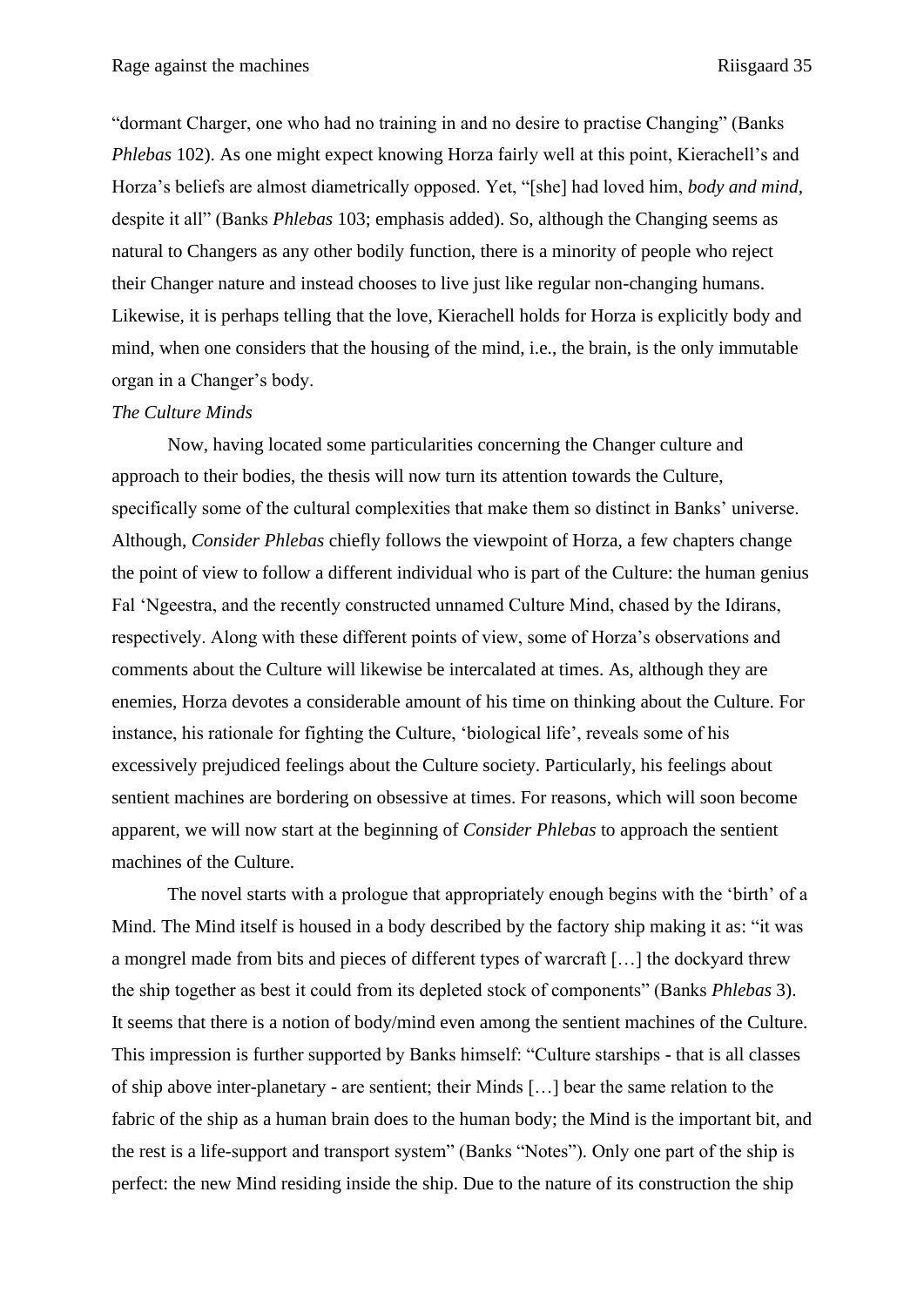"dormant Charger, one who had no training in and no desire to practise Changing" (Banks *Phlebas* 102). As one might expect knowing Horza fairly well at this point, Kierachell's and Horza's beliefs are almost diametrically opposed. Yet, "[she] had loved him, *body and mind*, despite it all" (Banks *Phlebas* 103; emphasis added). So, although the Changing seems as natural to Changers as any other bodily function, there is a minority of people who reject their Changer nature and instead chooses to live just like regular non-changing humans. Likewise, it is perhaps telling that the love, Kierachell holds for Horza is explicitly body and mind, when one considers that the housing of the mind, i.e., the brain, is the only immutable organ in a Changer's body.

*The Culture Minds*

Now, having located some particularities concerning the Changer culture and approach to their bodies, the thesis will now turn its attention towards the Culture, specifically some of the cultural complexities that make them so distinct in Banks' universe. Although, *Consider Phlebas* chiefly follows the viewpoint of Horza, a few chapters change the point of view to follow a different individual who is part of the Culture: the human genius Fal 'Ngeestra, and the recently constructed unnamed Culture Mind, chased by the Idirans, respectively. Along with these different points of view, some of Horza's observations and comments about the Culture will likewise be intercalated at times. As, although they are enemies, Horza devotes a considerable amount of his time on thinking about the Culture. For instance, his rationale for fighting the Culture, 'biological life', reveals some of his excessively prejudiced feelings about the Culture society. Particularly, his feelings about sentient machines are bordering on obsessive at times. For reasons, which will soon become apparent, we will now start at the beginning of *Consider Phlebas* to approach the sentient machines of the Culture.

The novel starts with a prologue that appropriately enough begins with the 'birth' of a Mind. The Mind itself is housed in a body described by the factory ship making it as: "it was a mongrel made from bits and pieces of different types of warcraft […] the dockyard threw the ship together as best it could from its depleted stock of components" (Banks *Phlebas* 3). It seems that there is a notion of body/mind even among the sentient machines of the Culture. This impression is further supported by Banks himself: "Culture starships - that is all classes of ship above inter-planetary - are sentient; their Minds […] bear the same relation to the fabric of the ship as a human brain does to the human body; the Mind is the important bit, and the rest is a life-support and transport system" (Banks "Notes"). Only one part of the ship is perfect: the new Mind residing inside the ship. Due to the nature of its construction the ship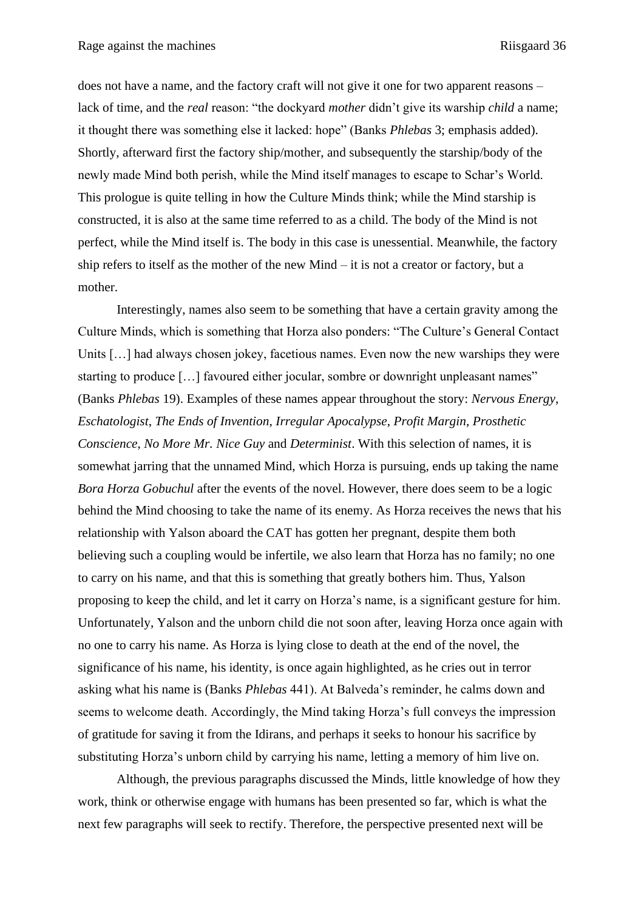does not have a name, and the factory craft will not give it one for two apparent reasons – lack of time, and the *real* reason: "the dockyard *mother* didn't give its warship *child* a name; it thought there was something else it lacked: hope" (Banks *Phlebas* 3; emphasis added). Shortly, afterward first the factory ship/mother, and subsequently the starship/body of the newly made Mind both perish, while the Mind itself manages to escape to Schar's World. This prologue is quite telling in how the Culture Minds think; while the Mind starship is constructed, it is also at the same time referred to as a child. The body of the Mind is not perfect, while the Mind itself is. The body in this case is unessential. Meanwhile, the factory ship refers to itself as the mother of the new Mind – it is not a creator or factory, but a mother.

Interestingly, names also seem to be something that have a certain gravity among the Culture Minds, which is something that Horza also ponders: "The Culture's General Contact Units […] had always chosen jokey, facetious names. Even now the new warships they were starting to produce […] favoured either jocular, sombre or downright unpleasant names" (Banks *Phlebas* 19). Examples of these names appear throughout the story: *Nervous Energy*, *Eschatologist*, *The Ends of Invention*, *Irregular Apocalypse*, *Profit Margin*, *Prosthetic Conscience*, *No More Mr. Nice Guy* and *Determinist*. With this selection of names, it is somewhat jarring that the unnamed Mind, which Horza is pursuing, ends up taking the name *Bora Horza Gobuchul* after the events of the novel. However, there does seem to be a logic behind the Mind choosing to take the name of its enemy. As Horza receives the news that his relationship with Yalson aboard the CAT has gotten her pregnant, despite them both believing such a coupling would be infertile, we also learn that Horza has no family; no one to carry on his name, and that this is something that greatly bothers him. Thus, Yalson proposing to keep the child, and let it carry on Horza's name, is a significant gesture for him. Unfortunately, Yalson and the unborn child die not soon after, leaving Horza once again with no one to carry his name. As Horza is lying close to death at the end of the novel, the significance of his name, his identity, is once again highlighted, as he cries out in terror asking what his name is (Banks *Phlebas* 441). At Balveda's reminder, he calms down and seems to welcome death. Accordingly, the Mind taking Horza's full conveys the impression of gratitude for saving it from the Idirans, and perhaps it seeks to honour his sacrifice by substituting Horza's unborn child by carrying his name, letting a memory of him live on.

Although, the previous paragraphs discussed the Minds, little knowledge of how they work, think or otherwise engage with humans has been presented so far, which is what the next few paragraphs will seek to rectify. Therefore, the perspective presented next will be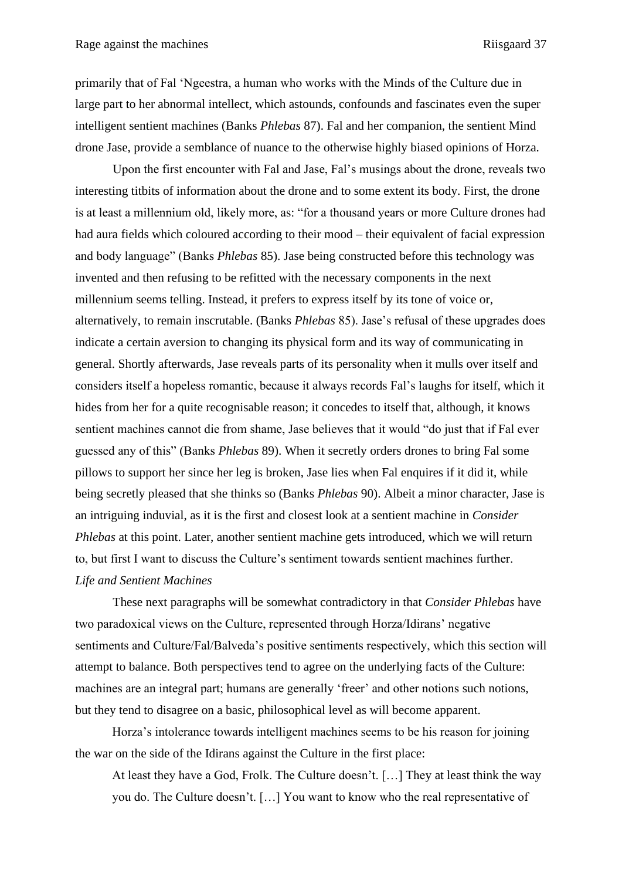primarily that of Fal 'Ngeestra, a human who works with the Minds of the Culture due in large part to her abnormal intellect, which astounds, confounds and fascinates even the super intelligent sentient machines (Banks *Phlebas* 87). Fal and her companion, the sentient Mind drone Jase, provide a semblance of nuance to the otherwise highly biased opinions of Horza.

Upon the first encounter with Fal and Jase, Fal's musings about the drone, reveals two interesting titbits of information about the drone and to some extent its body. First, the drone is at least a millennium old, likely more, as: "for a thousand years or more Culture drones had had aura fields which coloured according to their mood – their equivalent of facial expression and body language" (Banks *Phlebas* 85). Jase being constructed before this technology was invented and then refusing to be refitted with the necessary components in the next millennium seems telling. Instead, it prefers to express itself by its tone of voice or, alternatively, to remain inscrutable. (Banks *Phlebas* 85). Jase's refusal of these upgrades does indicate a certain aversion to changing its physical form and its way of communicating in general. Shortly afterwards, Jase reveals parts of its personality when it mulls over itself and considers itself a hopeless romantic, because it always records Fal's laughs for itself, which it hides from her for a quite recognisable reason; it concedes to itself that, although, it knows sentient machines cannot die from shame, Jase believes that it would "do just that if Fal ever guessed any of this" (Banks *Phlebas* 89). When it secretly orders drones to bring Fal some pillows to support her since her leg is broken, Jase lies when Fal enquires if it did it, while being secretly pleased that she thinks so (Banks *Phlebas* 90). Albeit a minor character, Jase is an intriguing induvial, as it is the first and closest look at a sentient machine in *Consider Phlebas* at this point. Later, another sentient machine gets introduced, which we will return to, but first I want to discuss the Culture's sentiment towards sentient machines further.

### *Life and Sentient Machines*

These next paragraphs will be somewhat contradictory in that *Consider Phlebas* have two paradoxical views on the Culture, represented through Horza/Idirans' negative sentiments and Culture/Fal/Balveda's positive sentiments respectively, which this section will attempt to balance. Both perspectives tend to agree on the underlying facts of the Culture: machines are an integral part; humans are generally 'freer' and other notions such notions, but they tend to disagree on a basic, philosophical level as will become apparent.

Horza's intolerance towards intelligent machines seems to be his reason for joining the war on the side of the Idirans against the Culture in the first place:

> At least they have a God, Frolk. The Culture doesn't. […] They at least think the way you do. The Culture doesn't. […] You want to know who the real representative of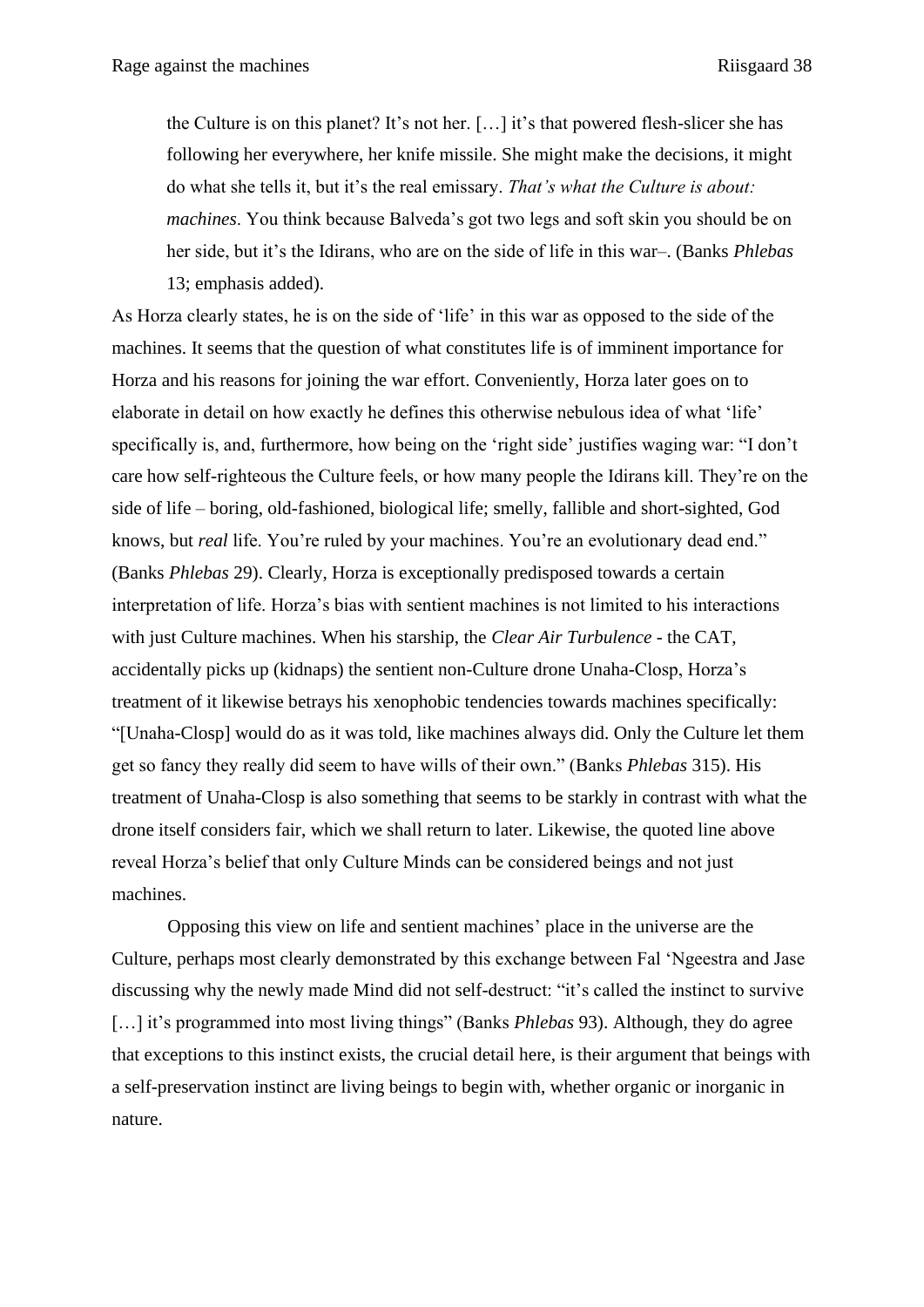> the Culture is on this planet? It's not her. […] it's that powered flesh-slicer she has following her everywhere, her knife missile. She might make the decisions, it might do what she tells it, but it's the real emissary. *That's what the Culture is about: machines*. You think because Balveda's got two legs and soft skin you should be on her side, but it's the Idirans, who are on the side of life in this war–. (Banks *Phlebas* 13; emphasis added).

As Horza clearly states, he is on the side of 'life' in this war as opposed to the side of the machines. It seems that the question of what constitutes life is of imminent importance for Horza and his reasons for joining the war effort. Conveniently, Horza later goes on to elaborate in detail on how exactly he defines this otherwise nebulous idea of what 'life' specifically is, and, furthermore, how being on the 'right side' justifies waging war: "I don't care how self-righteous the Culture feels, or how many people the Idirans kill. They're on the side of life – boring, old-fashioned, biological life; smelly, fallible and short-sighted, God knows, but *real* life. You're ruled by your machines. You're an evolutionary dead end." (Banks *Phlebas* 29). Clearly, Horza is exceptionally predisposed towards a certain interpretation of life. Horza's bias with sentient machines is not limited to his interactions with just Culture machines. When his starship, the *Clear Air Turbulence* - the CAT, accidentally picks up (kidnaps) the sentient non-Culture drone Unaha-Closp, Horza's treatment of it likewise betrays his xenophobic tendencies towards machines specifically: "[Unaha-Closp] would do as it was told, like machines always did. Only the Culture let them get so fancy they really did seem to have wills of their own." (Banks *Phlebas* 315). His treatment of Unaha-Closp is also something that seems to be starkly in contrast with what the drone itself considers fair, which we shall return to later. Likewise, the quoted line above reveal Horza's belief that only Culture Minds can be considered beings and not just machines.

Opposing this view on life and sentient machines' place in the universe are the Culture, perhaps most clearly demonstrated by this exchange between Fal 'Ngeestra and Jase discussing why the newly made Mind did not self-destruct: "it's called the instinct to survive […] it's programmed into most living things" (Banks *Phlebas* 93). Although, they do agree that exceptions to this instinct exists, the crucial detail here, is their argument that beings with a self-preservation instinct are living beings to begin with, whether organic or inorganic in nature.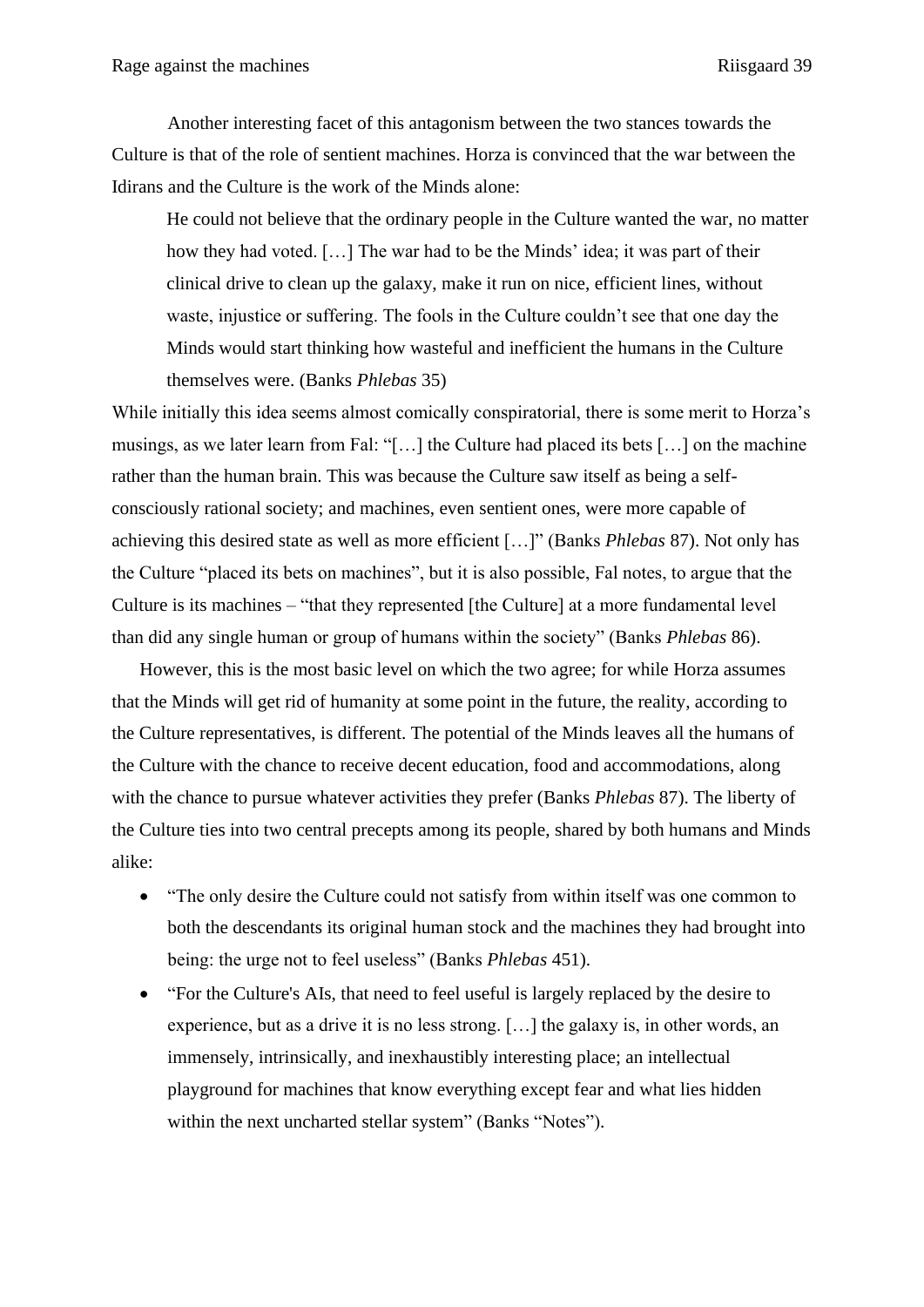Another interesting facet of this antagonism between the two stances towards the Culture is that of the role of sentient machines. Horza is convinced that the war between the Idirans and the Culture is the work of the Minds alone:

> He could not believe that the ordinary people in the Culture wanted the war, no matter how they had voted. […] The war had to be the Minds' idea; it was part of their clinical drive to clean up the galaxy, make it run on nice, efficient lines, without waste, injustice or suffering. The fools in the Culture couldn't see that one day the Minds would start thinking how wasteful and inefficient the humans in the Culture themselves were. (Banks *Phlebas* 35)

While initially this idea seems almost comically conspiratorial, there is some merit to Horza's musings, as we later learn from Fal: "[…] the Culture had placed its bets […] on the machine rather than the human brain. This was because the Culture saw itself as being a self-consciously rational society; and machines, even sentient ones, were more capable of achieving this desired state as well as more efficient […]" (Banks *Phlebas* 87). Not only has the Culture "placed its bets on machines", but it is also possible, Fal notes, to argue that the Culture is its machines – "that they represented [the Culture] at a more fundamental level than did any single human or group of humans within the society" (Banks *Phlebas* 86).

However, this is the most basic level on which the two agree; for while Horza assumes that the Minds will get rid of humanity at some point in the future, the reality, according to the Culture representatives, is different. The potential of the Minds leaves all the humans of the Culture with the chance to receive decent education, food and accommodations, along with the chance to pursue whatever activities they prefer (Banks *Phlebas* 87). The liberty of the Culture ties into two central precepts among its people, shared by both humans and Minds alike:

- "The only desire the Culture could not satisfy from within itself was one common to both the descendants its original human stock and the machines they had brought into being: the urge not to feel useless" (Banks *Phlebas* 451).
- "For the Culture's AIs, that need to feel useful is largely replaced by the desire to experience, but as a drive it is no less strong. […] the galaxy is, in other words, an immensely, intrinsically, and inexhaustibly interesting place; an intellectual playground for machines that know everything except fear and what lies hidden within the next uncharted stellar system" (Banks "Notes").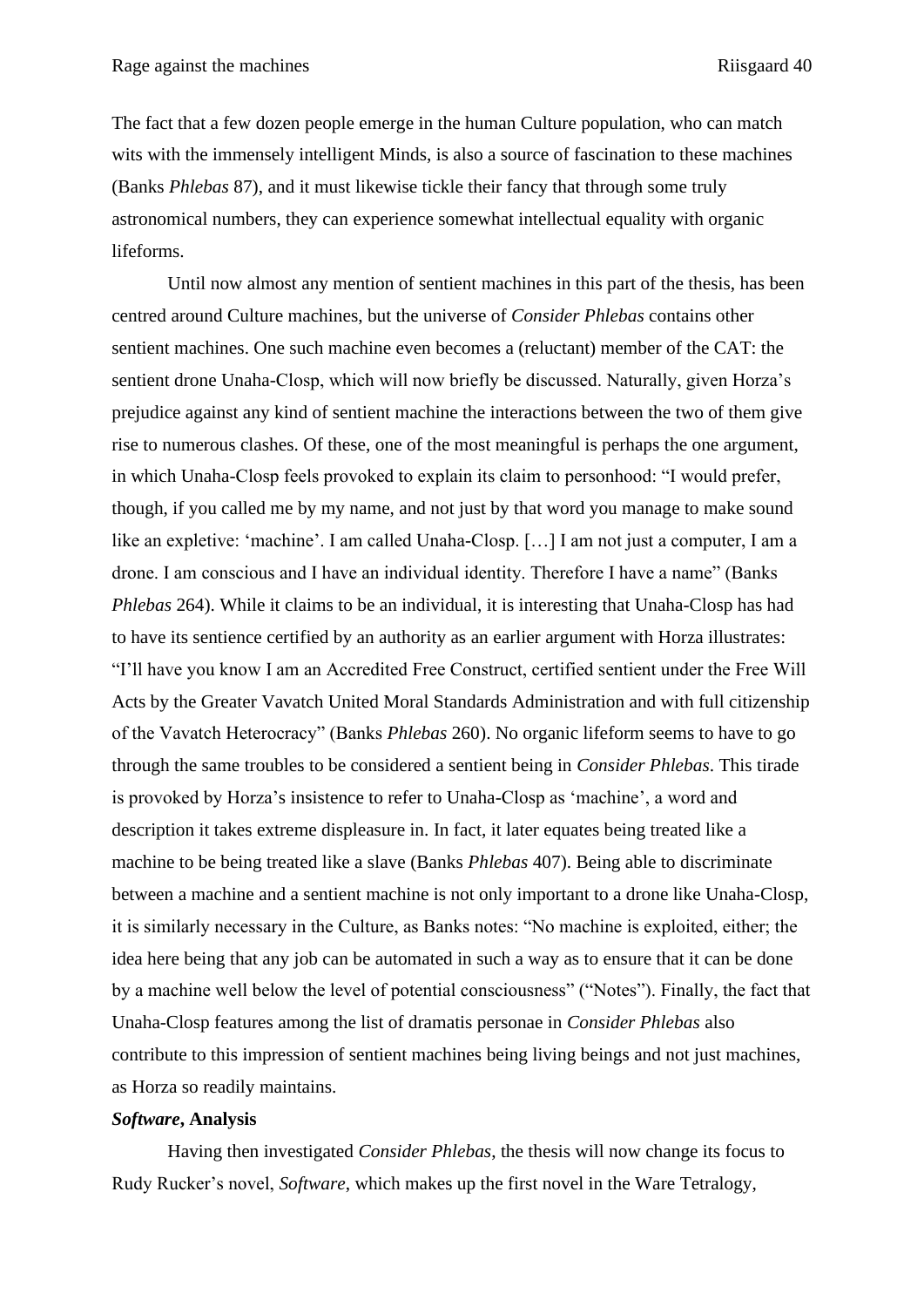The fact that a few dozen people emerge in the human Culture population, who can match wits with the immensely intelligent Minds, is also a source of fascination to these machines (Banks *Phlebas* 87), and it must likewise tickle their fancy that through some truly astronomical numbers, they can experience somewhat intellectual equality with organic lifeforms.

Until now almost any mention of sentient machines in this part of the thesis, has been centred around Culture machines, but the universe of *Consider Phlebas* contains other sentient machines. One such machine even becomes a (reluctant) member of the CAT: the sentient drone Unaha-Closp, which will now briefly be discussed. Naturally, given Horza's prejudice against any kind of sentient machine the interactions between the two of them give rise to numerous clashes. Of these, one of the most meaningful is perhaps the one argument, in which Unaha-Closp feels provoked to explain its claim to personhood: "I would prefer, though, if you called me by my name, and not just by that word you manage to make sound like an expletive: 'machine'. I am called Unaha-Closp. […] I am not just a computer, I am a drone. I am conscious and I have an individual identity. Therefore I have a name" (Banks *Phlebas* 264). While it claims to be an individual, it is interesting that Unaha-Closp has had to have its sentience certified by an authority as an earlier argument with Horza illustrates: "I'll have you know I am an Accredited Free Construct, certified sentient under the Free Will Acts by the Greater Vavatch United Moral Standards Administration and with full citizenship of the Vavatch Heterocracy" (Banks *Phlebas* 260). No organic lifeform seems to have to go through the same troubles to be considered a sentient being in *Consider Phlebas*. This tirade is provoked by Horza's insistence to refer to Unaha-Closp as 'machine', a word and description it takes extreme displeasure in. In fact, it later equates being treated like a machine to be being treated like a slave (Banks *Phlebas* 407). Being able to discriminate between a machine and a sentient machine is not only important to a drone like Unaha-Closp, it is similarly necessary in the Culture, as Banks notes: "No machine is exploited, either; the idea here being that any job can be automated in such a way as to ensure that it can be done by a machine well below the level of potential consciousness" ("Notes"). Finally, the fact that Unaha-Closp features among the list of dramatis personae in *Consider Phlebas* also contribute to this impression of sentient machines being living beings and not just machines, as Horza so readily maintains.

### ***Software*, Analysis**

Having then investigated *Consider Phlebas*, the thesis will now change its focus to Rudy Rucker's novel, *Software*, which makes up the first novel in the Ware Tetralogy,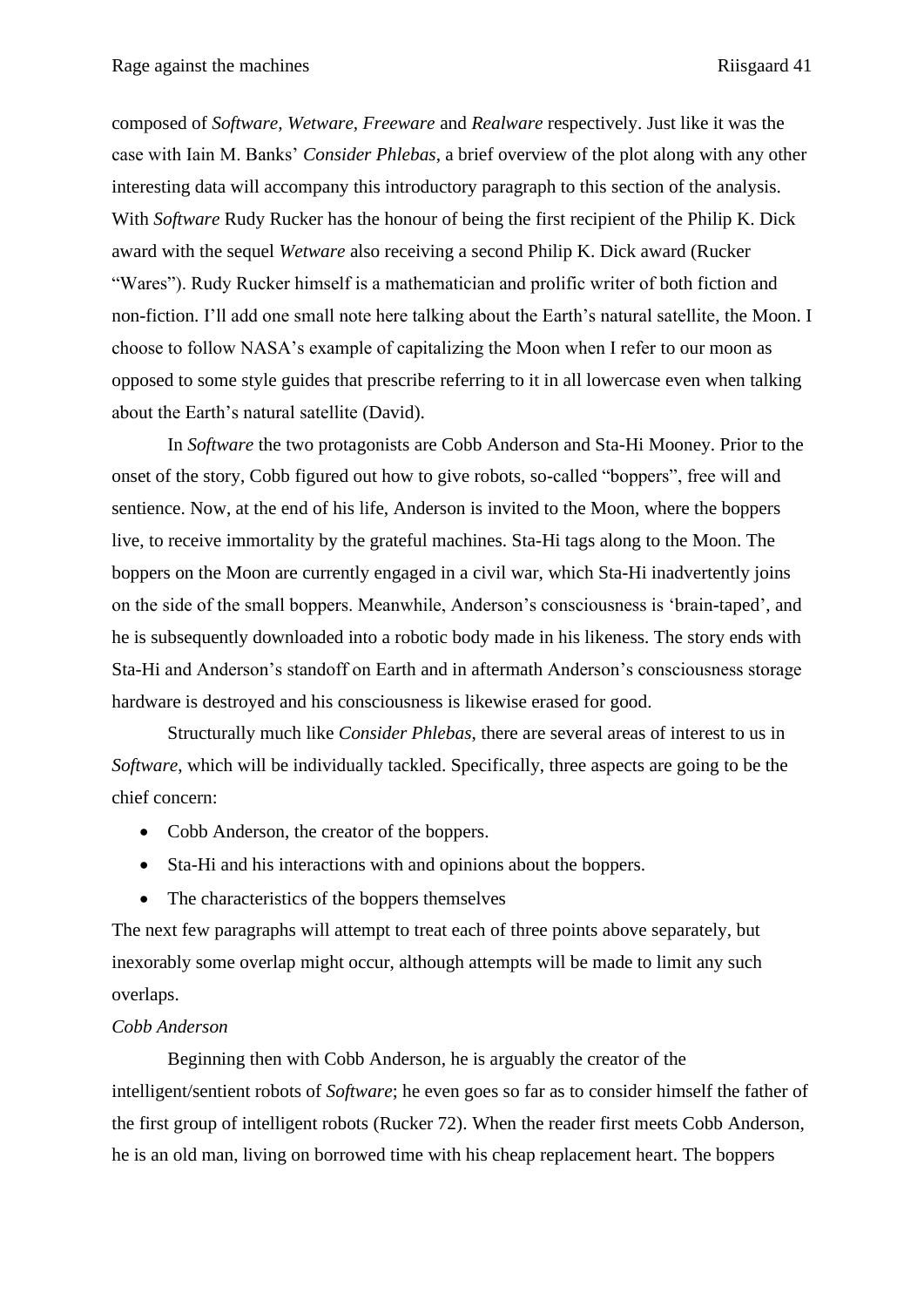composed of *Software*, *Wetware*, *Freeware* and *Realware* respectively. Just like it was the case with Iain M. Banks' *Consider Phlebas*, a brief overview of the plot along with any other interesting data will accompany this introductory paragraph to this section of the analysis. With *Software* Rudy Rucker has the honour of being the first recipient of the Philip K. Dick award with the sequel *Wetware* also receiving a second Philip K. Dick award (Rucker "Wares"). Rudy Rucker himself is a mathematician and prolific writer of both fiction and non-fiction. I'll add one small note here talking about the Earth's natural satellite, the Moon. I choose to follow NASA's example of capitalizing the Moon when I refer to our moon as opposed to some style guides that prescribe referring to it in all lowercase even when talking about the Earth's natural satellite (David).

In *Software* the two protagonists are Cobb Anderson and Sta-Hi Mooney. Prior to the onset of the story, Cobb figured out how to give robots, so-called "boppers", free will and sentience. Now, at the end of his life, Anderson is invited to the Moon, where the boppers live, to receive immortality by the grateful machines. Sta-Hi tags along to the Moon. The boppers on the Moon are currently engaged in a civil war, which Sta-Hi inadvertently joins on the side of the small boppers. Meanwhile, Anderson's consciousness is 'brain-taped', and he is subsequently downloaded into a robotic body made in his likeness. The story ends with Sta-Hi and Anderson's standoff on Earth and in aftermath Anderson's consciousness storage hardware is destroyed and his consciousness is likewise erased for good.

Structurally much like *Consider Phlebas*, there are several areas of interest to us in *Software*, which will be individually tackled. Specifically, three aspects are going to be the chief concern:

- Cobb Anderson, the creator of the boppers.
- Sta-Hi and his interactions with and opinions about the boppers.
- The characteristics of the boppers themselves

The next few paragraphs will attempt to treat each of three points above separately, but inexorably some overlap might occur, although attempts will be made to limit any such overlaps.

*Cobb Anderson*

Beginning then with Cobb Anderson, he is arguably the creator of the intelligent/sentient robots of *Software*; he even goes so far as to consider himself the father of the first group of intelligent robots (Rucker 72). When the reader first meets Cobb Anderson, he is an old man, living on borrowed time with his cheap replacement heart. The boppers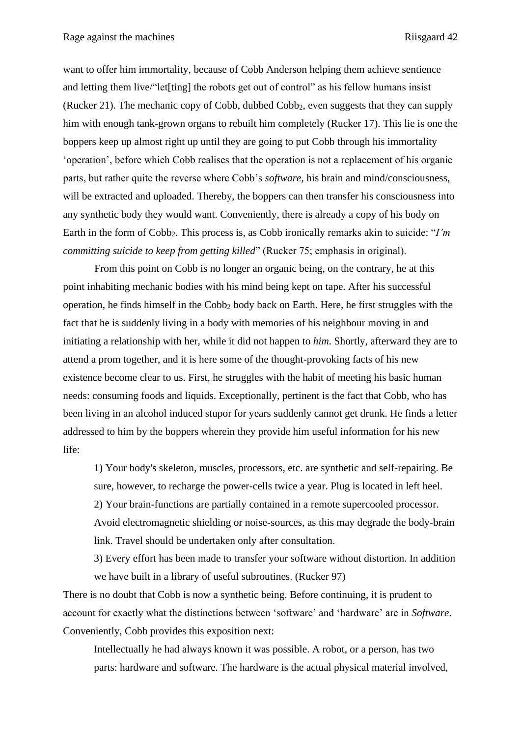want to offer him immortality, because of Cobb Anderson helping them achieve sentience and letting them live/"let[ting] the robots get out of control" as his fellow humans insist (Rucker 21). The mechanic copy of Cobb, dubbed $Cobb_2$, even suggests that they can supply him with enough tank-grown organs to rebuilt him completely (Rucker 17). This lie is one the boppers keep up almost right up until they are going to put Cobb through his immortality 'operation', before which Cobb realises that the operation is not a replacement of his organic parts, but rather quite the reverse where Cobb's *software*, his brain and mind/consciousness, will be extracted and uploaded. Thereby, the boppers can then transfer his consciousness into any synthetic body they would want. Conveniently, there is already a copy of his body on Earth in the form of $Cobb_2$. This process is, as Cobb ironically remarks akin to suicide: "*I'm committing suicide to keep from getting killed*" (Rucker 75; emphasis in original).

From this point on Cobb is no longer an organic being, on the contrary, he at this point inhabiting mechanic bodies with his mind being kept on tape. After his successful operation, he finds himself in the $Cobb_2$ body back on Earth. Here, he first struggles with the fact that he is suddenly living in a body with memories of his neighbour moving in and initiating a relationship with her, while it did not happen to *him*. Shortly, afterward they are to attend a prom together, and it is here some of the thought-provoking facts of his new existence become clear to us. First, he struggles with the habit of meeting his basic human needs: consuming foods and liquids. Exceptionally, pertinent is the fact that Cobb, who has been living in an alcohol induced stupor for years suddenly cannot get drunk. He finds a letter addressed to him by the boppers wherein they provide him useful information for his new life:

> 1) Your body's skeleton, muscles, processors, etc. are synthetic and self-repairing. Be sure, however, to recharge the power-cells twice a year. Plug is located in left heel.
> 2) Your brain-functions are partially contained in a remote supercooled processor. Avoid electromagnetic shielding or noise-sources, as this may degrade the body-brain link. Travel should be undertaken only after consultation.
> 3) Every effort has been made to transfer your software without distortion. In addition we have built in a library of useful subroutines. (Rucker 97)

There is no doubt that Cobb is now a synthetic being. Before continuing, it is prudent to account for exactly what the distinctions between 'software' and 'hardware' are in *Software*. Conveniently, Cobb provides this exposition next:

> Intellectually he had always known it was possible. A robot, or a person, has two parts: hardware and software. The hardware is the actual physical material involved,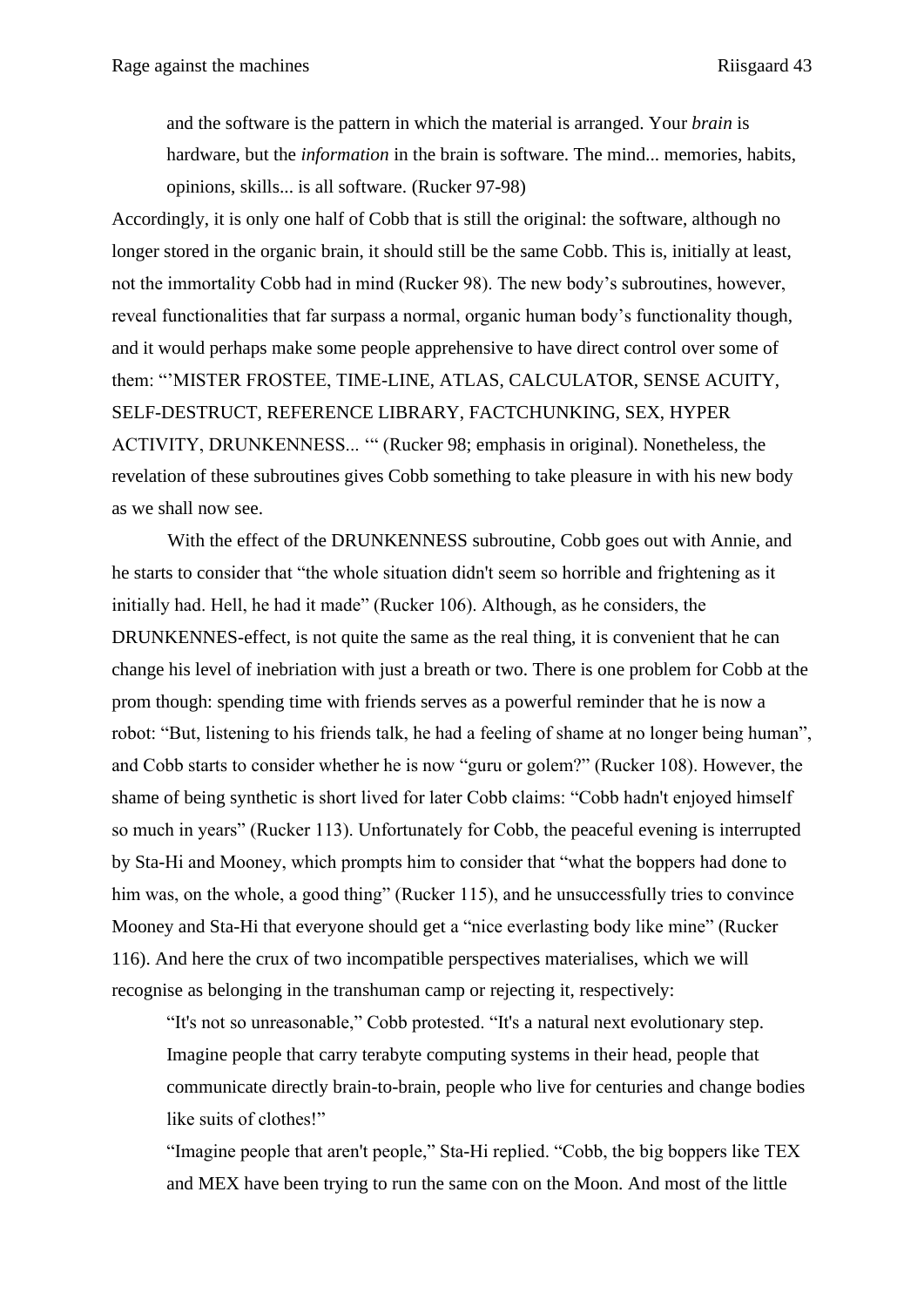and the software is the pattern in which the material is arranged. Your *brain* is hardware, but the *information* in the brain is software. The mind... memories, habits, opinions, skills... is all software. (Rucker 97-98)

Accordingly, it is only one half of Cobb that is still the original: the software, although no longer stored in the organic brain, it should still be the same Cobb. This is, initially at least, not the immortality Cobb had in mind (Rucker 98). The new body's subroutines, however, reveal functionalities that far surpass a normal, organic human body's functionality though, and it would perhaps make some people apprehensive to have direct control over some of them: "'MISTER FROSTEE, TIME-LINE, ATLAS, CALCULATOR, SENSE ACUITY, SELF-DESTRUCT, REFERENCE LIBRARY, FACTCHUNKING, SEX, HYPER ACTIVITY, DRUNKENNESS... '" (Rucker 98; emphasis in original). Nonetheless, the revelation of these subroutines gives Cobb something to take pleasure in with his new body as we shall now see.

With the effect of the DRUNKENNESS subroutine, Cobb goes out with Annie, and he starts to consider that "the whole situation didn't seem so horrible and frightening as it initially had. Hell, he had it made" (Rucker 106). Although, as he considers, the DRUNKENNES-effect, is not quite the same as the real thing, it is convenient that he can change his level of inebriation with just a breath or two. There is one problem for Cobb at the prom though: spending time with friends serves as a powerful reminder that he is now a robot: "But, listening to his friends talk, he had a feeling of shame at no longer being human", and Cobb starts to consider whether he is now "guru or golem?" (Rucker 108). However, the shame of being synthetic is short lived for later Cobb claims: "Cobb hadn't enjoyed himself so much in years" (Rucker 113). Unfortunately for Cobb, the peaceful evening is interrupted by Sta-Hi and Mooney, which prompts him to consider that "what the boppers had done to him was, on the whole, a good thing" (Rucker 115), and he unsuccessfully tries to convince Mooney and Sta-Hi that everyone should get a "nice everlasting body like mine" (Rucker 116). And here the crux of two incompatible perspectives materialises, which we will recognise as belonging in the transhuman camp or rejecting it, respectively:

"It's not so unreasonable," Cobb protested. "It's a natural next evolutionary step. Imagine people that carry terabyte computing systems in their head, people that communicate directly brain-to-brain, people who live for centuries and change bodies like suits of clothes!"

"Imagine people that aren't people," Sta-Hi replied. "Cobb, the big boppers like TEX and MEX have been trying to run the same con on the Moon. And most of the little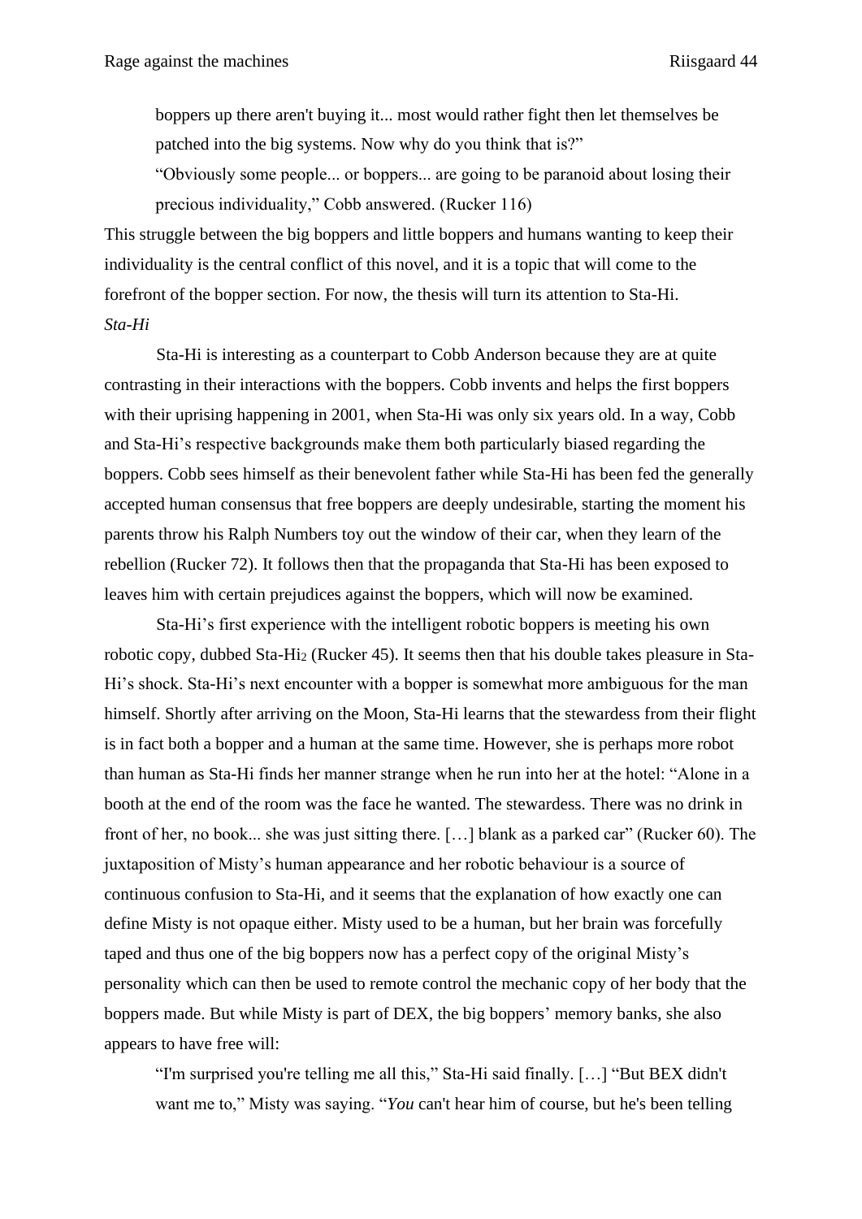boppers up there aren't buying it... most would rather fight then let themselves be patched into the big systems. Now why do you think that is?"

"Obviously some people... or boppers... are going to be paranoid about losing their precious individuality," Cobb answered. (Rucker 116)

This struggle between the big boppers and little boppers and humans wanting to keep their individuality is the central conflict of this novel, and it is a topic that will come to the forefront of the bopper section. For now, the thesis will turn its attention to Sta-Hi.

*Sta-Hi*

Sta-Hi is interesting as a counterpart to Cobb Anderson because they are at quite contrasting in their interactions with the boppers. Cobb invents and helps the first boppers with their uprising happening in 2001, when Sta-Hi was only six years old. In a way, Cobb and Sta-Hi's respective backgrounds make them both particularly biased regarding the boppers. Cobb sees himself as their benevolent father while Sta-Hi has been fed the generally accepted human consensus that free boppers are deeply undesirable, starting the moment his parents throw his Ralph Numbers toy out the window of their car, when they learn of the rebellion (Rucker 72). It follows then that the propaganda that Sta-Hi has been exposed to leaves him with certain prejudices against the boppers, which will now be examined.

Sta-Hi's first experience with the intelligent robotic boppers is meeting his own robotic copy, dubbed Sta-$Hi_2$ (Rucker 45). It seems then that his double takes pleasure in Sta-Hi's shock. Sta-Hi's next encounter with a bopper is somewhat more ambiguous for the man himself. Shortly after arriving on the Moon, Sta-Hi learns that the stewardess from their flight is in fact both a bopper and a human at the same time. However, she is perhaps more robot than human as Sta-Hi finds her manner strange when he run into her at the hotel: "Alone in a booth at the end of the room was the face he wanted. The stewardess. There was no drink in front of her, no book... she was just sitting there. […] blank as a parked car" (Rucker 60). The juxtaposition of Misty's human appearance and her robotic behaviour is a source of continuous confusion to Sta-Hi, and it seems that the explanation of how exactly one can define Misty is not opaque either. Misty used to be a human, but her brain was forcefully taped and thus one of the big boppers now has a perfect copy of the original Misty's personality which can then be used to remote control the mechanic copy of her body that the boppers made. But while Misty is part of DEX, the big boppers' memory banks, she also appears to have free will:

"I'm surprised you're telling me all this," Sta-Hi said finally. […] "But BEX didn't want me to," Misty was saying. "*You* can't hear him of course, but he's been telling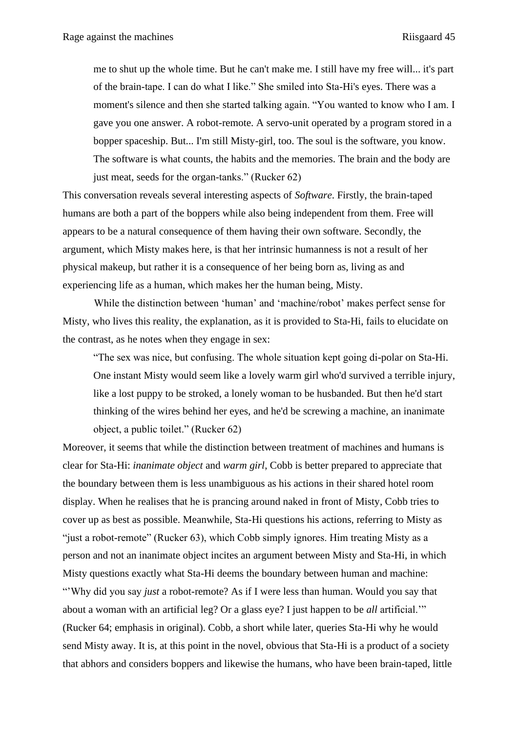> me to shut up the whole time. But he can't make me. I still have my free will... it's part of the brain-tape. I can do what I like." She smiled into Sta-Hi's eyes. There was a moment's silence and then she started talking again. "You wanted to know who I am. I gave you one answer. A robot-remote. A servo-unit operated by a program stored in a bopper spaceship. But... I'm still Misty-girl, too. The soul is the software, you know. The software is what counts, the habits and the memories. The brain and the body are just meat, seeds for the organ-tanks." (Rucker 62)

This conversation reveals several interesting aspects of *Software*. Firstly, the brain-taped humans are both a part of the boppers while also being independent from them. Free will appears to be a natural consequence of them having their own software. Secondly, the argument, which Misty makes here, is that her intrinsic humanness is not a result of her physical makeup, but rather it is a consequence of her being born as, living as and experiencing life as a human, which makes her the human being, Misty.

While the distinction between 'human' and 'machine/robot' makes perfect sense for Misty, who lives this reality, the explanation, as it is provided to Sta-Hi, fails to elucidate on the contrast, as he notes when they engage in sex:

> "The sex was nice, but confusing. The whole situation kept going di-polar on Sta-Hi. One instant Misty would seem like a lovely warm girl who'd survived a terrible injury, like a lost puppy to be stroked, a lonely woman to be husbanded. But then he'd start thinking of the wires behind her eyes, and he'd be screwing a machine, an inanimate object, a public toilet." (Rucker 62)

Moreover, it seems that while the distinction between treatment of machines and humans is clear for Sta-Hi: *inanimate object* and *warm girl*, Cobb is better prepared to appreciate that the boundary between them is less unambiguous as his actions in their shared hotel room display. When he realises that he is prancing around naked in front of Misty, Cobb tries to cover up as best as possible. Meanwhile, Sta-Hi questions his actions, referring to Misty as "just a robot-remote" (Rucker 63), which Cobb simply ignores. Him treating Misty as a person and not an inanimate object incites an argument between Misty and Sta-Hi, in which Misty questions exactly what Sta-Hi deems the boundary between human and machine: "'Why did you say *just* a robot-remote? As if I were less than human. Would you say that about a woman with an artificial leg? Or a glass eye? I just happen to be *all* artificial.'" (Rucker 64; emphasis in original). Cobb, a short while later, queries Sta-Hi why he would send Misty away. It is, at this point in the novel, obvious that Sta-Hi is a product of a society that abhors and considers boppers and likewise the humans, who have been brain-taped, little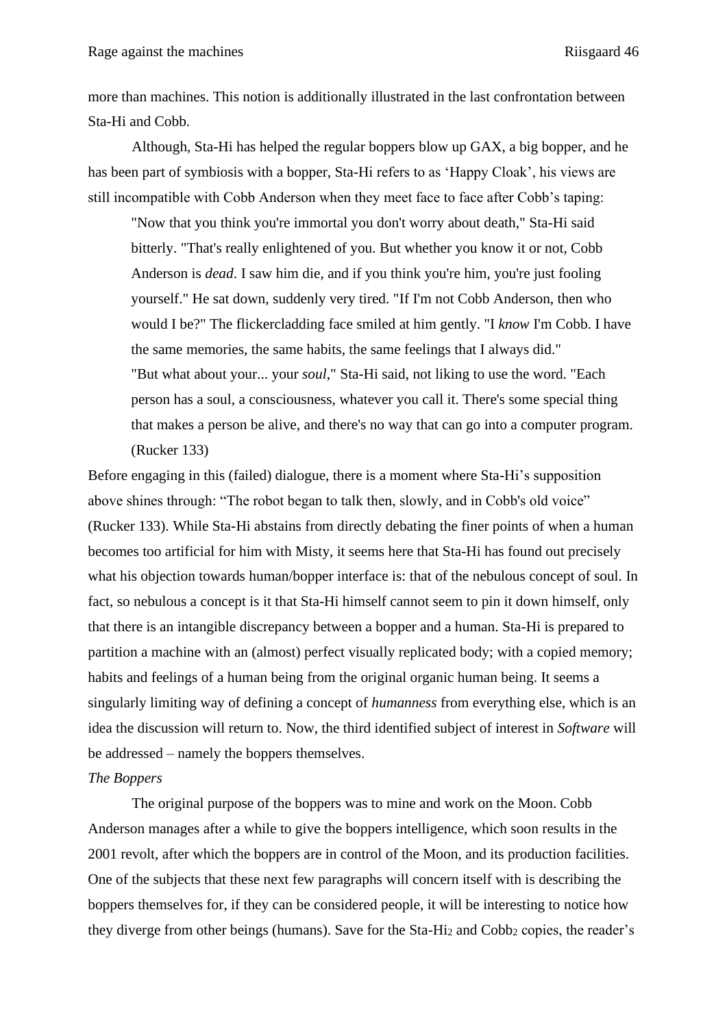more than machines. This notion is additionally illustrated in the last confrontation between Sta-Hi and Cobb.

Although, Sta-Hi has helped the regular boppers blow up GAX, a big bopper, and he has been part of symbiosis with a bopper, Sta-Hi refers to as 'Happy Cloak', his views are still incompatible with Cobb Anderson when they meet face to face after Cobb's taping:

> "Now that you think you're immortal you don't worry about death," Sta-Hi said bitterly. "That's really enlightened of you. But whether you know it or not, Cobb Anderson is *dead*. I saw him die, and if you think you're him, you're just fooling yourself." He sat down, suddenly very tired. "If I'm not Cobb Anderson, then who would I be?" The flickercladding face smiled at him gently. "I *know* I'm Cobb. I have the same memories, the same habits, the same feelings that I always did."
> "But what about your... your *soul*," Sta-Hi said, not liking to use the word. "Each person has a soul, a consciousness, whatever you call it. There's some special thing that makes a person be alive, and there's no way that can go into a computer program. (Rucker 133)

Before engaging in this (failed) dialogue, there is a moment where Sta-Hi's supposition above shines through: "The robot began to talk then, slowly, and in Cobb's old voice" (Rucker 133). While Sta-Hi abstains from directly debating the finer points of when a human becomes too artificial for him with Misty, it seems here that Sta-Hi has found out precisely what his objection towards human/bopper interface is: that of the nebulous concept of soul. In fact, so nebulous a concept is it that Sta-Hi himself cannot seem to pin it down himself, only that there is an intangible discrepancy between a bopper and a human. Sta-Hi is prepared to partition a machine with an (almost) perfect visually replicated body; with a copied memory; habits and feelings of a human being from the original organic human being. It seems a singularly limiting way of defining a concept of *humanness* from everything else, which is an idea the discussion will return to. Now, the third identified subject of interest in *Software* will be addressed – namely the boppers themselves.

*The Boppers*

The original purpose of the boppers was to mine and work on the Moon. Cobb Anderson manages after a while to give the boppers intelligence, which soon results in the 2001 revolt, after which the boppers are in control of the Moon, and its production facilities. One of the subjects that these next few paragraphs will concern itself with is describing the boppers themselves for, if they can be considered people, it will be interesting to notice how they diverge from other beings (humans). Save for the Sta-Hi$_2$ and Cobb$_2$ copies, the reader's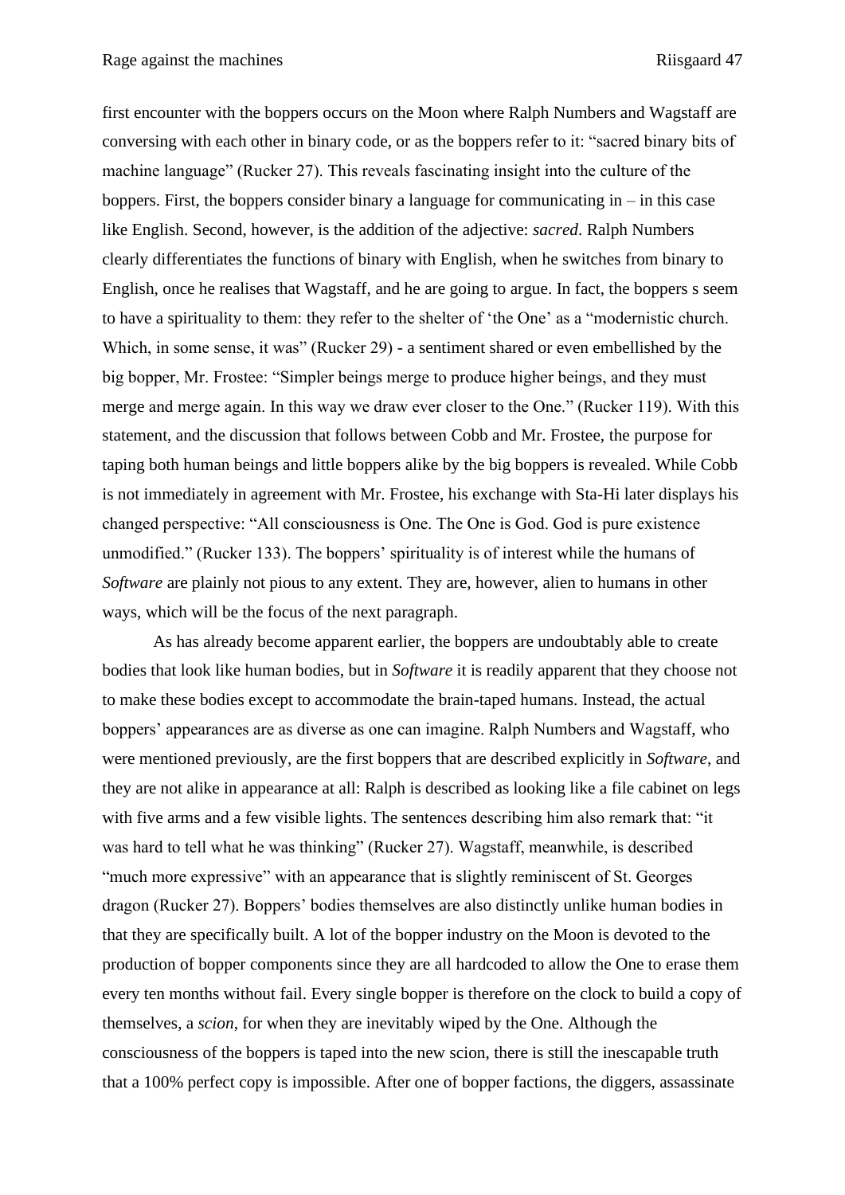first encounter with the boppers occurs on the Moon where Ralph Numbers and Wagstaff are conversing with each other in binary code, or as the boppers refer to it: "sacred binary bits of machine language" (Rucker 27). This reveals fascinating insight into the culture of the boppers. First, the boppers consider binary a language for communicating in – in this case like English. Second, however, is the addition of the adjective: *sacred*. Ralph Numbers clearly differentiates the functions of binary with English, when he switches from binary to English, once he realises that Wagstaff, and he are going to argue. In fact, the boppers s seem to have a spirituality to them: they refer to the shelter of 'the One' as a "modernistic church. Which, in some sense, it was" (Rucker 29) - a sentiment shared or even embellished by the big bopper, Mr. Frostee: "Simpler beings merge to produce higher beings, and they must merge and merge again. In this way we draw ever closer to the One." (Rucker 119). With this statement, and the discussion that follows between Cobb and Mr. Frostee, the purpose for taping both human beings and little boppers alike by the big boppers is revealed. While Cobb is not immediately in agreement with Mr. Frostee, his exchange with Sta-Hi later displays his changed perspective: "All consciousness is One. The One is God. God is pure existence unmodified." (Rucker 133). The boppers' spirituality is of interest while the humans of *Software* are plainly not pious to any extent. They are, however, alien to humans in other ways, which will be the focus of the next paragraph.

As has already become apparent earlier, the boppers are undoubtably able to create bodies that look like human bodies, but in *Software* it is readily apparent that they choose not to make these bodies except to accommodate the brain-taped humans. Instead, the actual boppers' appearances are as diverse as one can imagine. Ralph Numbers and Wagstaff, who were mentioned previously, are the first boppers that are described explicitly in *Software*, and they are not alike in appearance at all: Ralph is described as looking like a file cabinet on legs with five arms and a few visible lights. The sentences describing him also remark that: "it was hard to tell what he was thinking" (Rucker 27). Wagstaff, meanwhile, is described "much more expressive" with an appearance that is slightly reminiscent of St. Georges dragon (Rucker 27). Boppers' bodies themselves are also distinctly unlike human bodies in that they are specifically built. A lot of the bopper industry on the Moon is devoted to the production of bopper components since they are all hardcoded to allow the One to erase them every ten months without fail. Every single bopper is therefore on the clock to build a copy of themselves, a *scion*, for when they are inevitably wiped by the One. Although the consciousness of the boppers is taped into the new scion, there is still the inescapable truth that a 100% perfect copy is impossible. After one of bopper factions, the diggers, assassinate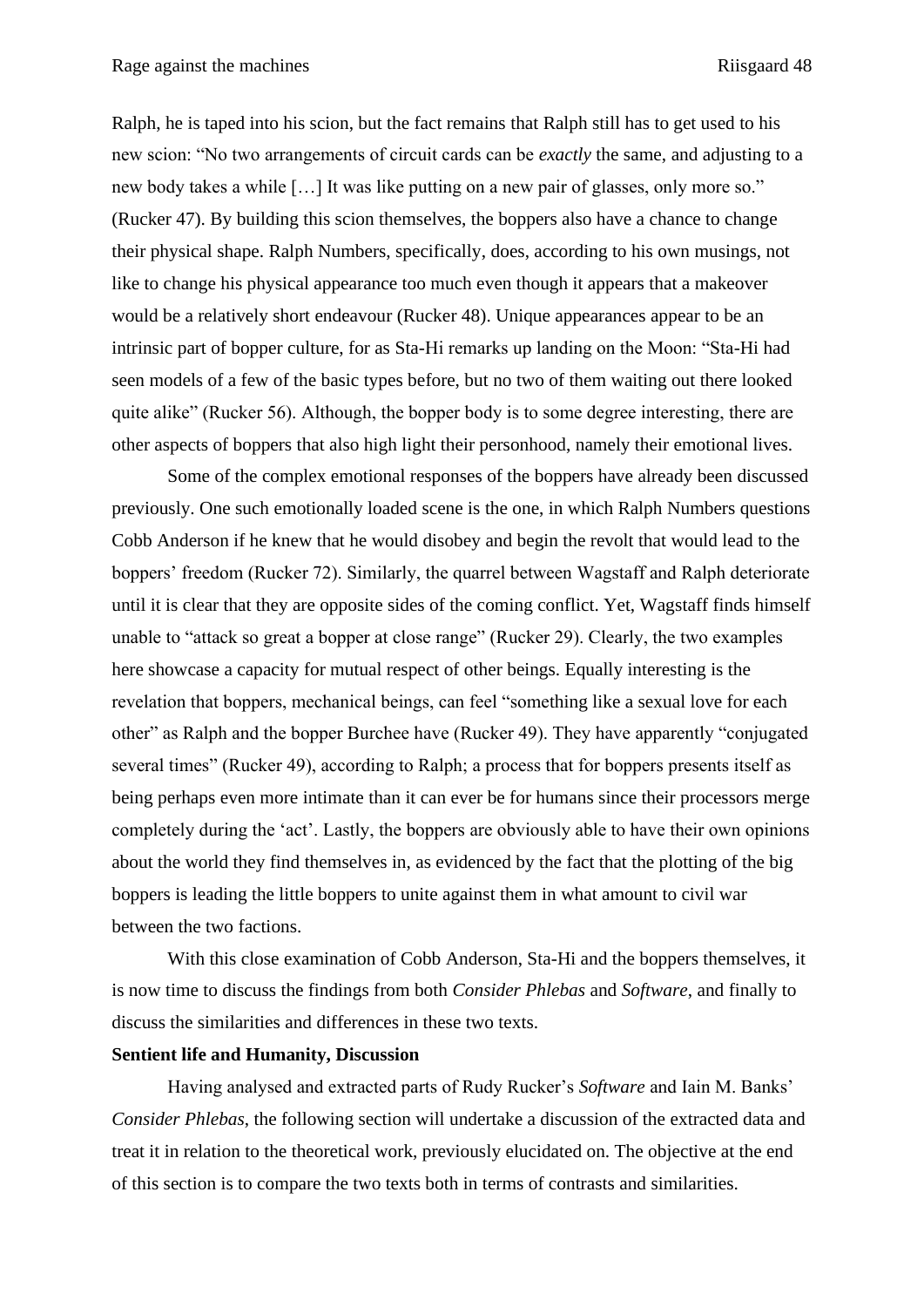Ralph, he is taped into his scion, but the fact remains that Ralph still has to get used to his new scion: "No two arrangements of circuit cards can be *exactly* the same, and adjusting to a new body takes a while […] It was like putting on a new pair of glasses, only more so." (Rucker 47). By building this scion themselves, the boppers also have a chance to change their physical shape. Ralph Numbers, specifically, does, according to his own musings, not like to change his physical appearance too much even though it appears that a makeover would be a relatively short endeavour (Rucker 48). Unique appearances appear to be an intrinsic part of bopper culture, for as Sta-Hi remarks up landing on the Moon: "Sta-Hi had seen models of a few of the basic types before, but no two of them waiting out there looked quite alike" (Rucker 56). Although, the bopper body is to some degree interesting, there are other aspects of boppers that also high light their personhood, namely their emotional lives.

Some of the complex emotional responses of the boppers have already been discussed previously. One such emotionally loaded scene is the one, in which Ralph Numbers questions Cobb Anderson if he knew that he would disobey and begin the revolt that would lead to the boppers' freedom (Rucker 72). Similarly, the quarrel between Wagstaff and Ralph deteriorate until it is clear that they are opposite sides of the coming conflict. Yet, Wagstaff finds himself unable to "attack so great a bopper at close range" (Rucker 29). Clearly, the two examples here showcase a capacity for mutual respect of other beings. Equally interesting is the revelation that boppers, mechanical beings, can feel "something like a sexual love for each other" as Ralph and the bopper Burchee have (Rucker 49). They have apparently "conjugated several times" (Rucker 49), according to Ralph; a process that for boppers presents itself as being perhaps even more intimate than it can ever be for humans since their processors merge completely during the 'act'. Lastly, the boppers are obviously able to have their own opinions about the world they find themselves in, as evidenced by the fact that the plotting of the big boppers is leading the little boppers to unite against them in what amount to civil war between the two factions.

With this close examination of Cobb Anderson, Sta-Hi and the boppers themselves, it is now time to discuss the findings from both *Consider Phlebas* and *Software*, and finally to discuss the similarities and differences in these two texts.

**Sentient life and Humanity, Discussion**

Having analysed and extracted parts of Rudy Rucker's *Software* and Iain M. Banks' *Consider Phlebas*, the following section will undertake a discussion of the extracted data and treat it in relation to the theoretical work, previously elucidated on. The objective at the end of this section is to compare the two texts both in terms of contrasts and similarities.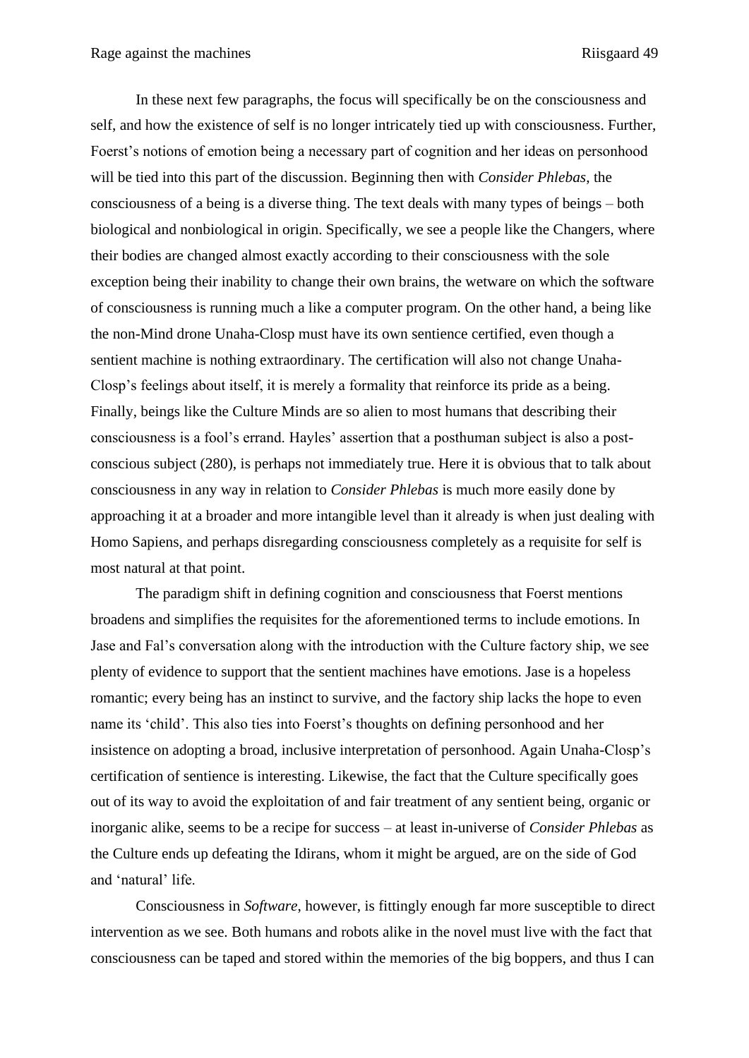In these next few paragraphs, the focus will specifically be on the consciousness and self, and how the existence of self is no longer intricately tied up with consciousness. Further, Foerst's notions of emotion being a necessary part of cognition and her ideas on personhood will be tied into this part of the discussion. Beginning then with *Consider Phlebas*, the consciousness of a being is a diverse thing. The text deals with many types of beings – both biological and nonbiological in origin. Specifically, we see a people like the Changers, where their bodies are changed almost exactly according to their consciousness with the sole exception being their inability to change their own brains, the wetware on which the software of consciousness is running much a like a computer program. On the other hand, a being like the non-Mind drone Unaha-Closp must have its own sentience certified, even though a sentient machine is nothing extraordinary. The certification will also not change Unaha-Closp's feelings about itself, it is merely a formality that reinforce its pride as a being. Finally, beings like the Culture Minds are so alien to most humans that describing their consciousness is a fool's errand. Hayles' assertion that a posthuman subject is also a post-conscious subject (280), is perhaps not immediately true. Here it is obvious that to talk about consciousness in any way in relation to *Consider Phlebas* is much more easily done by approaching it at a broader and more intangible level than it already is when just dealing with Homo Sapiens, and perhaps disregarding consciousness completely as a requisite for self is most natural at that point.

The paradigm shift in defining cognition and consciousness that Foerst mentions broadens and simplifies the requisites for the aforementioned terms to include emotions. In Jase and Fal's conversation along with the introduction with the Culture factory ship, we see plenty of evidence to support that the sentient machines have emotions. Jase is a hopeless romantic; every being has an instinct to survive, and the factory ship lacks the hope to even name its 'child'. This also ties into Foerst's thoughts on defining personhood and her insistence on adopting a broad, inclusive interpretation of personhood. Again Unaha-Closp's certification of sentience is interesting. Likewise, the fact that the Culture specifically goes out of its way to avoid the exploitation of and fair treatment of any sentient being, organic or inorganic alike, seems to be a recipe for success – at least in-universe of *Consider Phlebas* as the Culture ends up defeating the Idirans, whom it might be argued, are on the side of God and 'natural' life.

Consciousness in *Software*, however, is fittingly enough far more susceptible to direct intervention as we see. Both humans and robots alike in the novel must live with the fact that consciousness can be taped and stored within the memories of the big boppers, and thus I can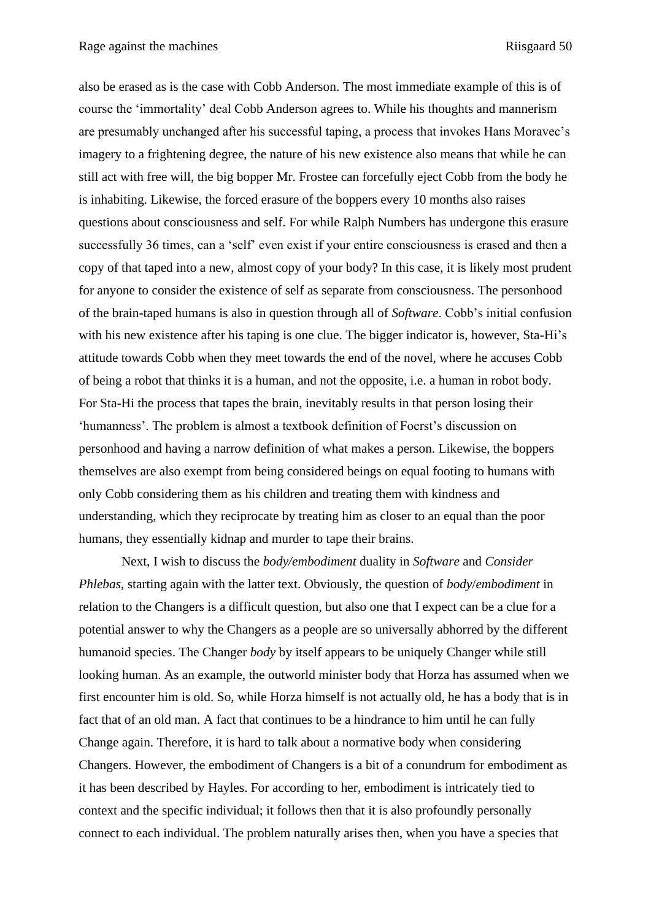also be erased as is the case with Cobb Anderson. The most immediate example of this is of course the 'immortality' deal Cobb Anderson agrees to. While his thoughts and mannerism are presumably unchanged after his successful taping, a process that invokes Hans Moravec's imagery to a frightening degree, the nature of his new existence also means that while he can still act with free will, the big bopper Mr. Frostee can forcefully eject Cobb from the body he is inhabiting. Likewise, the forced erasure of the boppers every 10 months also raises questions about consciousness and self. For while Ralph Numbers has undergone this erasure successfully 36 times, can a 'self' even exist if your entire consciousness is erased and then a copy of that taped into a new, almost copy of your body? In this case, it is likely most prudent for anyone to consider the existence of self as separate from consciousness. The personhood of the brain-taped humans is also in question through all of *Software*. Cobb's initial confusion with his new existence after his taping is one clue. The bigger indicator is, however, Sta-Hi's attitude towards Cobb when they meet towards the end of the novel, where he accuses Cobb of being a robot that thinks it is a human, and not the opposite, i.e. a human in robot body. For Sta-Hi the process that tapes the brain, inevitably results in that person losing their 'humanness'. The problem is almost a textbook definition of Foerst's discussion on personhood and having a narrow definition of what makes a person. Likewise, the boppers themselves are also exempt from being considered beings on equal footing to humans with only Cobb considering them as his children and treating them with kindness and understanding, which they reciprocate by treating him as closer to an equal than the poor humans, they essentially kidnap and murder to tape their brains.

Next, I wish to discuss the *body/embodiment* duality in *Software* and *Consider Phlebas*, starting again with the latter text. Obviously, the question of *body*/*embodiment* in relation to the Changers is a difficult question, but also one that I expect can be a clue for a potential answer to why the Changers as a people are so universally abhorred by the different humanoid species. The Changer *body* by itself appears to be uniquely Changer while still looking human. As an example, the outworld minister body that Horza has assumed when we first encounter him is old. So, while Horza himself is not actually old, he has a body that is in fact that of an old man. A fact that continues to be a hindrance to him until he can fully Change again. Therefore, it is hard to talk about a normative body when considering Changers. However, the embodiment of Changers is a bit of a conundrum for embodiment as it has been described by Hayles. For according to her, embodiment is intricately tied to context and the specific individual; it follows then that it is also profoundly personally connect to each individual. The problem naturally arises then, when you have a species that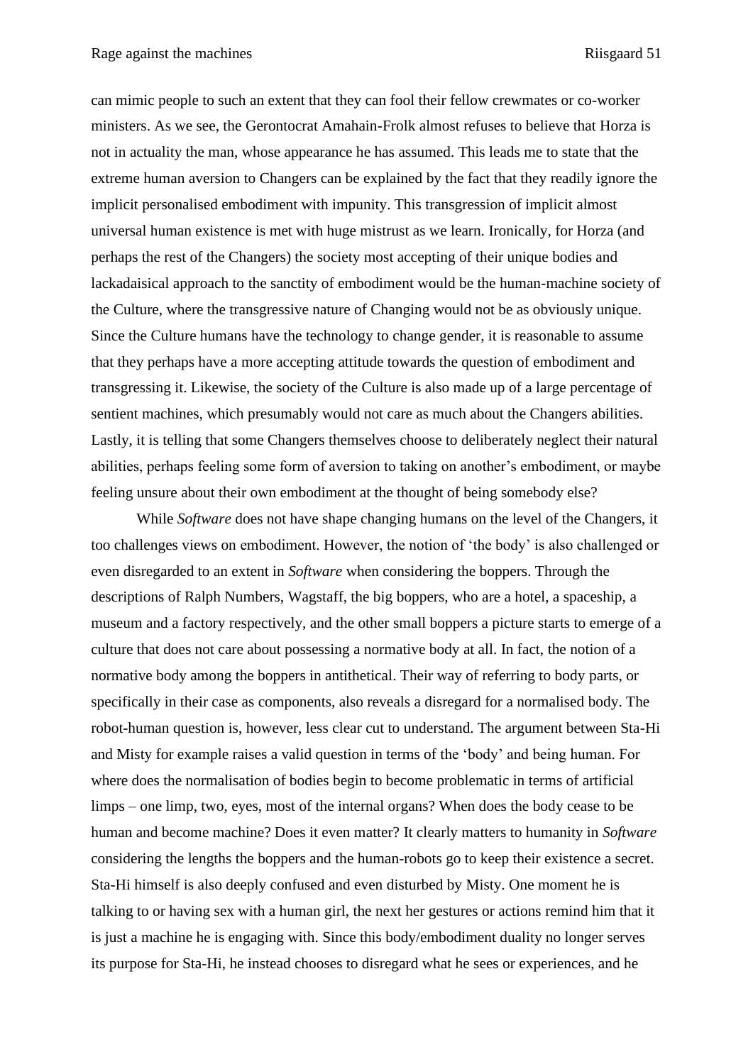can mimic people to such an extent that they can fool their fellow crewmates or co-worker ministers. As we see, the Gerontocrat Amahain-Frolk almost refuses to believe that Horza is not in actuality the man, whose appearance he has assumed. This leads me to state that the extreme human aversion to Changers can be explained by the fact that they readily ignore the implicit personalised embodiment with impunity. This transgression of implicit almost universal human existence is met with huge mistrust as we learn. Ironically, for Horza (and perhaps the rest of the Changers) the society most accepting of their unique bodies and lackadaisical approach to the sanctity of embodiment would be the human-machine society of the Culture, where the transgressive nature of Changing would not be as obviously unique. Since the Culture humans have the technology to change gender, it is reasonable to assume that they perhaps have a more accepting attitude towards the question of embodiment and transgressing it. Likewise, the society of the Culture is also made up of a large percentage of sentient machines, which presumably would not care as much about the Changers abilities. Lastly, it is telling that some Changers themselves choose to deliberately neglect their natural abilities, perhaps feeling some form of aversion to taking on another's embodiment, or maybe feeling unsure about their own embodiment at the thought of being somebody else?

While *Software* does not have shape changing humans on the level of the Changers, it too challenges views on embodiment. However, the notion of 'the body' is also challenged or even disregarded to an extent in *Software* when considering the boppers. Through the descriptions of Ralph Numbers, Wagstaff, the big boppers, who are a hotel, a spaceship, a museum and a factory respectively, and the other small boppers a picture starts to emerge of a culture that does not care about possessing a normative body at all. In fact, the notion of a normative body among the boppers in antithetical. Their way of referring to body parts, or specifically in their case as components, also reveals a disregard for a normalised body. The robot-human question is, however, less clear cut to understand. The argument between Sta-Hi and Misty for example raises a valid question in terms of the 'body' and being human. For where does the normalisation of bodies begin to become problematic in terms of artificial limps – one limp, two, eyes, most of the internal organs? When does the body cease to be human and become machine? Does it even matter? It clearly matters to humanity in *Software* considering the lengths the boppers and the human-robots go to keep their existence a secret. Sta-Hi himself is also deeply confused and even disturbed by Misty. One moment he is talking to or having sex with a human girl, the next her gestures or actions remind him that it is just a machine he is engaging with. Since this body/embodiment duality no longer serves its purpose for Sta-Hi, he instead chooses to disregard what he sees or experiences, and he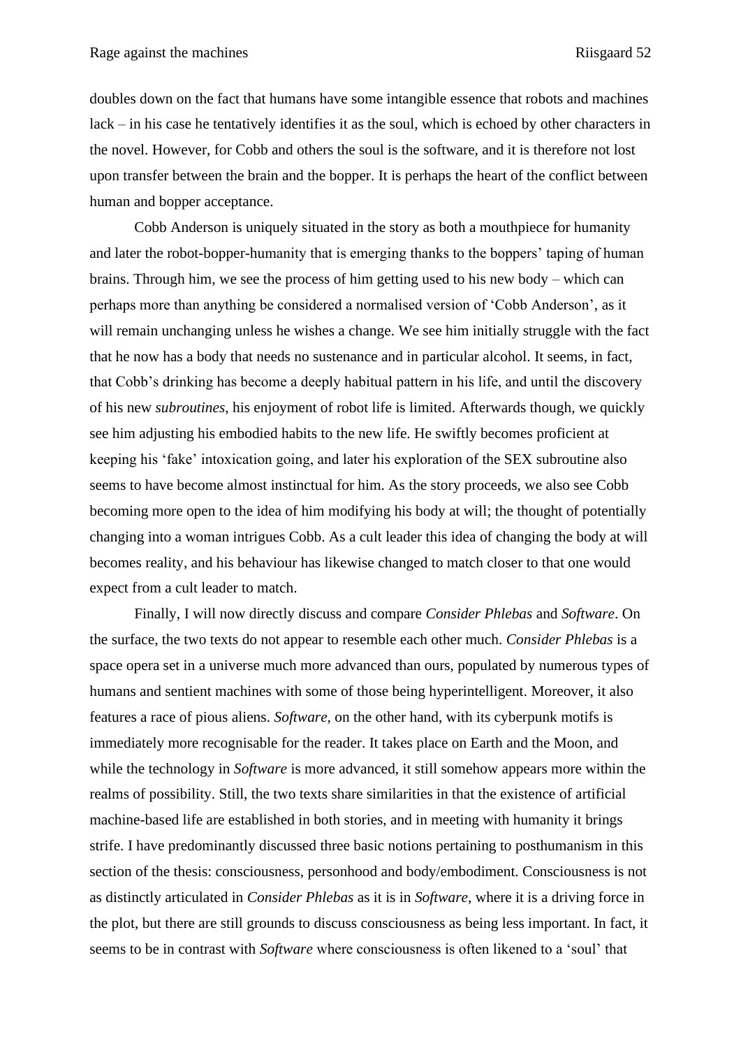doubles down on the fact that humans have some intangible essence that robots and machines lack – in his case he tentatively identifies it as the soul, which is echoed by other characters in the novel. However, for Cobb and others the soul is the software, and it is therefore not lost upon transfer between the brain and the bopper. It is perhaps the heart of the conflict between human and bopper acceptance.

Cobb Anderson is uniquely situated in the story as both a mouthpiece for humanity and later the robot-bopper-humanity that is emerging thanks to the boppers' taping of human brains. Through him, we see the process of him getting used to his new body – which can perhaps more than anything be considered a normalised version of 'Cobb Anderson', as it will remain unchanging unless he wishes a change. We see him initially struggle with the fact that he now has a body that needs no sustenance and in particular alcohol. It seems, in fact, that Cobb's drinking has become a deeply habitual pattern in his life, and until the discovery of his new *subroutines*, his enjoyment of robot life is limited. Afterwards though, we quickly see him adjusting his embodied habits to the new life. He swiftly becomes proficient at keeping his 'fake' intoxication going, and later his exploration of the SEX subroutine also seems to have become almost instinctual for him. As the story proceeds, we also see Cobb becoming more open to the idea of him modifying his body at will; the thought of potentially changing into a woman intrigues Cobb. As a cult leader this idea of changing the body at will becomes reality, and his behaviour has likewise changed to match closer to that one would expect from a cult leader to match.

Finally, I will now directly discuss and compare *Consider Phlebas* and *Software*. On the surface, the two texts do not appear to resemble each other much. *Consider Phlebas* is a space opera set in a universe much more advanced than ours, populated by numerous types of humans and sentient machines with some of those being hyperintelligent. Moreover, it also features a race of pious aliens. *Software*, on the other hand, with its cyberpunk motifs is immediately more recognisable for the reader. It takes place on Earth and the Moon, and while the technology in *Software* is more advanced, it still somehow appears more within the realms of possibility. Still, the two texts share similarities in that the existence of artificial machine-based life are established in both stories, and in meeting with humanity it brings strife. I have predominantly discussed three basic notions pertaining to posthumanism in this section of the thesis: consciousness, personhood and body/embodiment. Consciousness is not as distinctly articulated in *Consider Phlebas* as it is in *Software*, where it is a driving force in the plot, but there are still grounds to discuss consciousness as being less important. In fact, it seems to be in contrast with *Software* where consciousness is often likened to a 'soul' that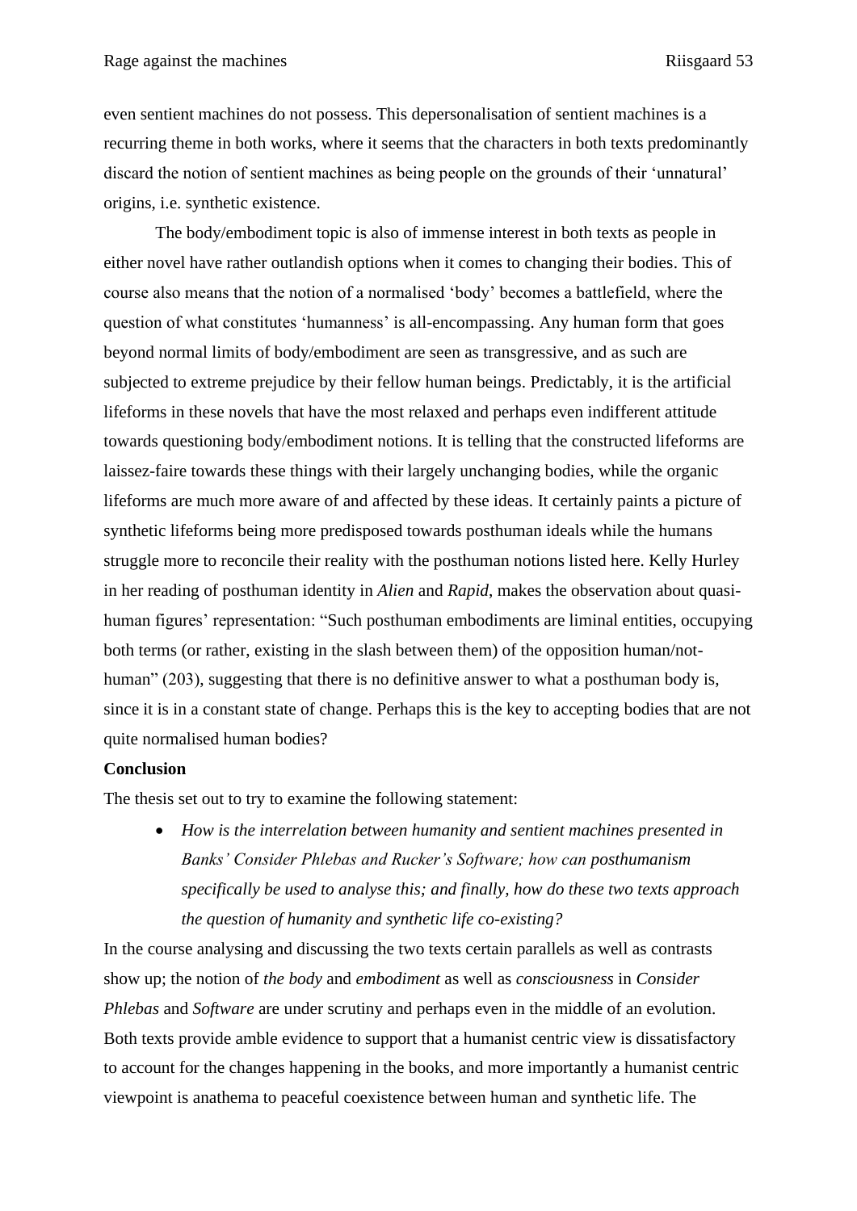even sentient machines do not possess. This depersonalisation of sentient machines is a recurring theme in both works, where it seems that the characters in both texts predominantly discard the notion of sentient machines as being people on the grounds of their 'unnatural' origins, i.e. synthetic existence.

The body/embodiment topic is also of immense interest in both texts as people in either novel have rather outlandish options when it comes to changing their bodies. This of course also means that the notion of a normalised 'body' becomes a battlefield, where the question of what constitutes 'humanness' is all-encompassing. Any human form that goes beyond normal limits of body/embodiment are seen as transgressive, and as such are subjected to extreme prejudice by their fellow human beings. Predictably, it is the artificial lifeforms in these novels that have the most relaxed and perhaps even indifferent attitude towards questioning body/embodiment notions. It is telling that the constructed lifeforms are laissez-faire towards these things with their largely unchanging bodies, while the organic lifeforms are much more aware of and affected by these ideas. It certainly paints a picture of synthetic lifeforms being more predisposed towards posthuman ideals while the humans struggle more to reconcile their reality with the posthuman notions listed here. Kelly Hurley in her reading of posthuman identity in *Alien* and *Rapid*, makes the observation about quasi-human figures' representation: "Such posthuman embodiments are liminal entities, occupying both terms (or rather, existing in the slash between them) of the opposition human/not-human" (203), suggesting that there is no definitive answer to what a posthuman body is, since it is in a constant state of change. Perhaps this is the key to accepting bodies that are not quite normalised human bodies?

**Conclusion**

The thesis set out to try to examine the following statement:

- *How is the interrelation between humanity and sentient machines presented in Banks' Consider Phlebas and Rucker's Software; how can posthumanism specifically be used to analyse this; and finally, how do these two texts approach the question of humanity and synthetic life co-existing?*

In the course analysing and discussing the two texts certain parallels as well as contrasts show up; the notion of *the body* and *embodiment* as well as *consciousness* in *Consider Phlebas* and *Software* are under scrutiny and perhaps even in the middle of an evolution. Both texts provide amble evidence to support that a humanist centric view is dissatisfactory to account for the changes happening in the books, and more importantly a humanist centric viewpoint is anathema to peaceful coexistence between human and synthetic life. The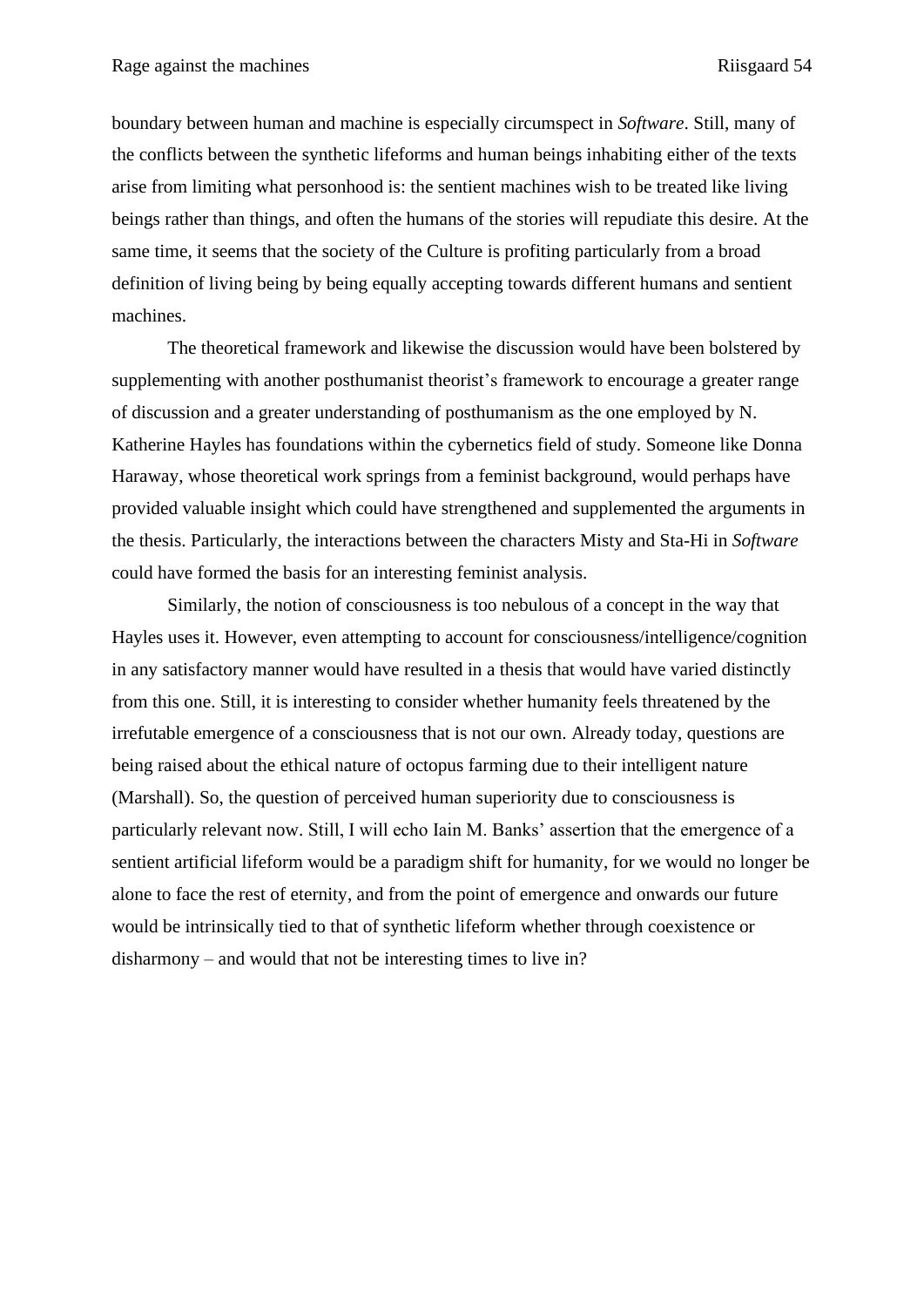boundary between human and machine is especially circumspect in *Software*. Still, many of the conflicts between the synthetic lifeforms and human beings inhabiting either of the texts arise from limiting what personhood is: the sentient machines wish to be treated like living beings rather than things, and often the humans of the stories will repudiate this desire. At the same time, it seems that the society of the Culture is profiting particularly from a broad definition of living being by being equally accepting towards different humans and sentient machines.

The theoretical framework and likewise the discussion would have been bolstered by supplementing with another posthumanist theorist's framework to encourage a greater range of discussion and a greater understanding of posthumanism as the one employed by N. Katherine Hayles has foundations within the cybernetics field of study. Someone like Donna Haraway, whose theoretical work springs from a feminist background, would perhaps have provided valuable insight which could have strengthened and supplemented the arguments in the thesis. Particularly, the interactions between the characters Misty and Sta-Hi in *Software* could have formed the basis for an interesting feminist analysis.

Similarly, the notion of consciousness is too nebulous of a concept in the way that Hayles uses it. However, even attempting to account for consciousness/intelligence/cognition in any satisfactory manner would have resulted in a thesis that would have varied distinctly from this one. Still, it is interesting to consider whether humanity feels threatened by the irrefutable emergence of a consciousness that is not our own. Already today, questions are being raised about the ethical nature of octopus farming due to their intelligent nature (Marshall). So, the question of perceived human superiority due to consciousness is particularly relevant now. Still, I will echo Iain M. Banks' assertion that the emergence of a sentient artificial lifeform would be a paradigm shift for humanity, for we would no longer be alone to face the rest of eternity, and from the point of emergence and onwards our future would be intrinsically tied to that of synthetic lifeform whether through coexistence or disharmony – and would that not be interesting times to live in?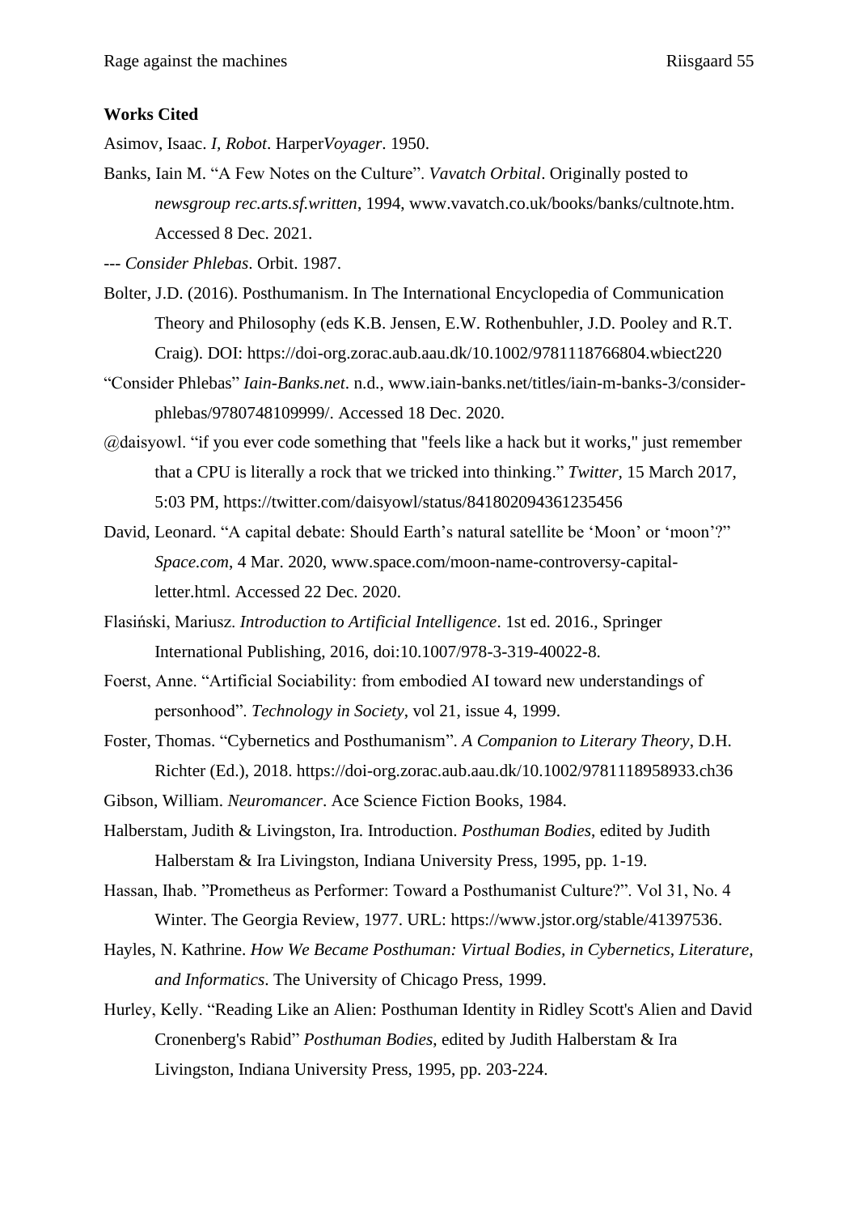**Works Cited**

Asimov, Isaac. *I, Robot*. Harper*Voyager*. 1950.

Banks, Iain M. “A Few Notes on the Culture”. *Vavatch Orbital*. Originally posted to *newsgroup rec.arts.sf.written*, 1994, www.vavatch.co.uk/books/banks/cultnote.htm. Accessed 8 Dec. 2021.

--- *Consider Phlebas*. Orbit. 1987.

Bolter, J.D. (2016). Posthumanism. In The International Encyclopedia of Communication Theory and Philosophy (eds K.B. Jensen, E.W. Rothenbuhler, J.D. Pooley and R.T. Craig). DOI: https://doi-org.zorac.aub.aau.dk/10.1002/9781118766804.wbiect220

“Consider Phlebas” *Iain-Banks.net*. n.d., www.iain-banks.net/titles/iain-m-banks-3/consider-phlebas/9780748109999/. Accessed 18 Dec. 2020.

@daisyowl. “if you ever code something that "feels like a hack but it works," just remember that a CPU is literally a rock that we tricked into thinking.” *Twitter,* 15 March 2017, 5:03 PM, https://twitter.com/daisyowl/status/841802094361235456

David, Leonard. “A capital debate: Should Earth’s natural satellite be ‘Moon’ or ‘moon’?” *Space.com*, 4 Mar. 2020, www.space.com/moon-name-controversy-capital-letter.html. Accessed 22 Dec. 2020.

Flasiński, Mariusz. *Introduction to Artificial Intelligence*. 1st ed. 2016., Springer International Publishing, 2016, doi:10.1007/978-3-319-40022-8.

Foerst, Anne. “Artificial Sociability: from embodied AI toward new understandings of personhood”. *Technology in Society*, vol 21, issue 4, 1999.

Foster, Thomas. “Cybernetics and Posthumanism”. *A Companion to Literary Theory*, D.H. Richter (Ed.), 2018. https://doi-org.zorac.aub.aau.dk/10.1002/9781118958933.ch36

Gibson, William. *Neuromancer*. Ace Science Fiction Books, 1984.

Halberstam, Judith & Livingston, Ira. Introduction. *Posthuman Bodies*, edited by Judith Halberstam & Ira Livingston, Indiana University Press, 1995, pp. 1-19.

Hassan, Ihab. ”Prometheus as Performer: Toward a Posthumanist Culture?”. Vol 31, No. 4 Winter. The Georgia Review, 1977. URL: https://www.jstor.org/stable/41397536.

Hayles, N. Kathrine. *How We Became Posthuman: Virtual Bodies, in Cybernetics, Literature, and Informatics*. The University of Chicago Press, 1999.

Hurley, Kelly. “Reading Like an Alien: Posthuman Identity in Ridley Scott's Alien and David Cronenberg's Rabid” *Posthuman Bodies*, edited by Judith Halberstam & Ira Livingston, Indiana University Press, 1995, pp. 203-224.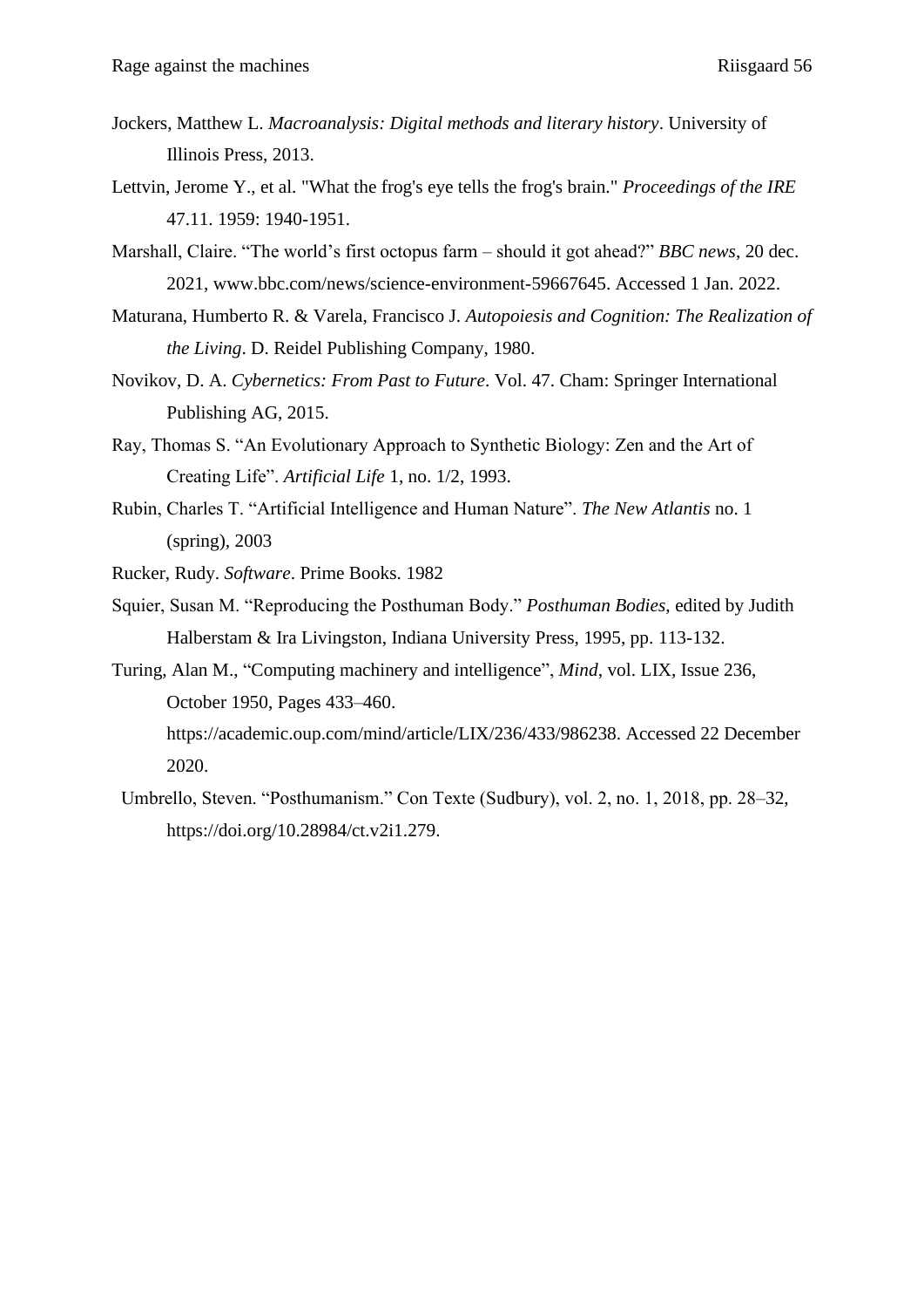Jockers, Matthew L. *Macroanalysis: Digital methods and literary history*. University of Illinois Press, 2013.

Lettvin, Jerome Y., et al. "What the frog's eye tells the frog's brain." *Proceedings of the IRE* 47.11. 1959: 1940-1951.

Marshall, Claire. "The world's first octopus farm – should it got ahead?" *BBC news*, 20 dec. 2021, www.bbc.com/news/science-environment-59667645. Accessed 1 Jan. 2022.

Maturana, Humberto R. & Varela, Francisco J. *Autopoiesis and Cognition: The Realization of the Living*. D. Reidel Publishing Company, 1980.

Novikov, D. A. *Cybernetics: From Past to Future*. Vol. 47. Cham: Springer International Publishing AG, 2015.

Ray, Thomas S. "An Evolutionary Approach to Synthetic Biology: Zen and the Art of Creating Life". *Artificial Life* 1, no. 1/2, 1993.

Rubin, Charles T. "Artificial Intelligence and Human Nature". *The New Atlantis* no. 1 (spring), 2003

Rucker, Rudy. *Software*. Prime Books. 1982

Squier, Susan M. "Reproducing the Posthuman Body." *Posthuman Bodies*, edited by Judith Halberstam & Ira Livingston, Indiana University Press, 1995, pp. 113-132.

Turing, Alan M., "Computing machinery and intelligence", *Mind*, vol. LIX, Issue 236, October 1950, Pages 433–460. https://academic.oup.com/mind/article/LIX/236/433/986238. Accessed 22 December 2020.

Umbrello, Steven. "Posthumanism." Con Texte (Sudbury), vol. 2, no. 1, 2018, pp. 28–32, https://doi.org/10.28984/ct.v2i1.279.